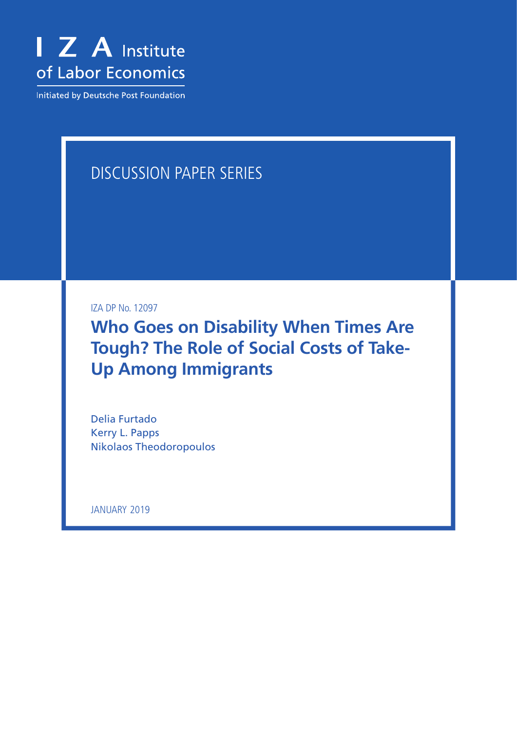I Z A Institute of Labor Economics

Initiated by Deutsche Post Foundation

DISCUSSION PAPER SERIES

IZA DP No. 12097

# Who Goes on Disability When Times Are Tough? The Role of Social Costs of Take-Up Among Immigrants

Delia Furtado
Kerry L. Papps
Nikolaos Theodoropoulos

JANUARY 2019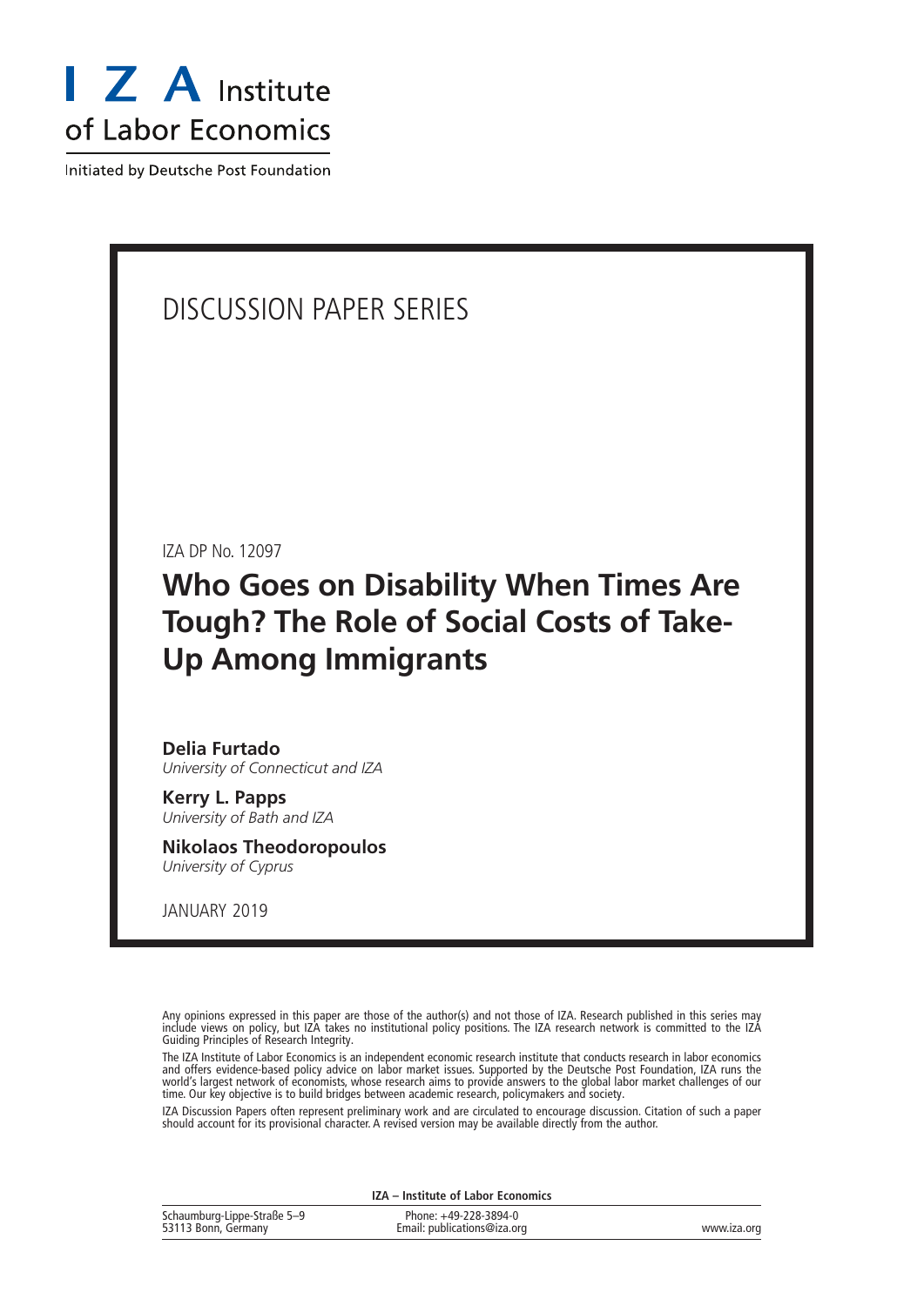I Z A Institute of Labor Economics

Initiated by Deutsche Post Foundation

# DISCUSSION PAPER SERIES

IZA DP No. 12097

## Who Goes on Disability When Times Are Tough? The Role of Social Costs of Take-Up Among Immigrants

**Delia Furtado**
*University of Connecticut and IZA*

**Kerry L. Papps**
*University of Bath and IZA*

**Nikolaos Theodoropoulos**
*University of Cyprus*

JANUARY 2019

Any opinions expressed in this paper are those of the author(s) and not those of IZA. Research published in this series may include views on policy, but IZA takes no institutional policy positions. The IZA research network is committed to the IZA Guiding Principles of Research Integrity.

The IZA Institute of Labor Economics is an independent economic research institute that conducts research in labor economics and offers evidence-based policy advice on labor market issues. Supported by the Deutsche Post Foundation, IZA runs the world's largest network of economists, whose research aims to provide answers to the global labor market challenges of our time. Our key objective is to build bridges between academic research, policymakers and society.

IZA Discussion Papers often represent preliminary work and are circulated to encourage discussion. Citation of such a paper should account for its provisional character. A revised version may be available directly from the author.

**IZA – Institute of Labor Economics**

Schaumburg-Lippe-Straße 5–9
53113 Bonn, Germany

Phone: +49-228-3894-0
Email: publications@iza.org

www.iza.org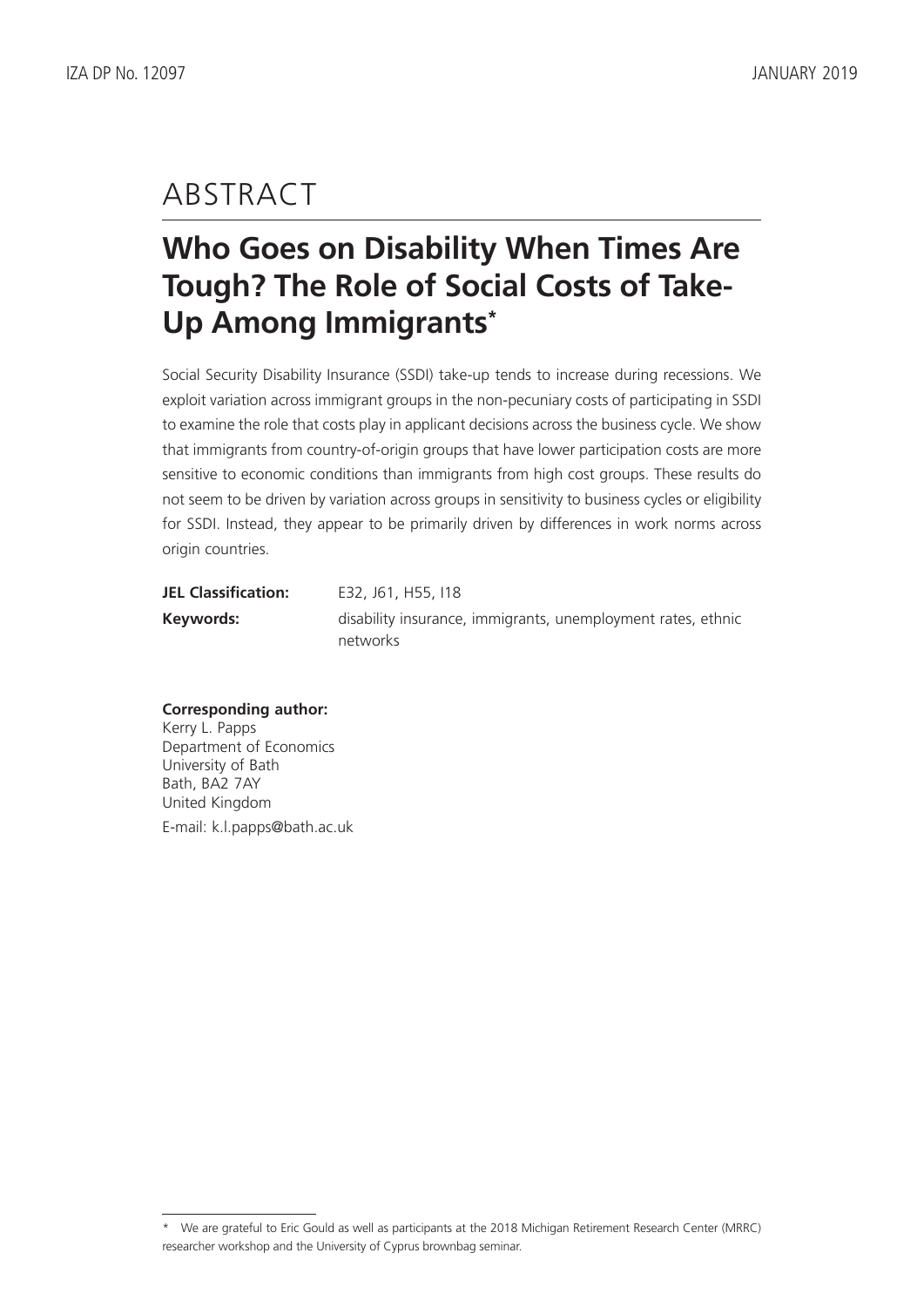# ABSTRACT

## Who Goes on Disability When Times Are Tough? The Role of Social Costs of Take-Up Among Immigrants*

Social Security Disability Insurance (SSDI) take-up tends to increase during recessions. We exploit variation across immigrant groups in the non-pecuniary costs of participating in SSDI to examine the role that costs play in applicant decisions across the business cycle. We show that immigrants from country-of-origin groups that have lower participation costs are more sensitive to economic conditions than immigrants from high cost groups. These results do not seem to be driven by variation across groups in sensitivity to business cycles or eligibility for SSDI. Instead, they appear to be primarily driven by differences in work norms across origin countries.

**JEL Classification:** E32, J61, H55, I18

**Keywords:** disability insurance, immigrants, unemployment rates, ethnic networks

**Corresponding author:**
Kerry L. Papps
Department of Economics
University of Bath
Bath, BA2 7AY
United Kingdom
E-mail: k.l.papps@bath.ac.uk

\* We are grateful to Eric Gould as well as participants at the 2018 Michigan Retirement Research Center (MRRC) researcher workshop and the University of Cyprus brownbag seminar.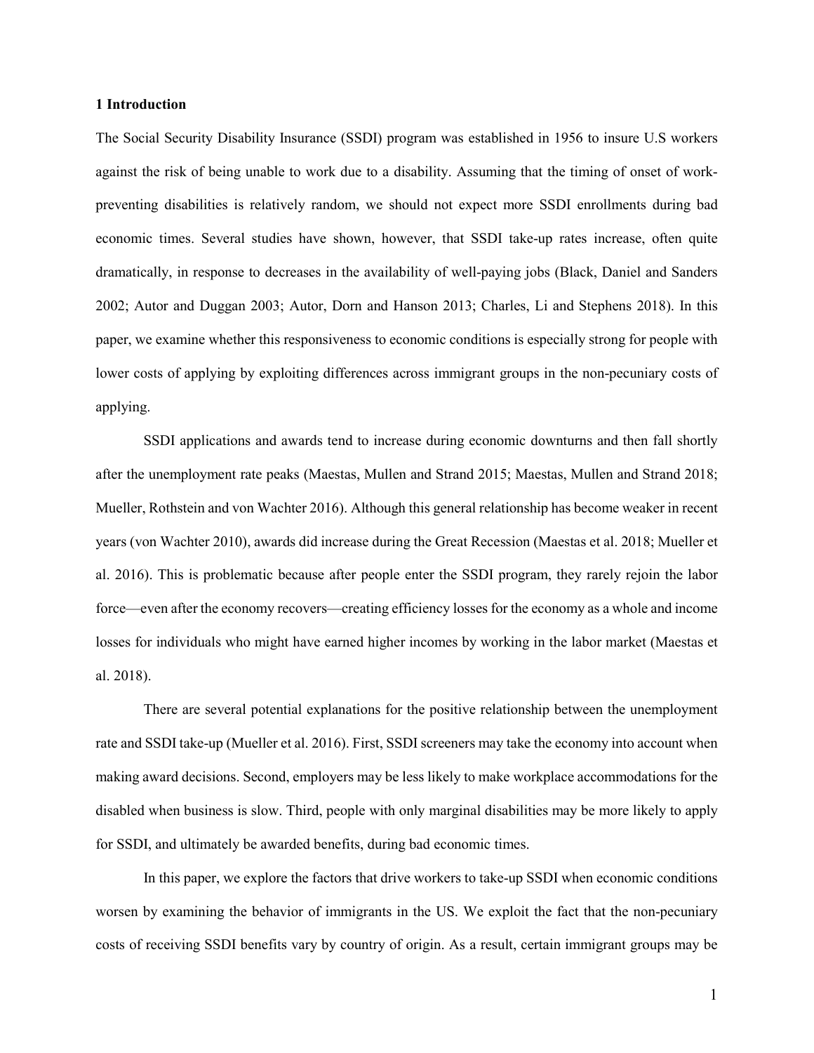## 1 Introduction

The Social Security Disability Insurance (SSDI) program was established in 1956 to insure U.S workers against the risk of being unable to work due to a disability. Assuming that the timing of onset of work-preventing disabilities is relatively random, we should not expect more SSDI enrollments during bad economic times. Several studies have shown, however, that SSDI take-up rates increase, often quite dramatically, in response to decreases in the availability of well-paying jobs (Black, Daniel and Sanders 2002; Autor and Duggan 2003; Autor, Dorn and Hanson 2013; Charles, Li and Stephens 2018). In this paper, we examine whether this responsiveness to economic conditions is especially strong for people with lower costs of applying by exploiting differences across immigrant groups in the non-pecuniary costs of applying.

SSDI applications and awards tend to increase during economic downturns and then fall shortly after the unemployment rate peaks (Maestas, Mullen and Strand 2015; Maestas, Mullen and Strand 2018; Mueller, Rothstein and von Wachter 2016). Although this general relationship has become weaker in recent years (von Wachter 2010), awards did increase during the Great Recession (Maestas et al. 2018; Mueller et al. 2016). This is problematic because after people enter the SSDI program, they rarely rejoin the labor force—even after the economy recovers—creating efficiency losses for the economy as a whole and income losses for individuals who might have earned higher incomes by working in the labor market (Maestas et al. 2018).

There are several potential explanations for the positive relationship between the unemployment rate and SSDI take-up (Mueller et al. 2016). First, SSDI screeners may take the economy into account when making award decisions. Second, employers may be less likely to make workplace accommodations for the disabled when business is slow. Third, people with only marginal disabilities may be more likely to apply for SSDI, and ultimately be awarded benefits, during bad economic times.

In this paper, we explore the factors that drive workers to take-up SSDI when economic conditions worsen by examining the behavior of immigrants in the US. We exploit the fact that the non-pecuniary costs of receiving SSDI benefits vary by country of origin. As a result, certain immigrant groups may be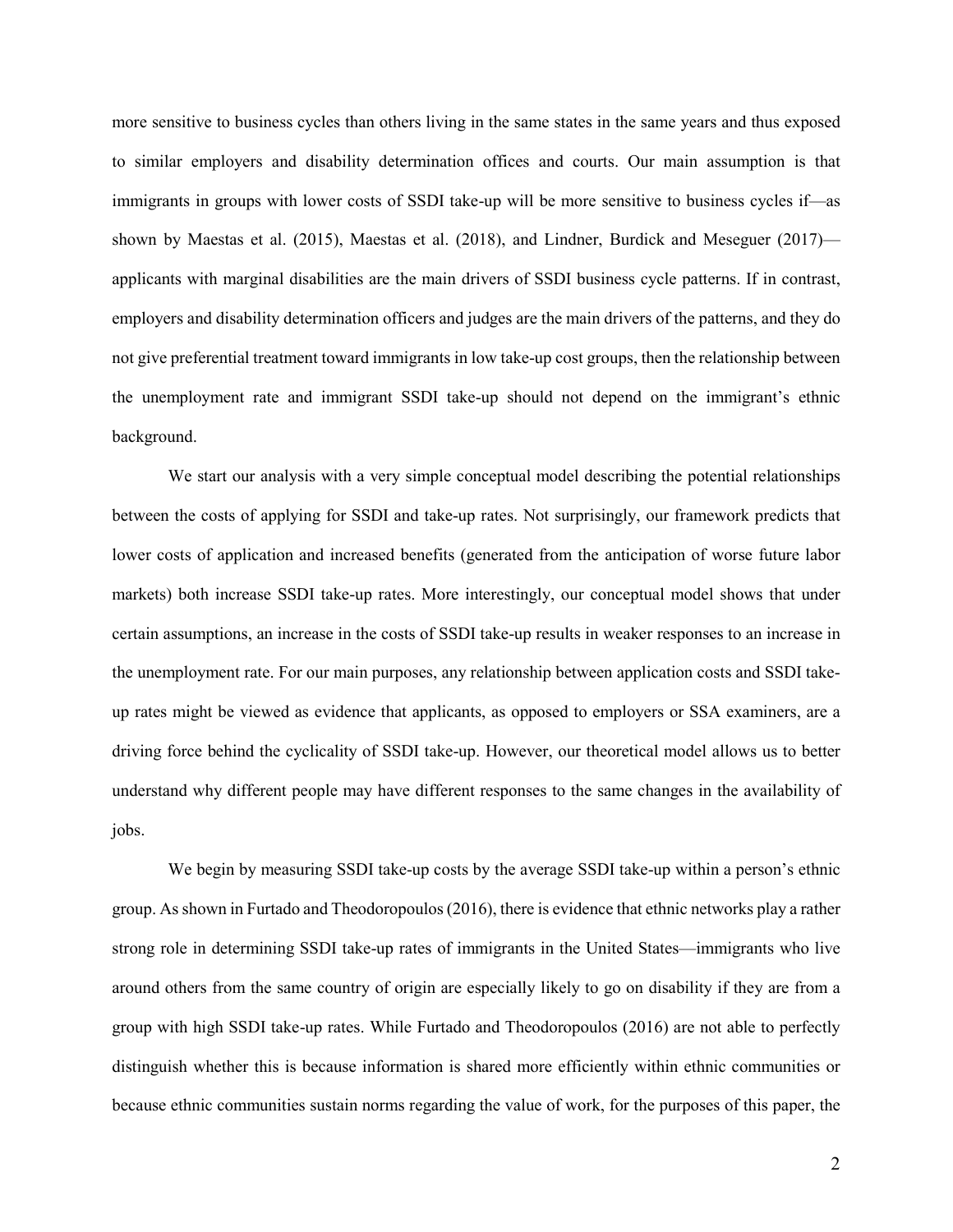more sensitive to business cycles than others living in the same states in the same years and thus exposed to similar employers and disability determination offices and courts. Our main assumption is that immigrants in groups with lower costs of SSDI take-up will be more sensitive to business cycles if—as shown by Maestas et al. (2015), Maestas et al. (2018), and Lindner, Burdick and Meseguer (2017)—applicants with marginal disabilities are the main drivers of SSDI business cycle patterns. If in contrast, employers and disability determination officers and judges are the main drivers of the patterns, and they do not give preferential treatment toward immigrants in low take-up cost groups, then the relationship between the unemployment rate and immigrant SSDI take-up should not depend on the immigrant's ethnic background.

We start our analysis with a very simple conceptual model describing the potential relationships between the costs of applying for SSDI and take-up rates. Not surprisingly, our framework predicts that lower costs of application and increased benefits (generated from the anticipation of worse future labor markets) both increase SSDI take-up rates. More interestingly, our conceptual model shows that under certain assumptions, an increase in the costs of SSDI take-up results in weaker responses to an increase in the unemployment rate. For our main purposes, any relationship between application costs and SSDI take-up rates might be viewed as evidence that applicants, as opposed to employers or SSA examiners, are a driving force behind the cyclicality of SSDI take-up. However, our theoretical model allows us to better understand why different people may have different responses to the same changes in the availability of jobs.

We begin by measuring SSDI take-up costs by the average SSDI take-up within a person's ethnic group. As shown in Furtado and Theodoropoulos (2016), there is evidence that ethnic networks play a rather strong role in determining SSDI take-up rates of immigrants in the United States—immigrants who live around others from the same country of origin are especially likely to go on disability if they are from a group with high SSDI take-up rates. While Furtado and Theodoropoulos (2016) are not able to perfectly distinguish whether this is because information is shared more efficiently within ethnic communities or because ethnic communities sustain norms regarding the value of work, for the purposes of this paper, the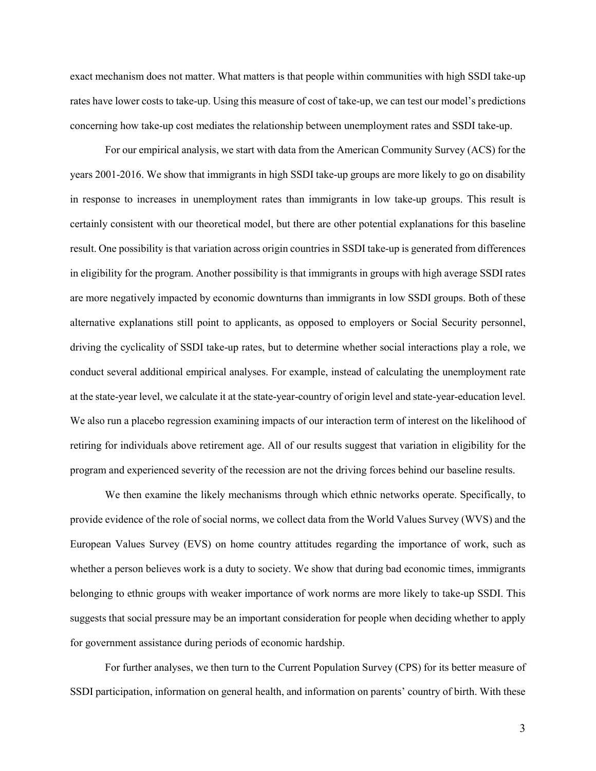exact mechanism does not matter. What matters is that people within communities with high SSDI take-up rates have lower costs to take-up. Using this measure of cost of take-up, we can test our model's predictions concerning how take-up cost mediates the relationship between unemployment rates and SSDI take-up.

For our empirical analysis, we start with data from the American Community Survey (ACS) for the years 2001-2016. We show that immigrants in high SSDI take-up groups are more likely to go on disability in response to increases in unemployment rates than immigrants in low take-up groups. This result is certainly consistent with our theoretical model, but there are other potential explanations for this baseline result. One possibility is that variation across origin countries in SSDI take-up is generated from differences in eligibility for the program. Another possibility is that immigrants in groups with high average SSDI rates are more negatively impacted by economic downturns than immigrants in low SSDI groups. Both of these alternative explanations still point to applicants, as opposed to employers or Social Security personnel, driving the cyclicality of SSDI take-up rates, but to determine whether social interactions play a role, we conduct several additional empirical analyses. For example, instead of calculating the unemployment rate at the state-year level, we calculate it at the state-year-country of origin level and state-year-education level. We also run a placebo regression examining impacts of our interaction term of interest on the likelihood of retiring for individuals above retirement age. All of our results suggest that variation in eligibility for the program and experienced severity of the recession are not the driving forces behind our baseline results.

We then examine the likely mechanisms through which ethnic networks operate. Specifically, to provide evidence of the role of social norms, we collect data from the World Values Survey (WVS) and the European Values Survey (EVS) on home country attitudes regarding the importance of work, such as whether a person believes work is a duty to society. We show that during bad economic times, immigrants belonging to ethnic groups with weaker importance of work norms are more likely to take-up SSDI. This suggests that social pressure may be an important consideration for people when deciding whether to apply for government assistance during periods of economic hardship.

For further analyses, we then turn to the Current Population Survey (CPS) for its better measure of SSDI participation, information on general health, and information on parents' country of birth. With these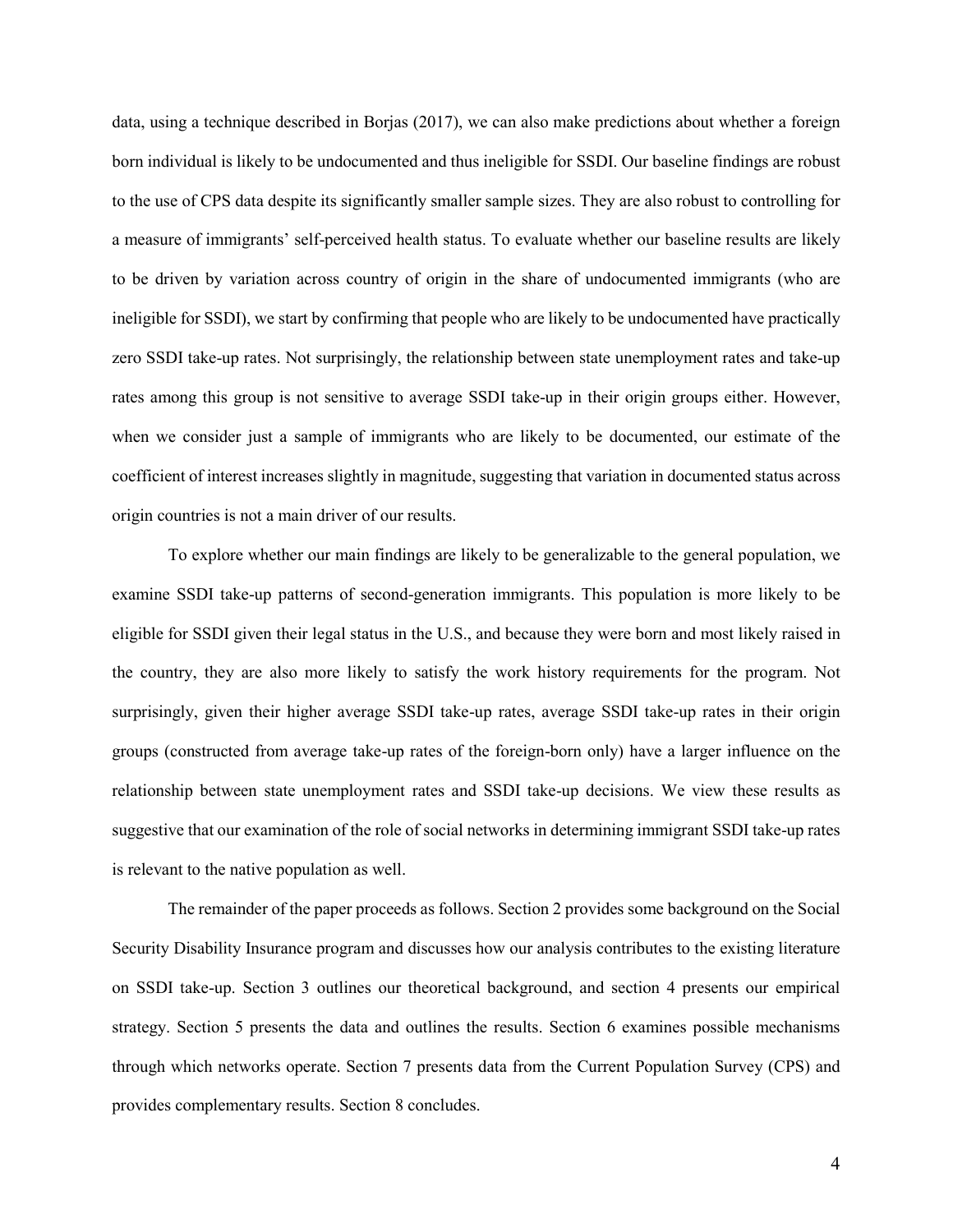data, using a technique described in Borjas (2017), we can also make predictions about whether a foreign born individual is likely to be undocumented and thus ineligible for SSDI. Our baseline findings are robust to the use of CPS data despite its significantly smaller sample sizes. They are also robust to controlling for a measure of immigrants' self-perceived health status. To evaluate whether our baseline results are likely to be driven by variation across country of origin in the share of undocumented immigrants (who are ineligible for SSDI), we start by confirming that people who are likely to be undocumented have practically zero SSDI take-up rates. Not surprisingly, the relationship between state unemployment rates and take-up rates among this group is not sensitive to average SSDI take-up in their origin groups either. However, when we consider just a sample of immigrants who are likely to be documented, our estimate of the coefficient of interest increases slightly in magnitude, suggesting that variation in documented status across origin countries is not a main driver of our results.

To explore whether our main findings are likely to be generalizable to the general population, we examine SSDI take-up patterns of second-generation immigrants. This population is more likely to be eligible for SSDI given their legal status in the U.S., and because they were born and most likely raised in the country, they are also more likely to satisfy the work history requirements for the program. Not surprisingly, given their higher average SSDI take-up rates, average SSDI take-up rates in their origin groups (constructed from average take-up rates of the foreign-born only) have a larger influence on the relationship between state unemployment rates and SSDI take-up decisions. We view these results as suggestive that our examination of the role of social networks in determining immigrant SSDI take-up rates is relevant to the native population as well.

The remainder of the paper proceeds as follows. Section 2 provides some background on the Social Security Disability Insurance program and discusses how our analysis contributes to the existing literature on SSDI take-up. Section 3 outlines our theoretical background, and section 4 presents our empirical strategy. Section 5 presents the data and outlines the results. Section 6 examines possible mechanisms through which networks operate. Section 7 presents data from the Current Population Survey (CPS) and provides complementary results. Section 8 concludes.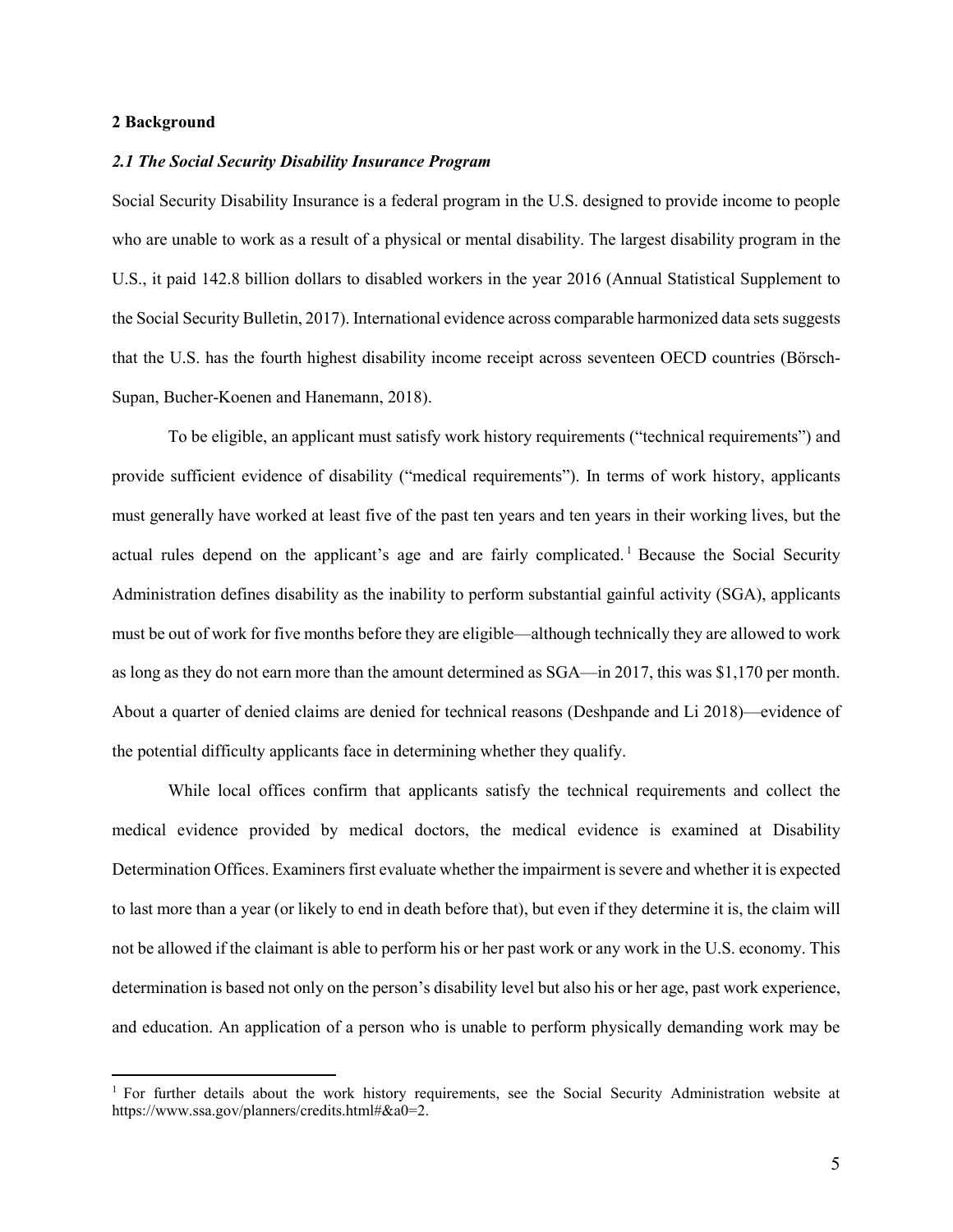**2 Background**

***2.1 The Social Security Disability Insurance Program***

Social Security Disability Insurance is a federal program in the U.S. designed to provide income to people who are unable to work as a result of a physical or mental disability. The largest disability program in the U.S., it paid 142.8 billion dollars to disabled workers in the year 2016 (Annual Statistical Supplement to the Social Security Bulletin, 2017). International evidence across comparable harmonized data sets suggests that the U.S. has the fourth highest disability income receipt across seventeen OECD countries (Börsch-Supan, Bucher-Koenen and Hanemann, 2018).

To be eligible, an applicant must satisfy work history requirements ("technical requirements") and provide sufficient evidence of disability ("medical requirements"). In terms of work history, applicants must generally have worked at least five of the past ten years and ten years in their working lives, but the actual rules depend on the applicant's age and are fairly complicated.[1] Because the Social Security Administration defines disability as the inability to perform substantial gainful activity (SGA), applicants must be out of work for five months before they are eligible—although technically they are allowed to work as long as they do not earn more than the amount determined as SGA—in 2017, this was $1,170 per month. About a quarter of denied claims are denied for technical reasons (Deshpande and Li 2018)—evidence of the potential difficulty applicants face in determining whether they qualify.

While local offices confirm that applicants satisfy the technical requirements and collect the medical evidence provided by medical doctors, the medical evidence is examined at Disability Determination Offices. Examiners first evaluate whether the impairment is severe and whether it is expected to last more than a year (or likely to end in death before that), but even if they determine it is, the claim will not be allowed if the claimant is able to perform his or her past work or any work in the U.S. economy. This determination is based not only on the person's disability level but also his or her age, past work experience, and education. An application of a person who is unable to perform physically demanding work may be

[1] For further details about the work history requirements, see the Social Security Administration website at https://www.ssa.gov/planners/credits.html#&a0=2.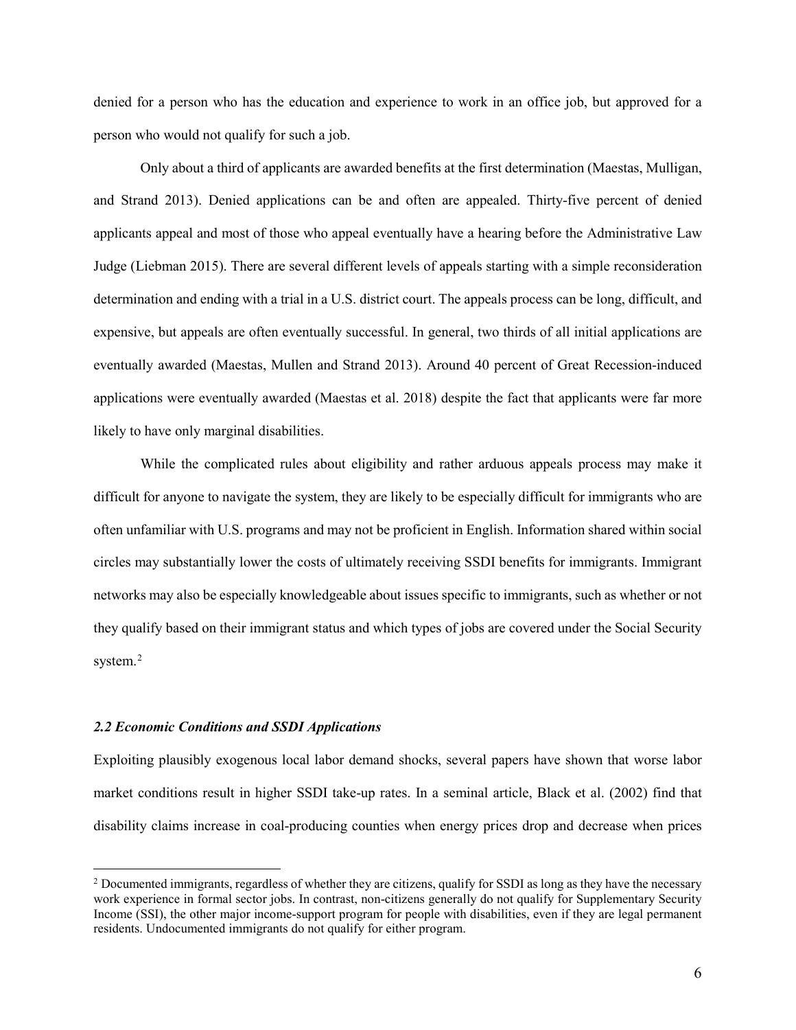denied for a person who has the education and experience to work in an office job, but approved for a person who would not qualify for such a job.

Only about a third of applicants are awarded benefits at the first determination (Maestas, Mulligan, and Strand 2013). Denied applications can be and often are appealed. Thirty-five percent of denied applicants appeal and most of those who appeal eventually have a hearing before the Administrative Law Judge (Liebman 2015). There are several different levels of appeals starting with a simple reconsideration determination and ending with a trial in a U.S. district court. The appeals process can be long, difficult, and expensive, but appeals are often eventually successful. In general, two thirds of all initial applications are eventually awarded (Maestas, Mullen and Strand 2013). Around 40 percent of Great Recession-induced applications were eventually awarded (Maestas et al. 2018) despite the fact that applicants were far more likely to have only marginal disabilities.

While the complicated rules about eligibility and rather arduous appeals process may make it difficult for anyone to navigate the system, they are likely to be especially difficult for immigrants who are often unfamiliar with U.S. programs and may not be proficient in English. Information shared within social circles may substantially lower the costs of ultimately receiving SSDI benefits for immigrants. Immigrant networks may also be especially knowledgeable about issues specific to immigrants, such as whether or not they qualify based on their immigrant status and which types of jobs are covered under the Social Security system.[2]

### *2.2 Economic Conditions and SSDI Applications*

Exploiting plausibly exogenous local labor demand shocks, several papers have shown that worse labor market conditions result in higher SSDI take-up rates. In a seminal article, Black et al. (2002) find that disability claims increase in coal-producing counties when energy prices drop and decrease when prices

[2] Documented immigrants, regardless of whether they are citizens, qualify for SSDI as long as they have the necessary work experience in formal sector jobs. In contrast, non-citizens generally do not qualify for Supplementary Security Income (SSI), the other major income-support program for people with disabilities, even if they are legal permanent residents. Undocumented immigrants do not qualify for either program.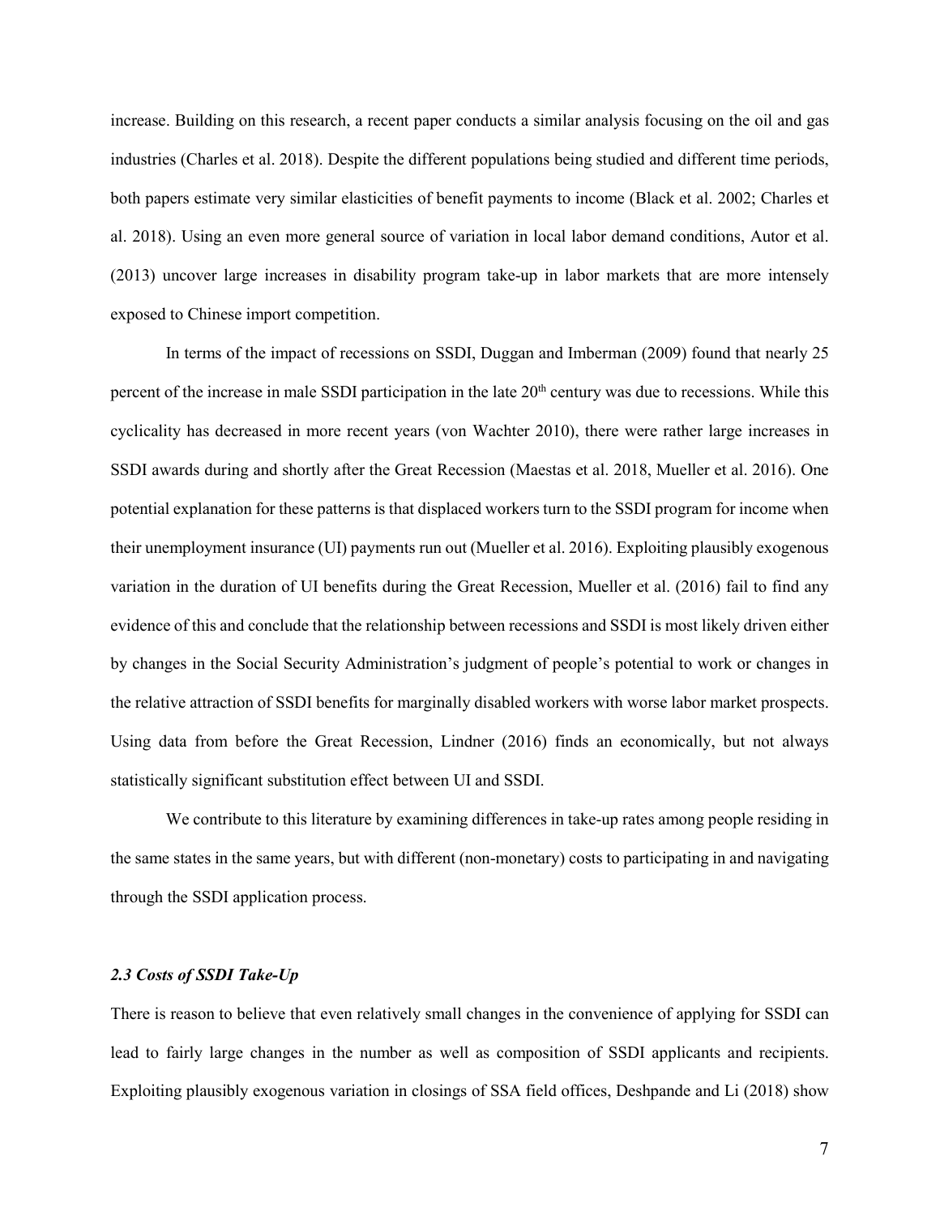increase. Building on this research, a recent paper conducts a similar analysis focusing on the oil and gas industries (Charles et al. 2018). Despite the different populations being studied and different time periods, both papers estimate very similar elasticities of benefit payments to income (Black et al. 2002; Charles et al. 2018). Using an even more general source of variation in local labor demand conditions, Autor et al. (2013) uncover large increases in disability program take-up in labor markets that are more intensely exposed to Chinese import competition.

In terms of the impact of recessions on SSDI, Duggan and Imberman (2009) found that nearly 25 percent of the increase in male SSDI participation in the late 20th century was due to recessions. While this cyclicality has decreased in more recent years (von Wachter 2010), there were rather large increases in SSDI awards during and shortly after the Great Recession (Maestas et al. 2018, Mueller et al. 2016). One potential explanation for these patterns is that displaced workers turn to the SSDI program for income when their unemployment insurance (UI) payments run out (Mueller et al. 2016). Exploiting plausibly exogenous variation in the duration of UI benefits during the Great Recession, Mueller et al. (2016) fail to find any evidence of this and conclude that the relationship between recessions and SSDI is most likely driven either by changes in the Social Security Administration's judgment of people's potential to work or changes in the relative attraction of SSDI benefits for marginally disabled workers with worse labor market prospects. Using data from before the Great Recession, Lindner (2016) finds an economically, but not always statistically significant substitution effect between UI and SSDI.

We contribute to this literature by examining differences in take-up rates among people residing in the same states in the same years, but with different (non-monetary) costs to participating in and navigating through the SSDI application process.

### *2.3 Costs of SSDI Take-Up*

There is reason to believe that even relatively small changes in the convenience of applying for SSDI can lead to fairly large changes in the number as well as composition of SSDI applicants and recipients. Exploiting plausibly exogenous variation in closings of SSA field offices, Deshpande and Li (2018) show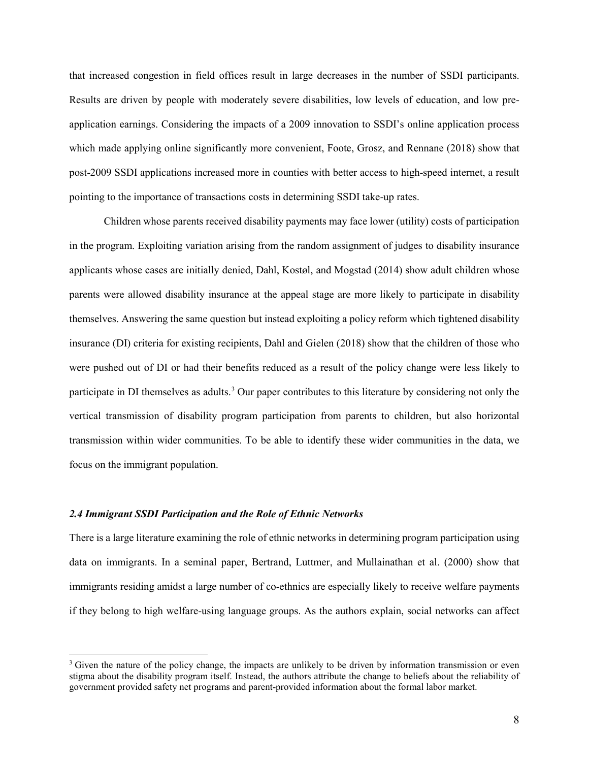that increased congestion in field offices result in large decreases in the number of SSDI participants. Results are driven by people with moderately severe disabilities, low levels of education, and low pre-application earnings. Considering the impacts of a 2009 innovation to SSDI's online application process which made applying online significantly more convenient, Foote, Grosz, and Rennane (2018) show that post-2009 SSDI applications increased more in counties with better access to high-speed internet, a result pointing to the importance of transactions costs in determining SSDI take-up rates.

Children whose parents received disability payments may face lower (utility) costs of participation in the program. Exploiting variation arising from the random assignment of judges to disability insurance applicants whose cases are initially denied, Dahl, Kostøl, and Mogstad (2014) show adult children whose parents were allowed disability insurance at the appeal stage are more likely to participate in disability themselves. Answering the same question but instead exploiting a policy reform which tightened disability insurance (DI) criteria for existing recipients, Dahl and Gielen (2018) show that the children of those who were pushed out of DI or had their benefits reduced as a result of the policy change were less likely to participate in DI themselves as adults.[3] Our paper contributes to this literature by considering not only the vertical transmission of disability program participation from parents to children, but also horizontal transmission within wider communities. To be able to identify these wider communities in the data, we focus on the immigrant population.

### *2.4 Immigrant SSDI Participation and the Role of Ethnic Networks*

There is a large literature examining the role of ethnic networks in determining program participation using data on immigrants. In a seminal paper, Bertrand, Luttmer, and Mullainathan et al. (2000) show that immigrants residing amidst a large number of co-ethnics are especially likely to receive welfare payments if they belong to high welfare-using language groups. As the authors explain, social networks can affect

[3] Given the nature of the policy change, the impacts are unlikely to be driven by information transmission or even stigma about the disability program itself. Instead, the authors attribute the change to beliefs about the reliability of government provided safety net programs and parent-provided information about the formal labor market.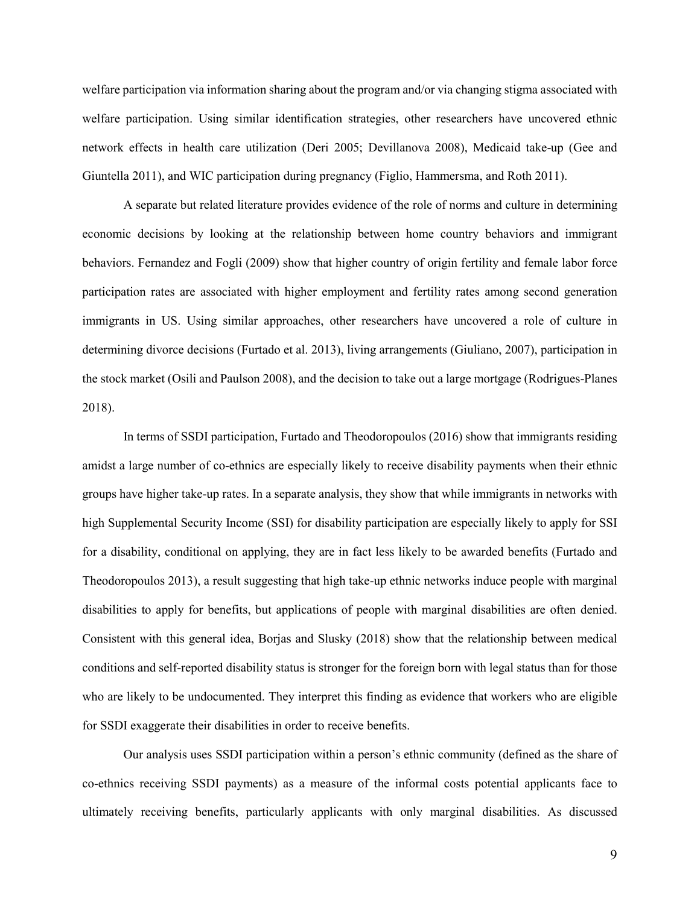welfare participation via information sharing about the program and/or via changing stigma associated with welfare participation. Using similar identification strategies, other researchers have uncovered ethnic network effects in health care utilization (Deri 2005; Devillanova 2008), Medicaid take-up (Gee and Giuntella 2011), and WIC participation during pregnancy (Figlio, Hammersma, and Roth 2011).

A separate but related literature provides evidence of the role of norms and culture in determining economic decisions by looking at the relationship between home country behaviors and immigrant behaviors. Fernandez and Fogli (2009) show that higher country of origin fertility and female labor force participation rates are associated with higher employment and fertility rates among second generation immigrants in US. Using similar approaches, other researchers have uncovered a role of culture in determining divorce decisions (Furtado et al. 2013), living arrangements (Giuliano, 2007), participation in the stock market (Osili and Paulson 2008), and the decision to take out a large mortgage (Rodrigues-Planes 2018).

In terms of SSDI participation, Furtado and Theodoropoulos (2016) show that immigrants residing amidst a large number of co-ethnics are especially likely to receive disability payments when their ethnic groups have higher take-up rates. In a separate analysis, they show that while immigrants in networks with high Supplemental Security Income (SSI) for disability participation are especially likely to apply for SSI for a disability, conditional on applying, they are in fact less likely to be awarded benefits (Furtado and Theodoropoulos 2013), a result suggesting that high take-up ethnic networks induce people with marginal disabilities to apply for benefits, but applications of people with marginal disabilities are often denied. Consistent with this general idea, Borjas and Slusky (2018) show that the relationship between medical conditions and self-reported disability status is stronger for the foreign born with legal status than for those who are likely to be undocumented. They interpret this finding as evidence that workers who are eligible for SSDI exaggerate their disabilities in order to receive benefits.

Our analysis uses SSDI participation within a person's ethnic community (defined as the share of co-ethnics receiving SSDI payments) as a measure of the informal costs potential applicants face to ultimately receiving benefits, particularly applicants with only marginal disabilities. As discussed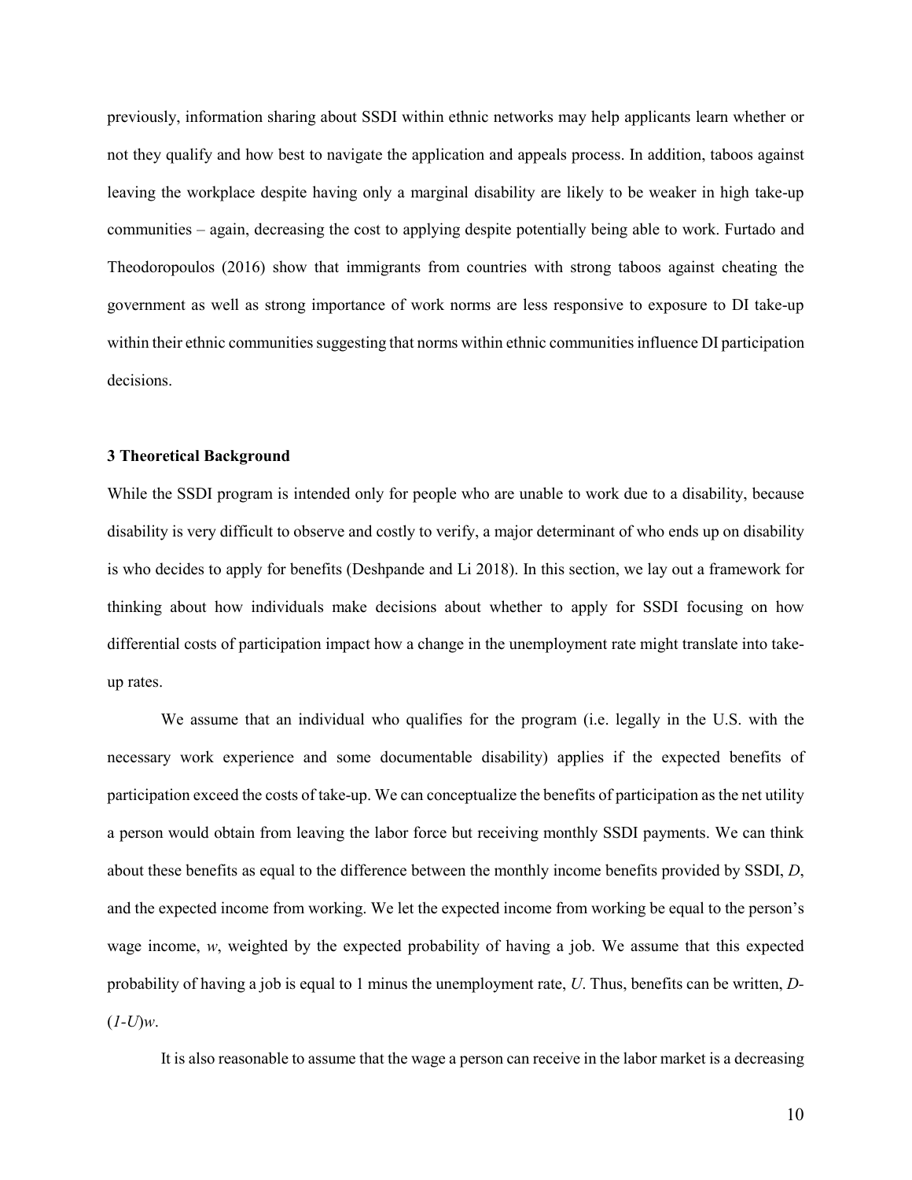previously, information sharing about SSDI within ethnic networks may help applicants learn whether or not they qualify and how best to navigate the application and appeals process. In addition, taboos against leaving the workplace despite having only a marginal disability are likely to be weaker in high take-up communities – again, decreasing the cost to applying despite potentially being able to work. Furtado and Theodoropoulos (2016) show that immigrants from countries with strong taboos against cheating the government as well as strong importance of work norms are less responsive to exposure to DI take-up within their ethnic communities suggesting that norms within ethnic communities influence DI participation decisions.

### 3 Theoretical Background

While the SSDI program is intended only for people who are unable to work due to a disability, because disability is very difficult to observe and costly to verify, a major determinant of who ends up on disability is who decides to apply for benefits (Deshpande and Li 2018). In this section, we lay out a framework for thinking about how individuals make decisions about whether to apply for SSDI focusing on how differential costs of participation impact how a change in the unemployment rate might translate into take-up rates.

We assume that an individual who qualifies for the program (i.e. legally in the U.S. with the necessary work experience and some documentable disability) applies if the expected benefits of participation exceed the costs of take-up. We can conceptualize the benefits of participation as the net utility a person would obtain from leaving the labor force but receiving monthly SSDI payments. We can think about these benefits as equal to the difference between the monthly income benefits provided by SSDI, $D$, and the expected income from working. We let the expected income from working be equal to the person's wage income, $w$, weighted by the expected probability of having a job. We assume that this expected probability of having a job is equal to 1 minus the unemployment rate, $U$. Thus, benefits can be written, $D-(1-U)w$.

It is also reasonable to assume that the wage a person can receive in the labor market is a decreasing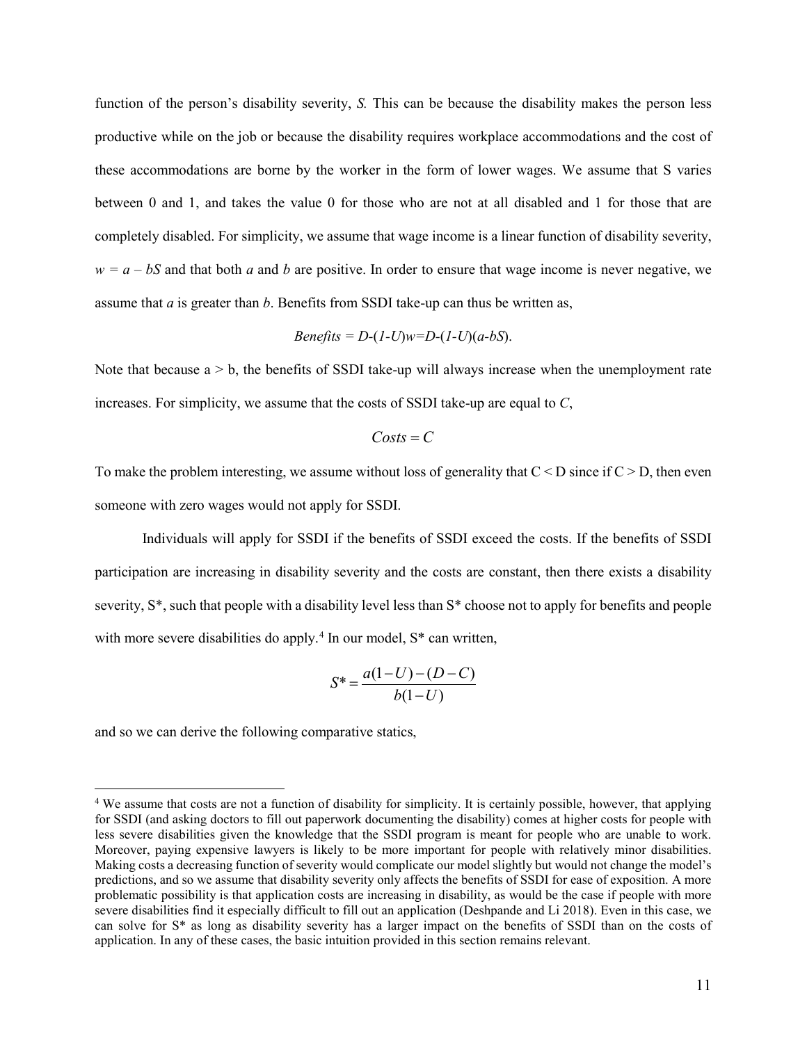function of the person's disability severity, $S$. This can be because the disability makes the person less productive while on the job or because the disability requires workplace accommodations and the cost of these accommodations are borne by the worker in the form of lower wages. We assume that S varies between 0 and 1, and takes the value 0 for those who are not at all disabled and 1 for those that are completely disabled. For simplicity, we assume that wage income is a linear function of disability severity, $w = a - bS$ and that both $a$ and $b$ are positive. In order to ensure that wage income is never negative, we assume that $a$ is greater than $b$. Benefits from SSDI take-up can thus be written as,

$$Benefits = D-(1-U)w=D-(1-U)(a-bS).$$

Note that because $a > b$, the benefits of SSDI take-up will always increase when the unemployment rate increases. For simplicity, we assume that the costs of SSDI take-up are equal to $C$,

$$Costs = C$$

To make the problem interesting, we assume without loss of generality that $C < D$ since if $C > D$, then even someone with zero wages would not apply for SSDI.

Individuals will apply for SSDI if the benefits of SSDI exceed the costs. If the benefits of SSDI participation are increasing in disability severity and the costs are constant, then there exists a disability severity, $S^*$, such that people with a disability level less than $S^*$ choose not to apply for benefits and people with more severe disabilities do apply.[4] In our model, $S^*$ can written,

$$S^* = \frac{a(1-U)-(D-C)}{b(1-U)}$$

and so we can derive the following comparative statics,

[4] We assume that costs are not a function of disability for simplicity. It is certainly possible, however, that applying for SSDI (and asking doctors to fill out paperwork documenting the disability) comes at higher costs for people with less severe disabilities given the knowledge that the SSDI program is meant for people who are unable to work. Moreover, paying expensive lawyers is likely to be more important for people with relatively minor disabilities. Making costs a decreasing function of severity would complicate our model slightly but would not change the model's predictions, and so we assume that disability severity only affects the benefits of SSDI for ease of exposition. A more problematic possibility is that application costs are increasing in disability, as would be the case if people with more severe disabilities find it especially difficult to fill out an application (Deshpande and Li 2018). Even in this case, we can solve for $S^*$ as long as disability severity has a larger impact on the benefits of SSDI than on the costs of application. In any of these cases, the basic intuition provided in this section remains relevant.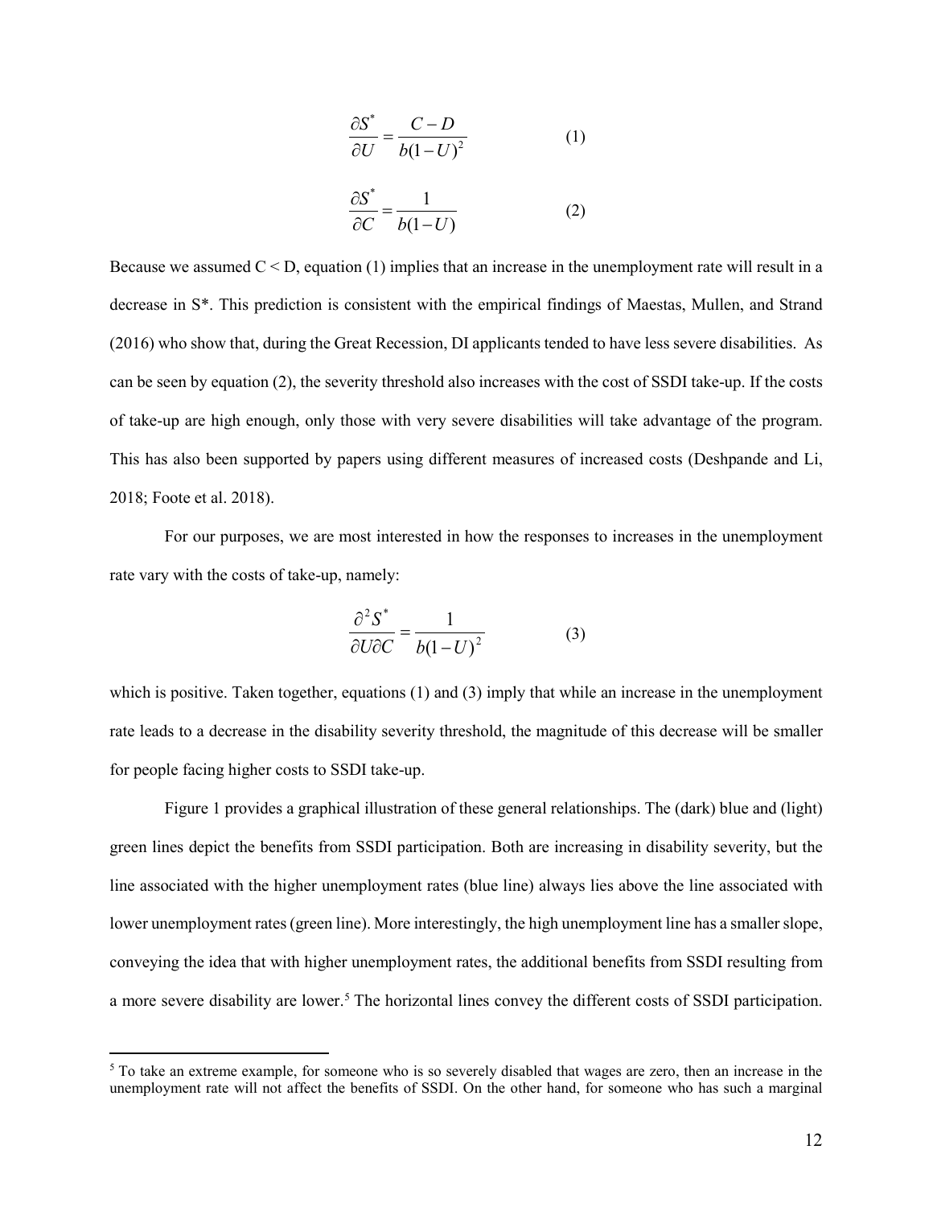$$\frac{\partial S^*}{\partial U} = \frac{C - D}{b(1-U)^2} \qquad (1)$$

$$\frac{\partial S^*}{\partial C} = \frac{1}{b(1-U)} \qquad (2)$$

Because we assumed $C < D$, equation (1) implies that an increase in the unemployment rate will result in a decrease in $S^*$. This prediction is consistent with the empirical findings of Maestas, Mullen, and Strand (2016) who show that, during the Great Recession, DI applicants tended to have less severe disabilities. As can be seen by equation (2), the severity threshold also increases with the cost of SSDI take-up. If the costs of take-up are high enough, only those with very severe disabilities will take advantage of the program. This has also been supported by papers using different measures of increased costs (Deshpande and Li, 2018; Foote et al. 2018).

For our purposes, we are most interested in how the responses to increases in the unemployment rate vary with the costs of take-up, namely:

$$\frac{\partial^2 S^*}{\partial U \partial C} = \frac{1}{b(1-U)^2} \qquad (3)$$

which is positive. Taken together, equations (1) and (3) imply that while an increase in the unemployment rate leads to a decrease in the disability severity threshold, the magnitude of this decrease will be smaller for people facing higher costs to SSDI take-up.

Figure 1 provides a graphical illustration of these general relationships. The (dark) blue and (light) green lines depict the benefits from SSDI participation. Both are increasing in disability severity, but the line associated with the higher unemployment rates (blue line) always lies above the line associated with lower unemployment rates (green line). More interestingly, the high unemployment line has a smaller slope, conveying the idea that with higher unemployment rates, the additional benefits from SSDI resulting from a more severe disability are lower.[5] The horizontal lines convey the different costs of SSDI participation.

[5] To take an extreme example, for someone who is so severely disabled that wages are zero, then an increase in the unemployment rate will not affect the benefits of SSDI. On the other hand, for someone who has such a marginal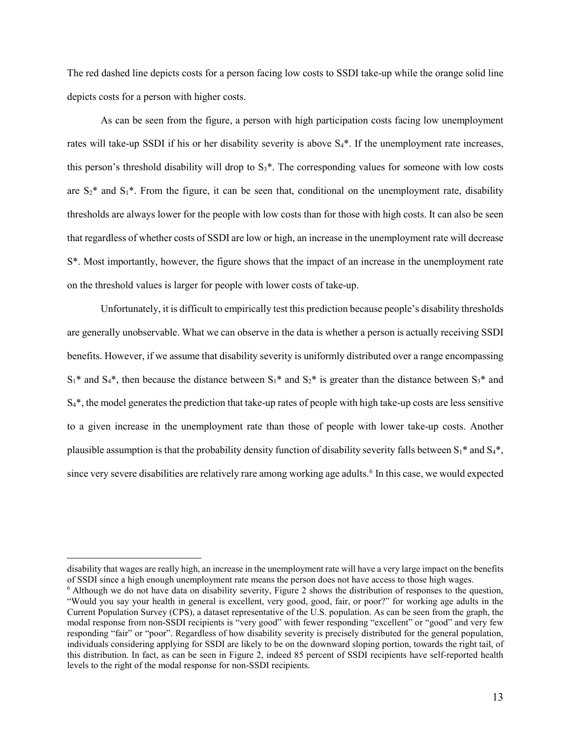The red dashed line depicts costs for a person facing low costs to SSDI take-up while the orange solid line depicts costs for a person with higher costs.

As can be seen from the figure, a person with high participation costs facing low unemployment rates will take-up SSDI if his or her disability severity is above $S_4$*. If the unemployment rate increases, this person's threshold disability will drop to $S_3$*. The corresponding values for someone with low costs are $S_2$* and $S_1$*. From the figure, it can be seen that, conditional on the unemployment rate, disability thresholds are always lower for the people with low costs than for those with high costs. It can also be seen that regardless of whether costs of SSDI are low or high, an increase in the unemployment rate will decrease S*. Most importantly, however, the figure shows that the impact of an increase in the unemployment rate on the threshold values is larger for people with lower costs of take-up.

Unfortunately, it is difficult to empirically test this prediction because people's disability thresholds are generally unobservable. What we can observe in the data is whether a person is actually receiving SSDI benefits. However, if we assume that disability severity is uniformly distributed over a range encompassing $S_1$* and $S_4$*, then because the distance between $S_1$* and $S_2$* is greater than the distance between $S_3$* and $S_4$*, the model generates the prediction that take-up rates of people with high take-up costs are less sensitive to a given increase in the unemployment rate than those of people with lower take-up costs. Another plausible assumption is that the probability density function of disability severity falls between $S_1$* and $S_4$*, since very severe disabilities are relatively rare among working age adults.[6] In this case, we would expected

---

disability that wages are really high, an increase in the unemployment rate will have a very large impact on the benefits of SSDI since a high enough unemployment rate means the person does not have access to those high wages.

[6] Although we do not have data on disability severity, Figure 2 shows the distribution of responses to the question, "Would you say your health in general is excellent, very good, good, fair, or poor?" for working age adults in the Current Population Survey (CPS), a dataset representative of the U.S. population. As can be seen from the graph, the modal response from non-SSDI recipients is "very good" with fewer responding "excellent" or "good" and very few responding "fair" or "poor". Regardless of how disability severity is precisely distributed for the general population, individuals considering applying for SSDI are likely to be on the downward sloping portion, towards the right tail, of this distribution. In fact, as can be seen in Figure 2, indeed 85 percent of SSDI recipients have self-reported health levels to the right of the modal response for non-SSDI recipients.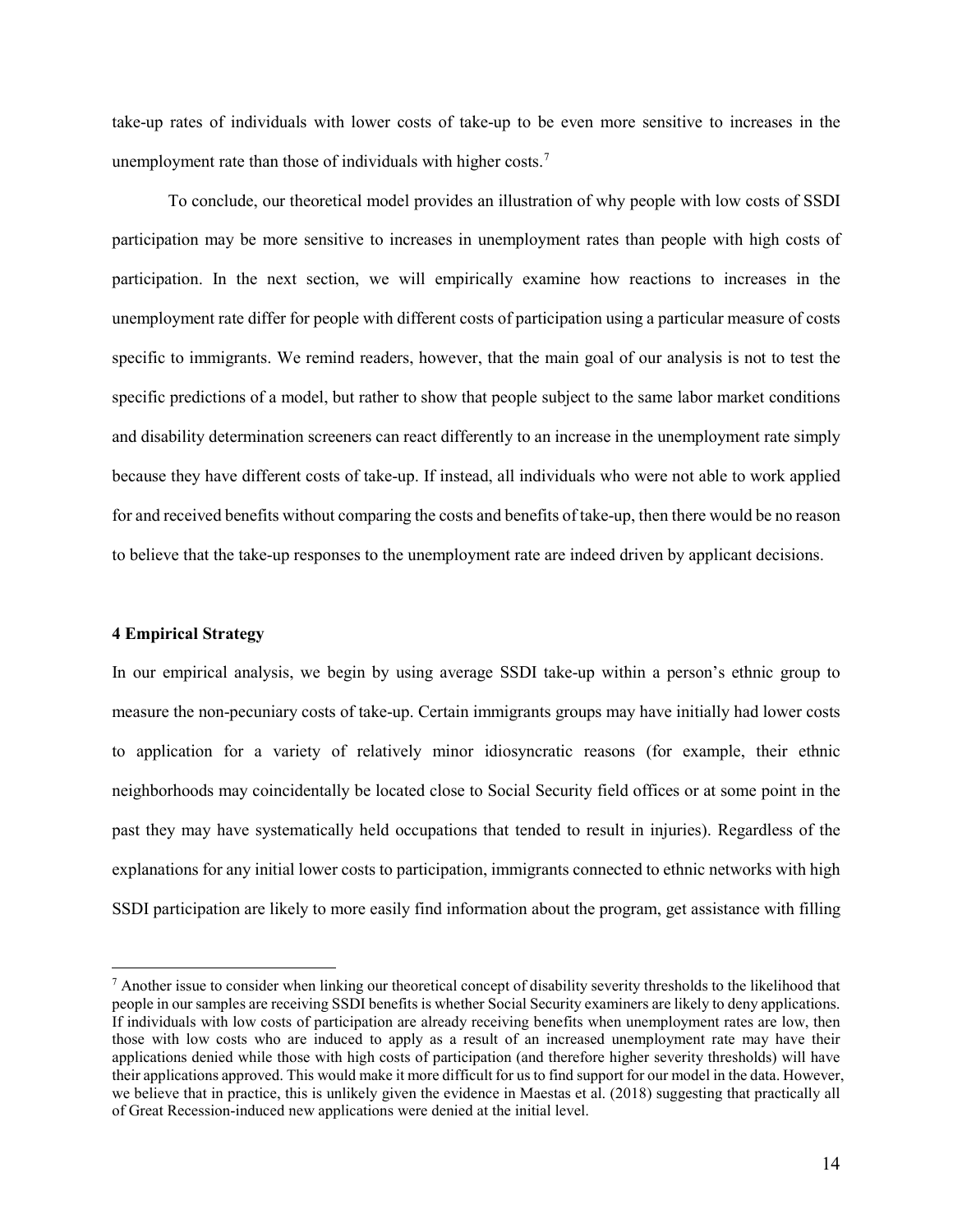take-up rates of individuals with lower costs of take-up to be even more sensitive to increases in the unemployment rate than those of individuals with higher costs.[7]

To conclude, our theoretical model provides an illustration of why people with low costs of SSDI participation may be more sensitive to increases in unemployment rates than people with high costs of participation. In the next section, we will empirically examine how reactions to increases in the unemployment rate differ for people with different costs of participation using a particular measure of costs specific to immigrants. We remind readers, however, that the main goal of our analysis is not to test the specific predictions of a model, but rather to show that people subject to the same labor market conditions and disability determination screeners can react differently to an increase in the unemployment rate simply because they have different costs of take-up. If instead, all individuals who were not able to work applied for and received benefits without comparing the costs and benefits of take-up, then there would be no reason to believe that the take-up responses to the unemployment rate are indeed driven by applicant decisions.

## 4 Empirical Strategy

In our empirical analysis, we begin by using average SSDI take-up within a person's ethnic group to measure the non-pecuniary costs of take-up. Certain immigrants groups may have initially had lower costs to application for a variety of relatively minor idiosyncratic reasons (for example, their ethnic neighborhoods may coincidentally be located close to Social Security field offices or at some point in the past they may have systematically held occupations that tended to result in injuries). Regardless of the explanations for any initial lower costs to participation, immigrants connected to ethnic networks with high SSDI participation are likely to more easily find information about the program, get assistance with filling

[7] Another issue to consider when linking our theoretical concept of disability severity thresholds to the likelihood that people in our samples are receiving SSDI benefits is whether Social Security examiners are likely to deny applications. If individuals with low costs of participation are already receiving benefits when unemployment rates are low, then those with low costs who are induced to apply as a result of an increased unemployment rate may have their applications denied while those with high costs of participation (and therefore higher severity thresholds) will have their applications approved. This would make it more difficult for us to find support for our model in the data. However, we believe that in practice, this is unlikely given the evidence in Maestas et al. (2018) suggesting that practically all of Great Recession-induced new applications were denied at the initial level.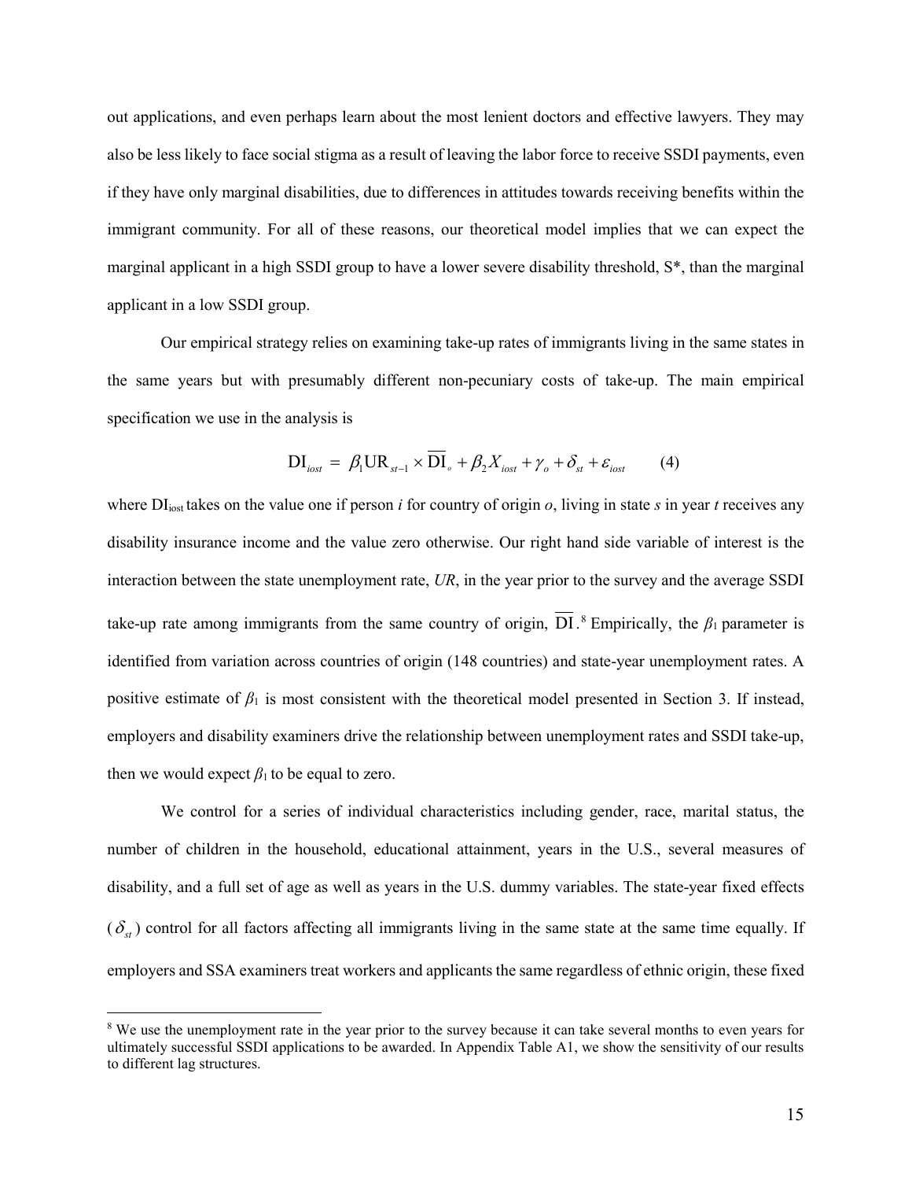out applications, and even perhaps learn about the most lenient doctors and effective lawyers. They may also be less likely to face social stigma as a result of leaving the labor force to receive SSDI payments, even if they have only marginal disabilities, due to differences in attitudes towards receiving benefits within the immigrant community. For all of these reasons, our theoretical model implies that we can expect the marginal applicant in a high SSDI group to have a lower severe disability threshold, S*, than the marginal applicant in a low SSDI group.

Our empirical strategy relies on examining take-up rates of immigrants living in the same states in the same years but with presumably different non-pecuniary costs of take-up. The main empirical specification we use in the analysis is

$$\mathrm{DI}_{iost} = \beta_1 \mathrm{UR}_{st-1} \times \overline{\mathrm{DI}}_o + \beta_2 X_{iost} + \gamma_o + \delta_{st} + \varepsilon_{iost} \qquad (4)$$

where $\mathrm{DI}_{iost}$ takes on the value one if person *i* for country of origin *o*, living in state *s* in year *t* receives any disability insurance income and the value zero otherwise. Our right hand side variable of interest is the interaction between the state unemployment rate, *UR*, in the year prior to the survey and the average SSDI take-up rate among immigrants from the same country of origin, $\overline{\mathrm{DI}}$.[8] Empirically, the $\beta_1$ parameter is identified from variation across countries of origin (148 countries) and state-year unemployment rates. A positive estimate of $\beta_1$ is most consistent with the theoretical model presented in Section 3. If instead, employers and disability examiners drive the relationship between unemployment rates and SSDI take-up, then we would expect $\beta_1$ to be equal to zero.

We control for a series of individual characteristics including gender, race, marital status, the number of children in the household, educational attainment, years in the U.S., several measures of disability, and a full set of age as well as years in the U.S. dummy variables. The state-year fixed effects ($\delta_{st}$) control for all factors affecting all immigrants living in the same state at the same time equally. If employers and SSA examiners treat workers and applicants the same regardless of ethnic origin, these fixed

[8] We use the unemployment rate in the year prior to the survey because it can take several months to even years for ultimately successful SSDI applications to be awarded. In Appendix Table A1, we show the sensitivity of our results to different lag structures.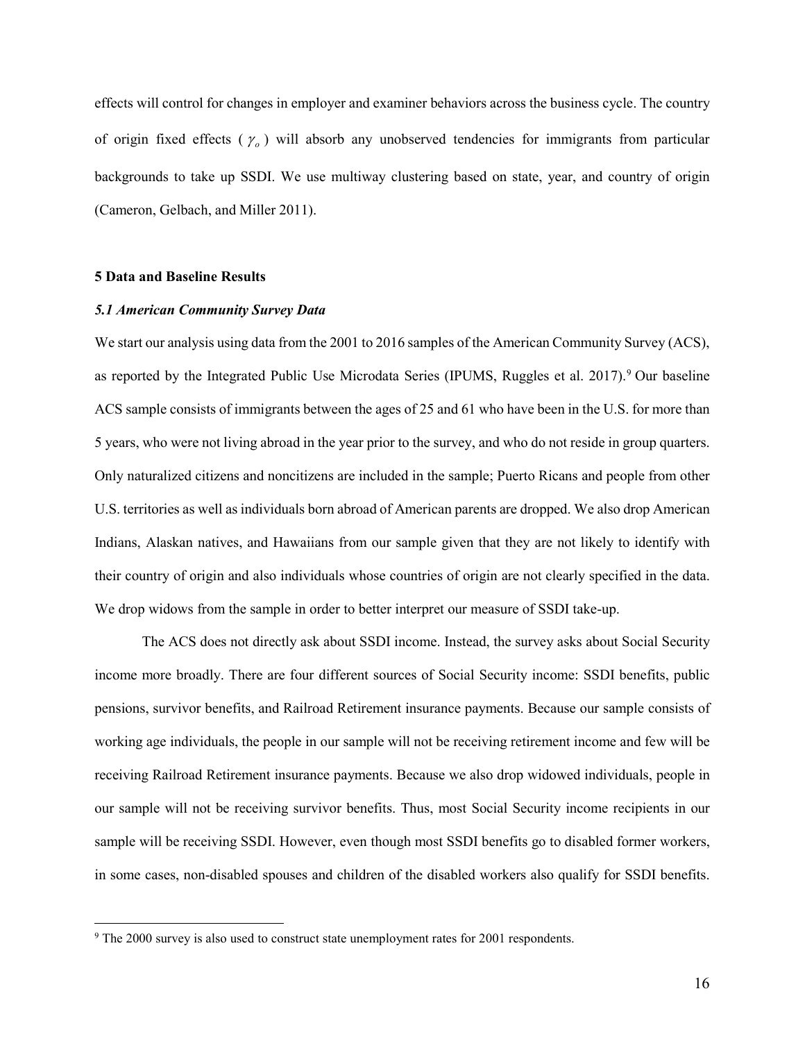effects will control for changes in employer and examiner behaviors across the business cycle. The country of origin fixed effects ( $\gamma_o$ ) will absorb any unobserved tendencies for immigrants from particular backgrounds to take up SSDI. We use multiway clustering based on state, year, and country of origin (Cameron, Gelbach, and Miller 2011).

## 5 Data and Baseline Results

### *5.1 American Community Survey Data*

We start our analysis using data from the 2001 to 2016 samples of the American Community Survey (ACS), as reported by the Integrated Public Use Microdata Series (IPUMS, Ruggles et al. 2017).[9] Our baseline ACS sample consists of immigrants between the ages of 25 and 61 who have been in the U.S. for more than 5 years, who were not living abroad in the year prior to the survey, and who do not reside in group quarters. Only naturalized citizens and noncitizens are included in the sample; Puerto Ricans and people from other U.S. territories as well as individuals born abroad of American parents are dropped. We also drop American Indians, Alaskan natives, and Hawaiians from our sample given that they are not likely to identify with their country of origin and also individuals whose countries of origin are not clearly specified in the data. We drop widows from the sample in order to better interpret our measure of SSDI take-up.

The ACS does not directly ask about SSDI income. Instead, the survey asks about Social Security income more broadly. There are four different sources of Social Security income: SSDI benefits, public pensions, survivor benefits, and Railroad Retirement insurance payments. Because our sample consists of working age individuals, the people in our sample will not be receiving retirement income and few will be receiving Railroad Retirement insurance payments. Because we also drop widowed individuals, people in our sample will not be receiving survivor benefits. Thus, most Social Security income recipients in our sample will be receiving SSDI. However, even though most SSDI benefits go to disabled former workers, in some cases, non-disabled spouses and children of the disabled workers also qualify for SSDI benefits.

[9] The 2000 survey is also used to construct state unemployment rates for 2001 respondents.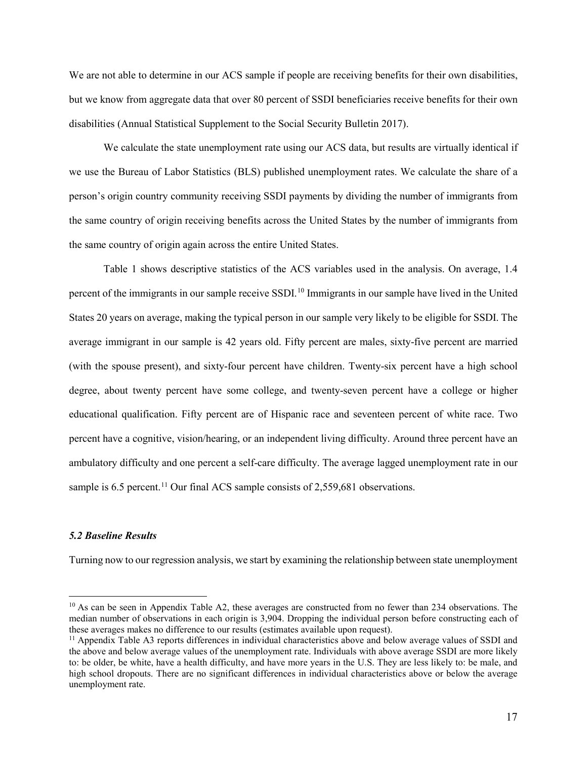We are not able to determine in our ACS sample if people are receiving benefits for their own disabilities, but we know from aggregate data that over 80 percent of SSDI beneficiaries receive benefits for their own disabilities (Annual Statistical Supplement to the Social Security Bulletin 2017).

We calculate the state unemployment rate using our ACS data, but results are virtually identical if we use the Bureau of Labor Statistics (BLS) published unemployment rates. We calculate the share of a person's origin country community receiving SSDI payments by dividing the number of immigrants from the same country of origin receiving benefits across the United States by the number of immigrants from the same country of origin again across the entire United States.

Table 1 shows descriptive statistics of the ACS variables used in the analysis. On average, 1.4 percent of the immigrants in our sample receive SSDI.[10] Immigrants in our sample have lived in the United States 20 years on average, making the typical person in our sample very likely to be eligible for SSDI. The average immigrant in our sample is 42 years old. Fifty percent are males, sixty-five percent are married (with the spouse present), and sixty-four percent have children. Twenty-six percent have a high school degree, about twenty percent have some college, and twenty-seven percent have a college or higher educational qualification. Fifty percent are of Hispanic race and seventeen percent of white race. Two percent have a cognitive, vision/hearing, or an independent living difficulty. Around three percent have an ambulatory difficulty and one percent a self-care difficulty. The average lagged unemployment rate in our sample is 6.5 percent.[11] Our final ACS sample consists of 2,559,681 observations.

### *5.2 Baseline Results*

Turning now to our regression analysis, we start by examining the relationship between state unemployment

---

[10] As can be seen in Appendix Table A2, these averages are constructed from no fewer than 234 observations. The median number of observations in each origin is 3,904. Dropping the individual person before constructing each of these averages makes no difference to our results (estimates available upon request).

[11] Appendix Table A3 reports differences in individual characteristics above and below average values of SSDI and the above and below average values of the unemployment rate. Individuals with above average SSDI are more likely to: be older, be white, have a health difficulty, and have more years in the U.S. They are less likely to: be male, and high school dropouts. There are no significant differences in individual characteristics above or below the average unemployment rate.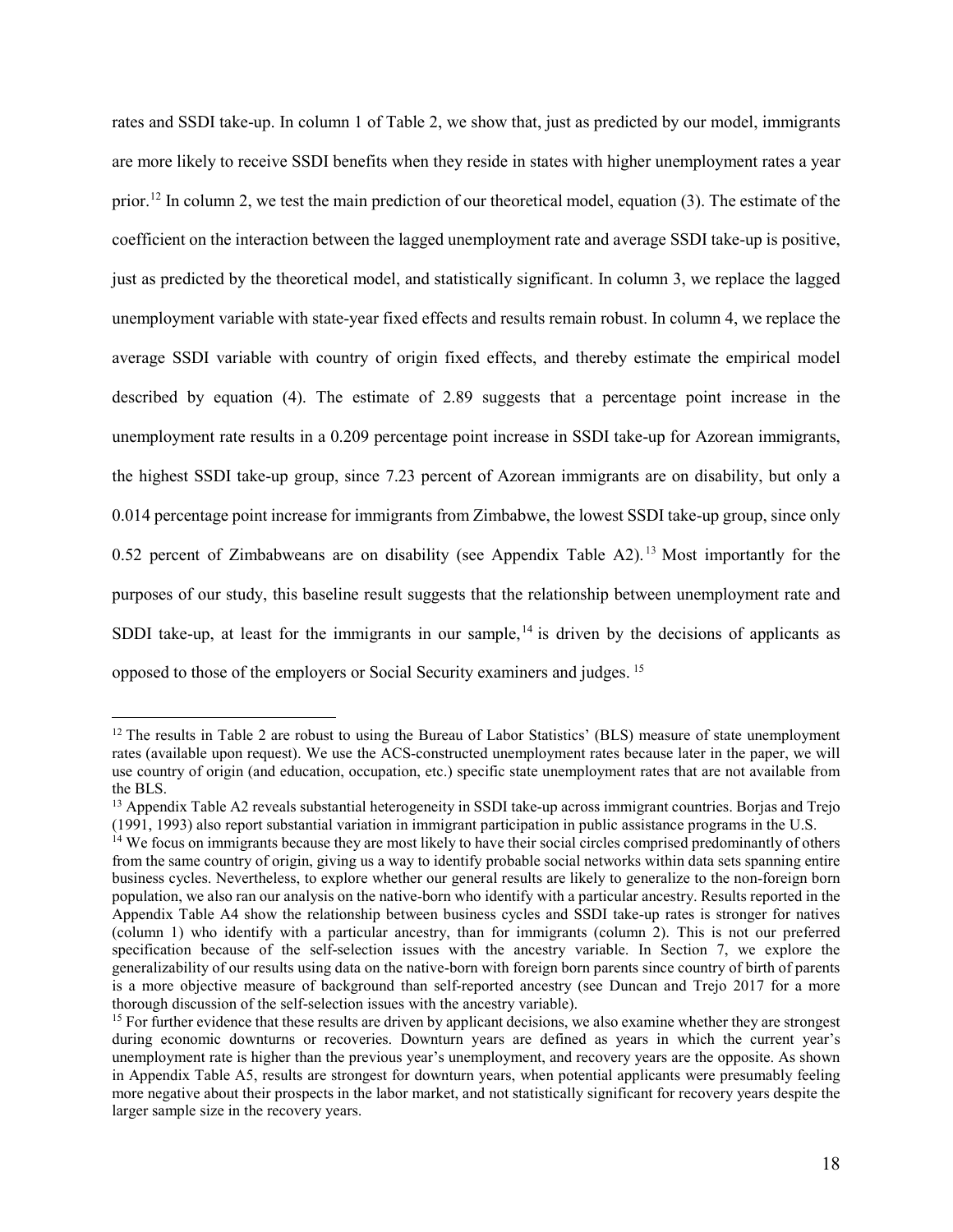rates and SSDI take-up. In column 1 of Table 2, we show that, just as predicted by our model, immigrants are more likely to receive SSDI benefits when they reside in states with higher unemployment rates a year prior.[12] In column 2, we test the main prediction of our theoretical model, equation (3). The estimate of the coefficient on the interaction between the lagged unemployment rate and average SSDI take-up is positive, just as predicted by the theoretical model, and statistically significant. In column 3, we replace the lagged unemployment variable with state-year fixed effects and results remain robust. In column 4, we replace the average SSDI variable with country of origin fixed effects, and thereby estimate the empirical model described by equation (4). The estimate of 2.89 suggests that a percentage point increase in the unemployment rate results in a 0.209 percentage point increase in SSDI take-up for Azorean immigrants, the highest SSDI take-up group, since 7.23 percent of Azorean immigrants are on disability, but only a 0.014 percentage point increase for immigrants from Zimbabwe, the lowest SSDI take-up group, since only 0.52 percent of Zimbabweans are on disability (see Appendix Table A2).[13] Most importantly for the purposes of our study, this baseline result suggests that the relationship between unemployment rate and SDDI take-up, at least for the immigrants in our sample,[14] is driven by the decisions of applicants as opposed to those of the employers or Social Security examiners and judges.[15]

---

[12] The results in Table 2 are robust to using the Bureau of Labor Statistics' (BLS) measure of state unemployment rates (available upon request). We use the ACS-constructed unemployment rates because later in the paper, we will use country of origin (and education, occupation, etc.) specific state unemployment rates that are not available from the BLS.

[13] Appendix Table A2 reveals substantial heterogeneity in SSDI take-up across immigrant countries. Borjas and Trejo (1991, 1993) also report substantial variation in immigrant participation in public assistance programs in the U.S.

[14] We focus on immigrants because they are most likely to have their social circles comprised predominantly of others from the same country of origin, giving us a way to identify probable social networks within data sets spanning entire business cycles. Nevertheless, to explore whether our general results are likely to generalize to the non-foreign born population, we also ran our analysis on the native-born who identify with a particular ancestry. Results reported in the Appendix Table A4 show the relationship between business cycles and SSDI take-up rates is stronger for natives (column 1) who identify with a particular ancestry, than for immigrants (column 2). This is not our preferred specification because of the self-selection issues with the ancestry variable. In Section 7, we explore the generalizability of our results using data on the native-born with foreign born parents since country of birth of parents is a more objective measure of background than self-reported ancestry (see Duncan and Trejo 2017 for a more thorough discussion of the self-selection issues with the ancestry variable).

[15] For further evidence that these results are driven by applicant decisions, we also examine whether they are strongest during economic downturns or recoveries. Downturn years are defined as years in which the current year's unemployment rate is higher than the previous year's unemployment, and recovery years are the opposite. As shown in Appendix Table A5, results are strongest for downturn years, when potential applicants were presumably feeling more negative about their prospects in the labor market, and not statistically significant for recovery years despite the larger sample size in the recovery years.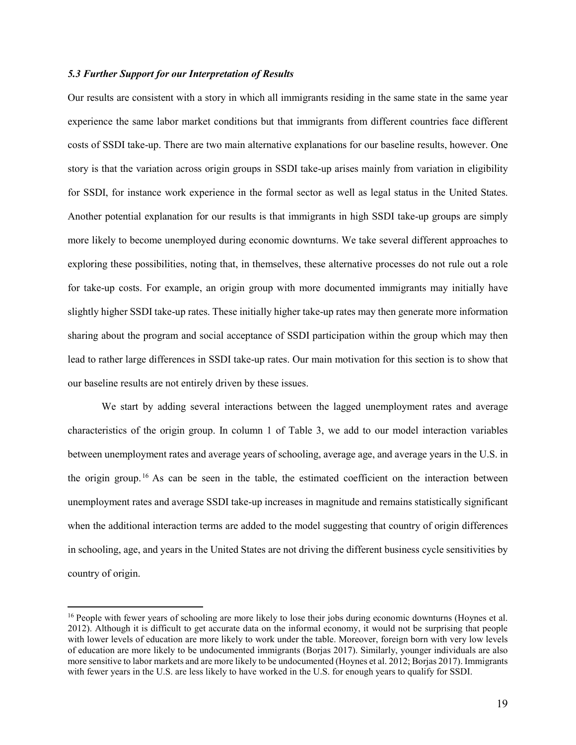### *5.3 Further Support for our Interpretation of Results*

Our results are consistent with a story in which all immigrants residing in the same state in the same year experience the same labor market conditions but that immigrants from different countries face different costs of SSDI take-up. There are two main alternative explanations for our baseline results, however. One story is that the variation across origin groups in SSDI take-up arises mainly from variation in eligibility for SSDI, for instance work experience in the formal sector as well as legal status in the United States. Another potential explanation for our results is that immigrants in high SSDI take-up groups are simply more likely to become unemployed during economic downturns. We take several different approaches to exploring these possibilities, noting that, in themselves, these alternative processes do not rule out a role for take-up costs. For example, an origin group with more documented immigrants may initially have slightly higher SSDI take-up rates. These initially higher take-up rates may then generate more information sharing about the program and social acceptance of SSDI participation within the group which may then lead to rather large differences in SSDI take-up rates. Our main motivation for this section is to show that our baseline results are not entirely driven by these issues.

We start by adding several interactions between the lagged unemployment rates and average characteristics of the origin group. In column 1 of Table 3, we add to our model interaction variables between unemployment rates and average years of schooling, average age, and average years in the U.S. in the origin group.[16] As can be seen in the table, the estimated coefficient on the interaction between unemployment rates and average SSDI take-up increases in magnitude and remains statistically significant when the additional interaction terms are added to the model suggesting that country of origin differences in schooling, age, and years in the United States are not driving the different business cycle sensitivities by country of origin.

[16] People with fewer years of schooling are more likely to lose their jobs during economic downturns (Hoynes et al. 2012). Although it is difficult to get accurate data on the informal economy, it would not be surprising that people with lower levels of education are more likely to work under the table. Moreover, foreign born with very low levels of education are more likely to be undocumented immigrants (Borjas 2017). Similarly, younger individuals are also more sensitive to labor markets and are more likely to be undocumented (Hoynes et al. 2012; Borjas 2017). Immigrants with fewer years in the U.S. are less likely to have worked in the U.S. for enough years to qualify for SSDI.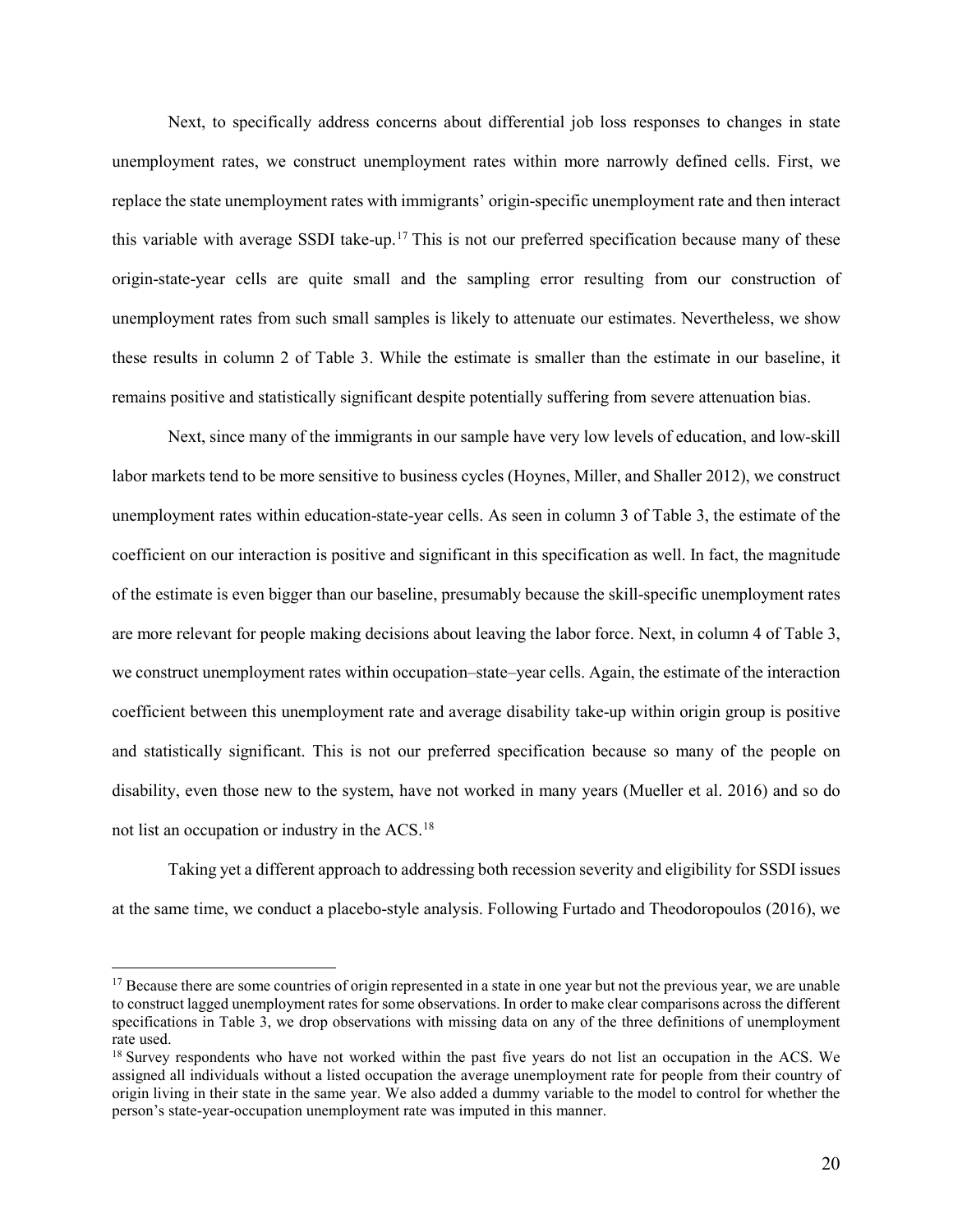Next, to specifically address concerns about differential job loss responses to changes in state unemployment rates, we construct unemployment rates within more narrowly defined cells. First, we replace the state unemployment rates with immigrants' origin-specific unemployment rate and then interact this variable with average SSDI take-up.[17] This is not our preferred specification because many of these origin-state-year cells are quite small and the sampling error resulting from our construction of unemployment rates from such small samples is likely to attenuate our estimates. Nevertheless, we show these results in column 2 of Table 3. While the estimate is smaller than the estimate in our baseline, it remains positive and statistically significant despite potentially suffering from severe attenuation bias.

Next, since many of the immigrants in our sample have very low levels of education, and low-skill labor markets tend to be more sensitive to business cycles (Hoynes, Miller, and Shaller 2012), we construct unemployment rates within education-state-year cells. As seen in column 3 of Table 3, the estimate of the coefficient on our interaction is positive and significant in this specification as well. In fact, the magnitude of the estimate is even bigger than our baseline, presumably because the skill-specific unemployment rates are more relevant for people making decisions about leaving the labor force. Next, in column 4 of Table 3, we construct unemployment rates within occupation–state–year cells. Again, the estimate of the interaction coefficient between this unemployment rate and average disability take-up within origin group is positive and statistically significant. This is not our preferred specification because so many of the people on disability, even those new to the system, have not worked in many years (Mueller et al. 2016) and so do not list an occupation or industry in the ACS.[18]

Taking yet a different approach to addressing both recession severity and eligibility for SSDI issues at the same time, we conduct a placebo-style analysis. Following Furtado and Theodoropoulos (2016), we

[17] Because there are some countries of origin represented in a state in one year but not the previous year, we are unable to construct lagged unemployment rates for some observations. In order to make clear comparisons across the different specifications in Table 3, we drop observations with missing data on any of the three definitions of unemployment rate used.

[18] Survey respondents who have not worked within the past five years do not list an occupation in the ACS. We assigned all individuals without a listed occupation the average unemployment rate for people from their country of origin living in their state in the same year. We also added a dummy variable to the model to control for whether the person's state-year-occupation unemployment rate was imputed in this manner.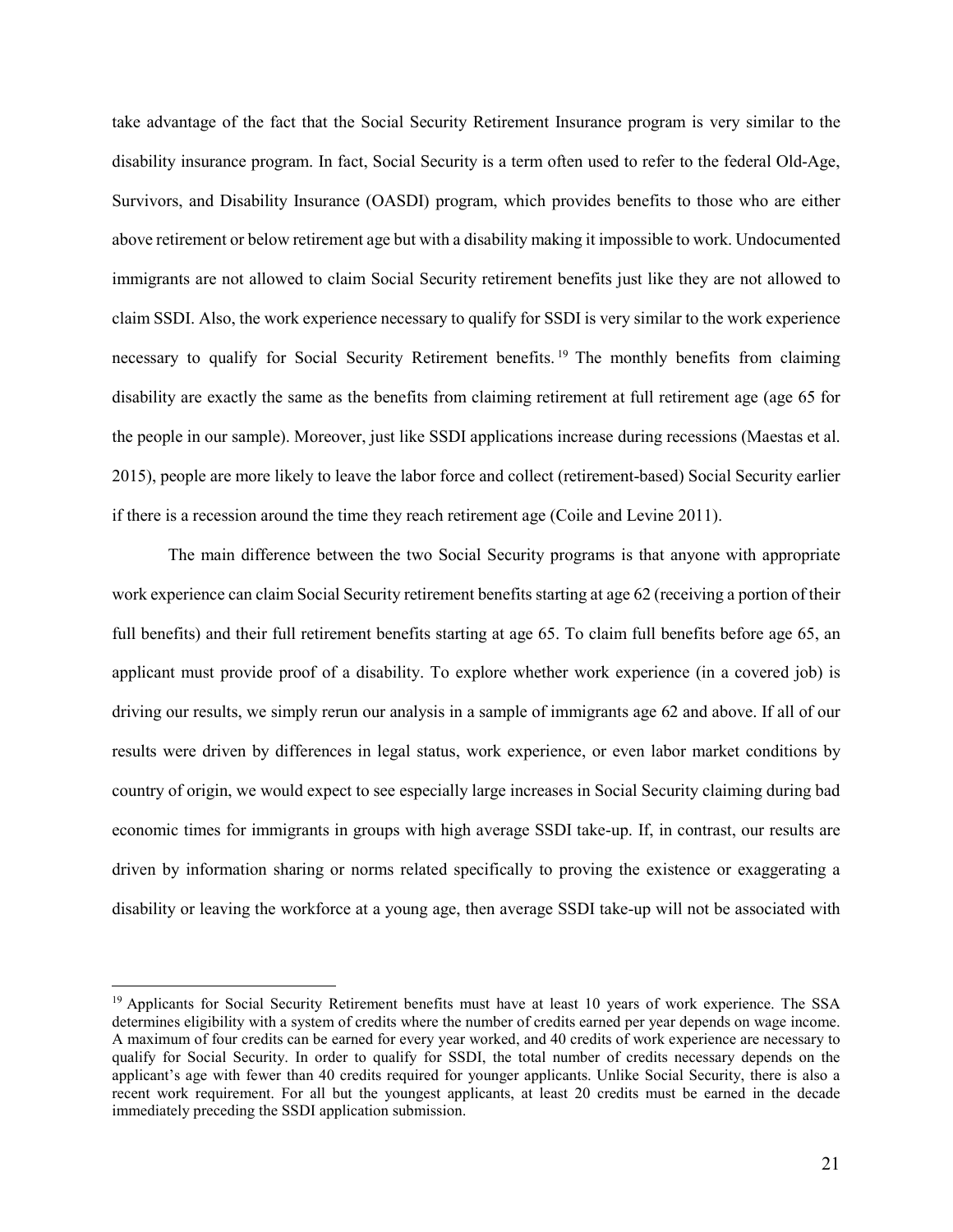take advantage of the fact that the Social Security Retirement Insurance program is very similar to the disability insurance program. In fact, Social Security is a term often used to refer to the federal Old-Age, Survivors, and Disability Insurance (OASDI) program, which provides benefits to those who are either above retirement or below retirement age but with a disability making it impossible to work. Undocumented immigrants are not allowed to claim Social Security retirement benefits just like they are not allowed to claim SSDI. Also, the work experience necessary to qualify for SSDI is very similar to the work experience necessary to qualify for Social Security Retirement benefits.[19] The monthly benefits from claiming disability are exactly the same as the benefits from claiming retirement at full retirement age (age 65 for the people in our sample). Moreover, just like SSDI applications increase during recessions (Maestas et al. 2015), people are more likely to leave the labor force and collect (retirement-based) Social Security earlier if there is a recession around the time they reach retirement age (Coile and Levine 2011).

The main difference between the two Social Security programs is that anyone with appropriate work experience can claim Social Security retirement benefits starting at age 62 (receiving a portion of their full benefits) and their full retirement benefits starting at age 65. To claim full benefits before age 65, an applicant must provide proof of a disability. To explore whether work experience (in a covered job) is driving our results, we simply rerun our analysis in a sample of immigrants age 62 and above. If all of our results were driven by differences in legal status, work experience, or even labor market conditions by country of origin, we would expect to see especially large increases in Social Security claiming during bad economic times for immigrants in groups with high average SSDI take-up. If, in contrast, our results are driven by information sharing or norms related specifically to proving the existence or exaggerating a disability or leaving the workforce at a young age, then average SSDI take-up will not be associated with

[19] Applicants for Social Security Retirement benefits must have at least 10 years of work experience. The SSA determines eligibility with a system of credits where the number of credits earned per year depends on wage income. A maximum of four credits can be earned for every year worked, and 40 credits of work experience are necessary to qualify for Social Security. In order to qualify for SSDI, the total number of credits necessary depends on the applicant's age with fewer than 40 credits required for younger applicants. Unlike Social Security, there is also a recent work requirement. For all but the youngest applicants, at least 20 credits must be earned in the decade immediately preceding the SSDI application submission.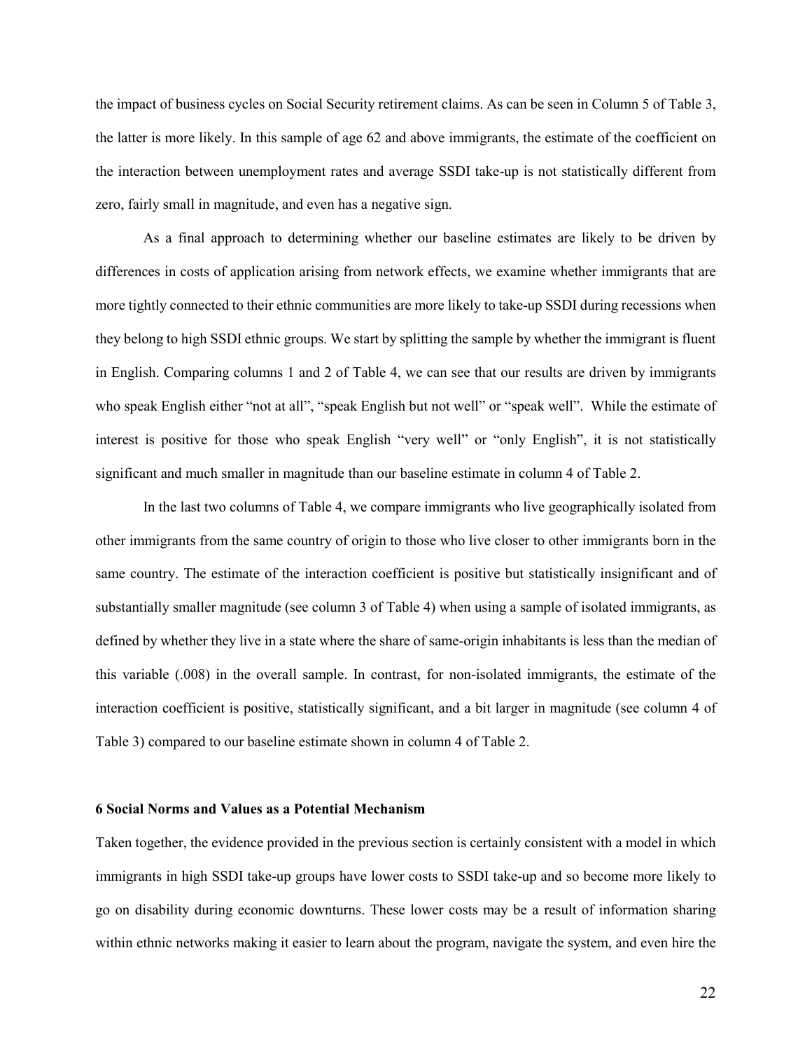the impact of business cycles on Social Security retirement claims. As can be seen in Column 5 of Table 3, the latter is more likely. In this sample of age 62 and above immigrants, the estimate of the coefficient on the interaction between unemployment rates and average SSDI take-up is not statistically different from zero, fairly small in magnitude, and even has a negative sign.

As a final approach to determining whether our baseline estimates are likely to be driven by differences in costs of application arising from network effects, we examine whether immigrants that are more tightly connected to their ethnic communities are more likely to take-up SSDI during recessions when they belong to high SSDI ethnic groups. We start by splitting the sample by whether the immigrant is fluent in English. Comparing columns 1 and 2 of Table 4, we can see that our results are driven by immigrants who speak English either "not at all", "speak English but not well" or "speak well". While the estimate of interest is positive for those who speak English "very well" or "only English", it is not statistically significant and much smaller in magnitude than our baseline estimate in column 4 of Table 2.

In the last two columns of Table 4, we compare immigrants who live geographically isolated from other immigrants from the same country of origin to those who live closer to other immigrants born in the same country. The estimate of the interaction coefficient is positive but statistically insignificant and of substantially smaller magnitude (see column 3 of Table 4) when using a sample of isolated immigrants, as defined by whether they live in a state where the share of same-origin inhabitants is less than the median of this variable (.008) in the overall sample. In contrast, for non-isolated immigrants, the estimate of the interaction coefficient is positive, statistically significant, and a bit larger in magnitude (see column 4 of Table 3) compared to our baseline estimate shown in column 4 of Table 2.

## 6 Social Norms and Values as a Potential Mechanism

Taken together, the evidence provided in the previous section is certainly consistent with a model in which immigrants in high SSDI take-up groups have lower costs to SSDI take-up and so become more likely to go on disability during economic downturns. These lower costs may be a result of information sharing within ethnic networks making it easier to learn about the program, navigate the system, and even hire the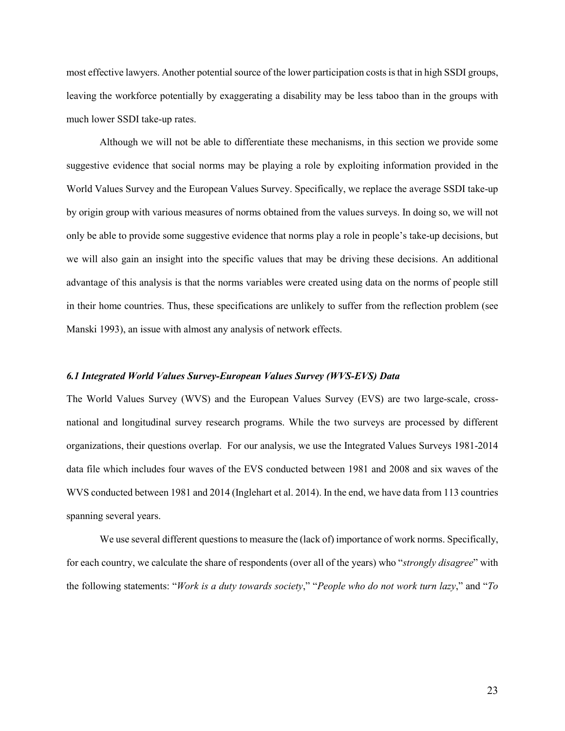most effective lawyers. Another potential source of the lower participation costs is that in high SSDI groups, leaving the workforce potentially by exaggerating a disability may be less taboo than in the groups with much lower SSDI take-up rates.

Although we will not be able to differentiate these mechanisms, in this section we provide some suggestive evidence that social norms may be playing a role by exploiting information provided in the World Values Survey and the European Values Survey. Specifically, we replace the average SSDI take-up by origin group with various measures of norms obtained from the values surveys. In doing so, we will not only be able to provide some suggestive evidence that norms play a role in people's take-up decisions, but we will also gain an insight into the specific values that may be driving these decisions. An additional advantage of this analysis is that the norms variables were created using data on the norms of people still in their home countries. Thus, these specifications are unlikely to suffer from the reflection problem (see Manski 1993), an issue with almost any analysis of network effects.

### *6.1 Integrated World Values Survey-European Values Survey (WVS-EVS) Data*

The World Values Survey (WVS) and the European Values Survey (EVS) are two large-scale, cross-national and longitudinal survey research programs. While the two surveys are processed by different organizations, their questions overlap. For our analysis, we use the Integrated Values Surveys 1981-2014 data file which includes four waves of the EVS conducted between 1981 and 2008 and six waves of the WVS conducted between 1981 and 2014 (Inglehart et al. 2014). In the end, we have data from 113 countries spanning several years.

We use several different questions to measure the (lack of) importance of work norms. Specifically, for each country, we calculate the share of respondents (over all of the years) who "*strongly disagree*" with the following statements: "*Work is a duty towards society*," "*People who do not work turn lazy*," and "*To*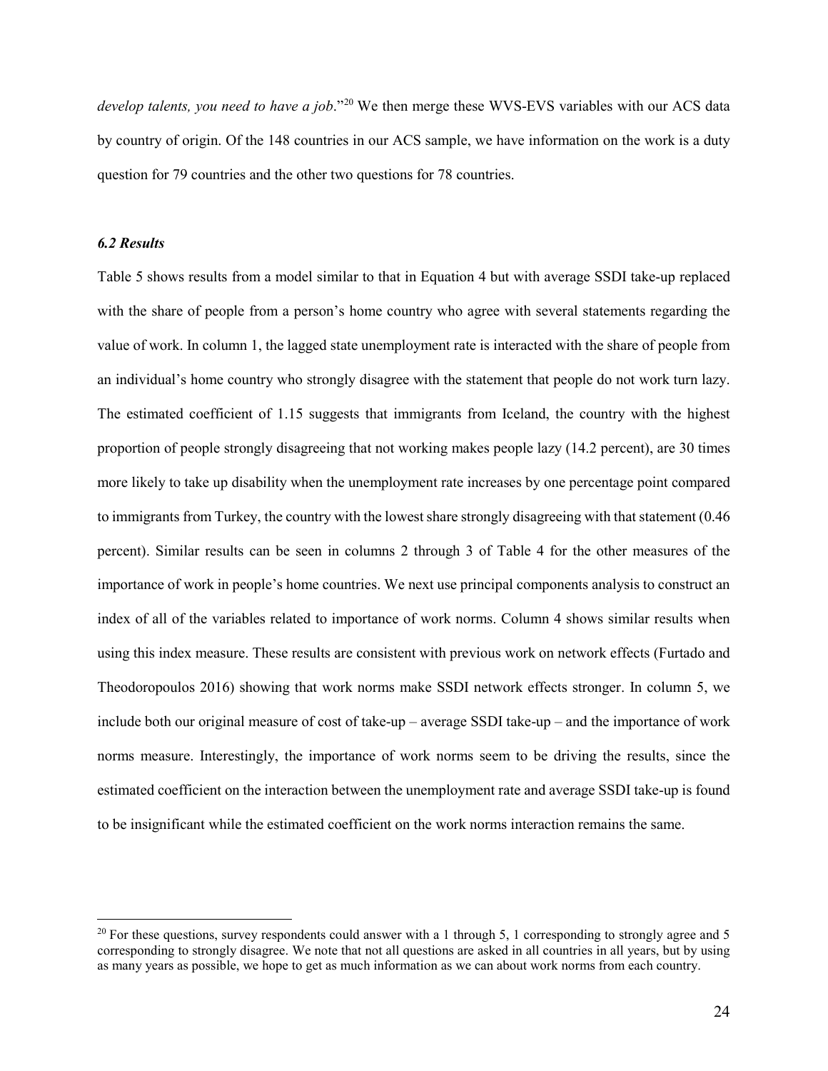*develop talents, you need to have a job*."[20] We then merge these WVS-EVS variables with our ACS data by country of origin. Of the 148 countries in our ACS sample, we have information on the work is a duty question for 79 countries and the other two questions for 78 countries.

### *6.2 Results*

Table 5 shows results from a model similar to that in Equation 4 but with average SSDI take-up replaced with the share of people from a person's home country who agree with several statements regarding the value of work. In column 1, the lagged state unemployment rate is interacted with the share of people from an individual's home country who strongly disagree with the statement that people do not work turn lazy. The estimated coefficient of 1.15 suggests that immigrants from Iceland, the country with the highest proportion of people strongly disagreeing that not working makes people lazy (14.2 percent), are 30 times more likely to take up disability when the unemployment rate increases by one percentage point compared to immigrants from Turkey, the country with the lowest share strongly disagreeing with that statement (0.46 percent). Similar results can be seen in columns 2 through 3 of Table 4 for the other measures of the importance of work in people's home countries. We next use principal components analysis to construct an index of all of the variables related to importance of work norms. Column 4 shows similar results when using this index measure. These results are consistent with previous work on network effects (Furtado and Theodoropoulos 2016) showing that work norms make SSDI network effects stronger. In column 5, we include both our original measure of cost of take-up – average SSDI take-up – and the importance of work norms measure. Interestingly, the importance of work norms seem to be driving the results, since the estimated coefficient on the interaction between the unemployment rate and average SSDI take-up is found to be insignificant while the estimated coefficient on the work norms interaction remains the same.

[20] For these questions, survey respondents could answer with a 1 through 5, 1 corresponding to strongly agree and 5 corresponding to strongly disagree. We note that not all questions are asked in all countries in all years, but by using as many years as possible, we hope to get as much information as we can about work norms from each country.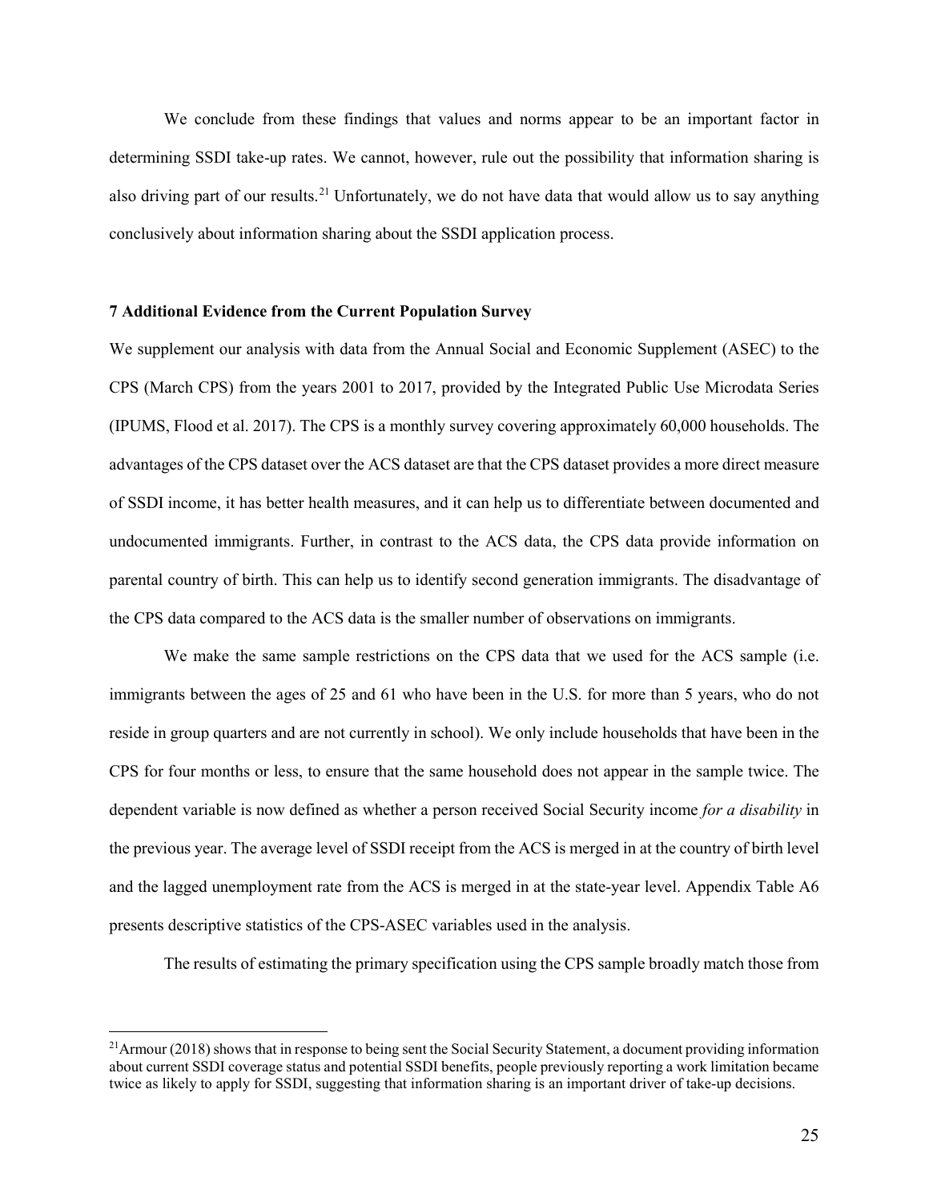We conclude from these findings that values and norms appear to be an important factor in determining SSDI take-up rates. We cannot, however, rule out the possibility that information sharing is also driving part of our results.[21] Unfortunately, we do not have data that would allow us to say anything conclusively about information sharing about the SSDI application process.

### 7 Additional Evidence from the Current Population Survey

We supplement our analysis with data from the Annual Social and Economic Supplement (ASEC) to the CPS (March CPS) from the years 2001 to 2017, provided by the Integrated Public Use Microdata Series (IPUMS, Flood et al. 2017). The CPS is a monthly survey covering approximately 60,000 households. The advantages of the CPS dataset over the ACS dataset are that the CPS dataset provides a more direct measure of SSDI income, it has better health measures, and it can help us to differentiate between documented and undocumented immigrants. Further, in contrast to the ACS data, the CPS data provide information on parental country of birth. This can help us to identify second generation immigrants. The disadvantage of the CPS data compared to the ACS data is the smaller number of observations on immigrants.

We make the same sample restrictions on the CPS data that we used for the ACS sample (i.e. immigrants between the ages of 25 and 61 who have been in the U.S. for more than 5 years, who do not reside in group quarters and are not currently in school). We only include households that have been in the CPS for four months or less, to ensure that the same household does not appear in the sample twice. The dependent variable is now defined as whether a person received Social Security income *for a disability* in the previous year. The average level of SSDI receipt from the ACS is merged in at the country of birth level and the lagged unemployment rate from the ACS is merged in at the state-year level. Appendix Table A6 presents descriptive statistics of the CPS-ASEC variables used in the analysis.

The results of estimating the primary specification using the CPS sample broadly match those from

[21] Armour (2018) shows that in response to being sent the Social Security Statement, a document providing information about current SSDI coverage status and potential SSDI benefits, people previously reporting a work limitation became twice as likely to apply for SSDI, suggesting that information sharing is an important driver of take-up decisions.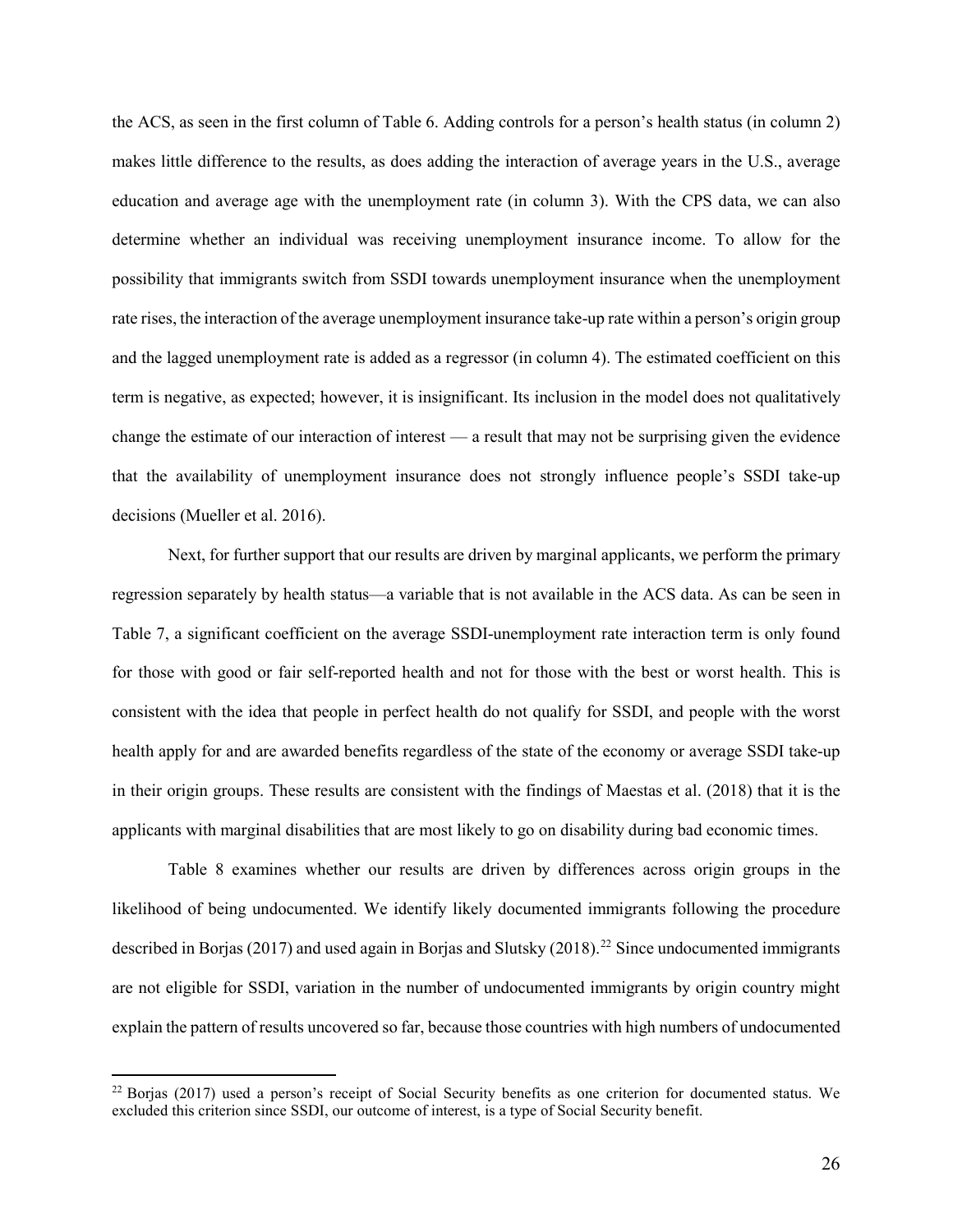the ACS, as seen in the first column of Table 6. Adding controls for a person's health status (in column 2) makes little difference to the results, as does adding the interaction of average years in the U.S., average education and average age with the unemployment rate (in column 3). With the CPS data, we can also determine whether an individual was receiving unemployment insurance income. To allow for the possibility that immigrants switch from SSDI towards unemployment insurance when the unemployment rate rises, the interaction of the average unemployment insurance take-up rate within a person's origin group and the lagged unemployment rate is added as a regressor (in column 4). The estimated coefficient on this term is negative, as expected; however, it is insignificant. Its inclusion in the model does not qualitatively change the estimate of our interaction of interest — a result that may not be surprising given the evidence that the availability of unemployment insurance does not strongly influence people's SSDI take-up decisions (Mueller et al. 2016).

Next, for further support that our results are driven by marginal applicants, we perform the primary regression separately by health status—a variable that is not available in the ACS data. As can be seen in Table 7, a significant coefficient on the average SSDI-unemployment rate interaction term is only found for those with good or fair self-reported health and not for those with the best or worst health. This is consistent with the idea that people in perfect health do not qualify for SSDI, and people with the worst health apply for and are awarded benefits regardless of the state of the economy or average SSDI take-up in their origin groups. These results are consistent with the findings of Maestas et al. (2018) that it is the applicants with marginal disabilities that are most likely to go on disability during bad economic times.

Table 8 examines whether our results are driven by differences across origin groups in the likelihood of being undocumented. We identify likely documented immigrants following the procedure described in Borjas (2017) and used again in Borjas and Slutsky (2018).[22] Since undocumented immigrants are not eligible for SSDI, variation in the number of undocumented immigrants by origin country might explain the pattern of results uncovered so far, because those countries with high numbers of undocumented

[22] Borjas (2017) used a person's receipt of Social Security benefits as one criterion for documented status. We excluded this criterion since SSDI, our outcome of interest, is a type of Social Security benefit.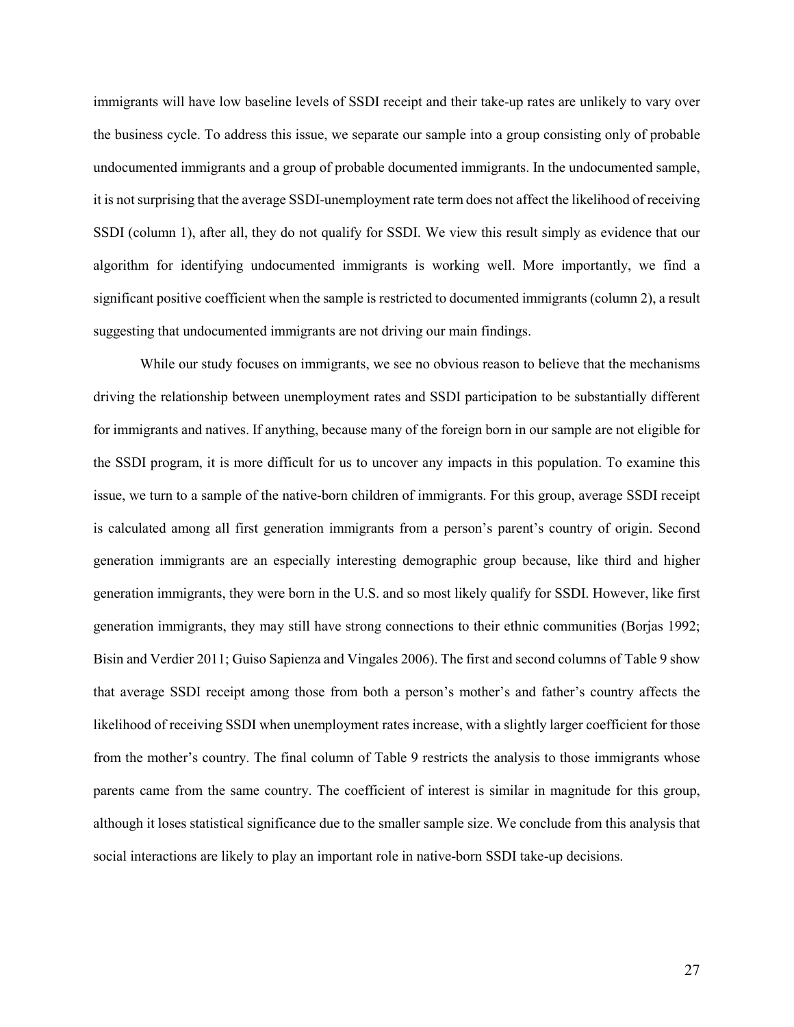immigrants will have low baseline levels of SSDI receipt and their take-up rates are unlikely to vary over the business cycle. To address this issue, we separate our sample into a group consisting only of probable undocumented immigrants and a group of probable documented immigrants. In the undocumented sample, it is not surprising that the average SSDI-unemployment rate term does not affect the likelihood of receiving SSDI (column 1), after all, they do not qualify for SSDI. We view this result simply as evidence that our algorithm for identifying undocumented immigrants is working well. More importantly, we find a significant positive coefficient when the sample is restricted to documented immigrants (column 2), a result suggesting that undocumented immigrants are not driving our main findings.

While our study focuses on immigrants, we see no obvious reason to believe that the mechanisms driving the relationship between unemployment rates and SSDI participation to be substantially different for immigrants and natives. If anything, because many of the foreign born in our sample are not eligible for the SSDI program, it is more difficult for us to uncover any impacts in this population. To examine this issue, we turn to a sample of the native-born children of immigrants. For this group, average SSDI receipt is calculated among all first generation immigrants from a person's parent's country of origin. Second generation immigrants are an especially interesting demographic group because, like third and higher generation immigrants, they were born in the U.S. and so most likely qualify for SSDI. However, like first generation immigrants, they may still have strong connections to their ethnic communities (Borjas 1992; Bisin and Verdier 2011; Guiso Sapienza and Vingales 2006). The first and second columns of Table 9 show that average SSDI receipt among those from both a person's mother's and father's country affects the likelihood of receiving SSDI when unemployment rates increase, with a slightly larger coefficient for those from the mother's country. The final column of Table 9 restricts the analysis to those immigrants whose parents came from the same country. The coefficient of interest is similar in magnitude for this group, although it loses statistical significance due to the smaller sample size. We conclude from this analysis that social interactions are likely to play an important role in native-born SSDI take-up decisions.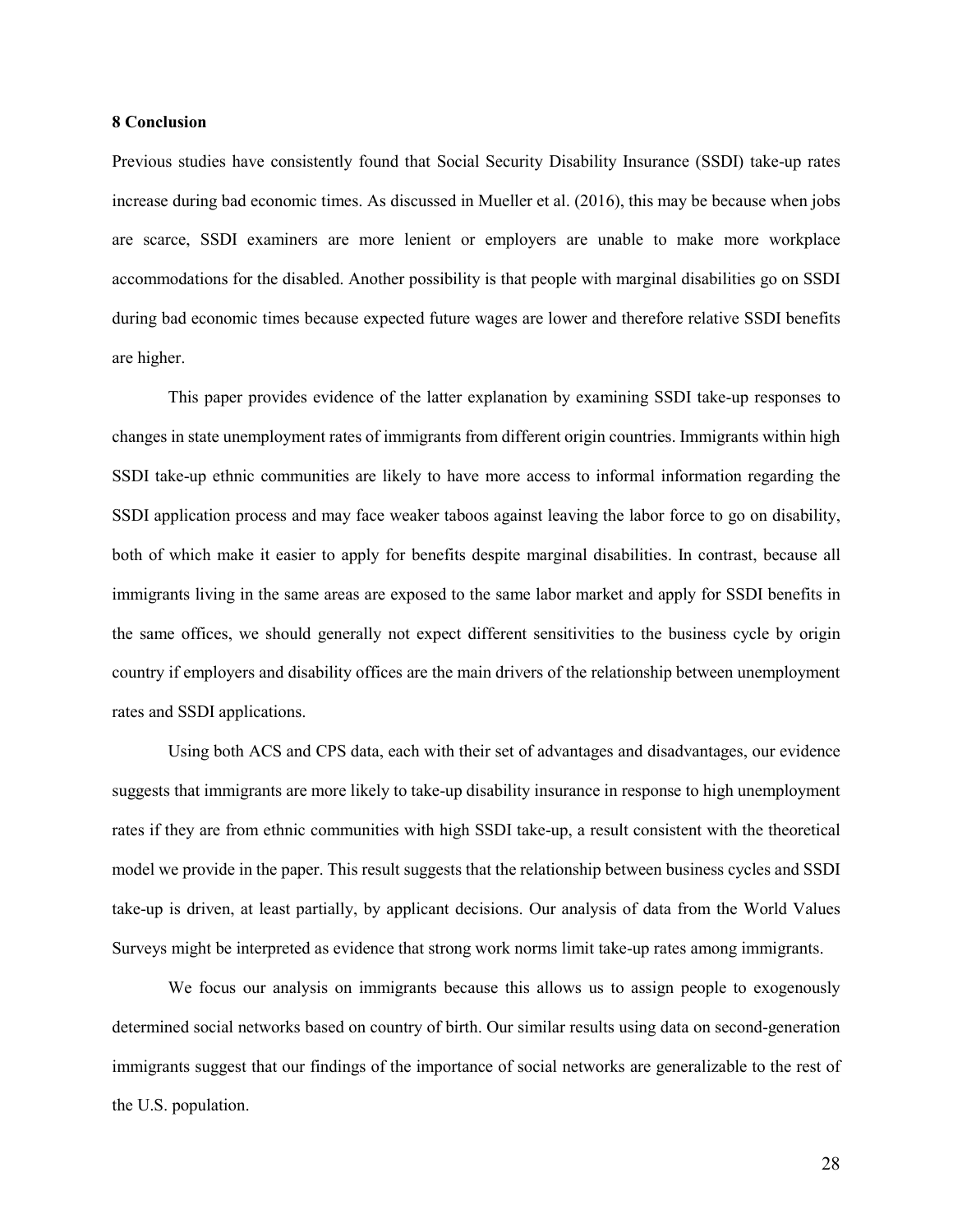## 8 Conclusion

Previous studies have consistently found that Social Security Disability Insurance (SSDI) take-up rates increase during bad economic times. As discussed in Mueller et al. (2016), this may be because when jobs are scarce, SSDI examiners are more lenient or employers are unable to make more workplace accommodations for the disabled. Another possibility is that people with marginal disabilities go on SSDI during bad economic times because expected future wages are lower and therefore relative SSDI benefits are higher.

This paper provides evidence of the latter explanation by examining SSDI take-up responses to changes in state unemployment rates of immigrants from different origin countries. Immigrants within high SSDI take-up ethnic communities are likely to have more access to informal information regarding the SSDI application process and may face weaker taboos against leaving the labor force to go on disability, both of which make it easier to apply for benefits despite marginal disabilities. In contrast, because all immigrants living in the same areas are exposed to the same labor market and apply for SSDI benefits in the same offices, we should generally not expect different sensitivities to the business cycle by origin country if employers and disability offices are the main drivers of the relationship between unemployment rates and SSDI applications.

Using both ACS and CPS data, each with their set of advantages and disadvantages, our evidence suggests that immigrants are more likely to take-up disability insurance in response to high unemployment rates if they are from ethnic communities with high SSDI take-up, a result consistent with the theoretical model we provide in the paper. This result suggests that the relationship between business cycles and SSDI take-up is driven, at least partially, by applicant decisions. Our analysis of data from the World Values Surveys might be interpreted as evidence that strong work norms limit take-up rates among immigrants.

We focus our analysis on immigrants because this allows us to assign people to exogenously determined social networks based on country of birth. Our similar results using data on second-generation immigrants suggest that our findings of the importance of social networks are generalizable to the rest of the U.S. population.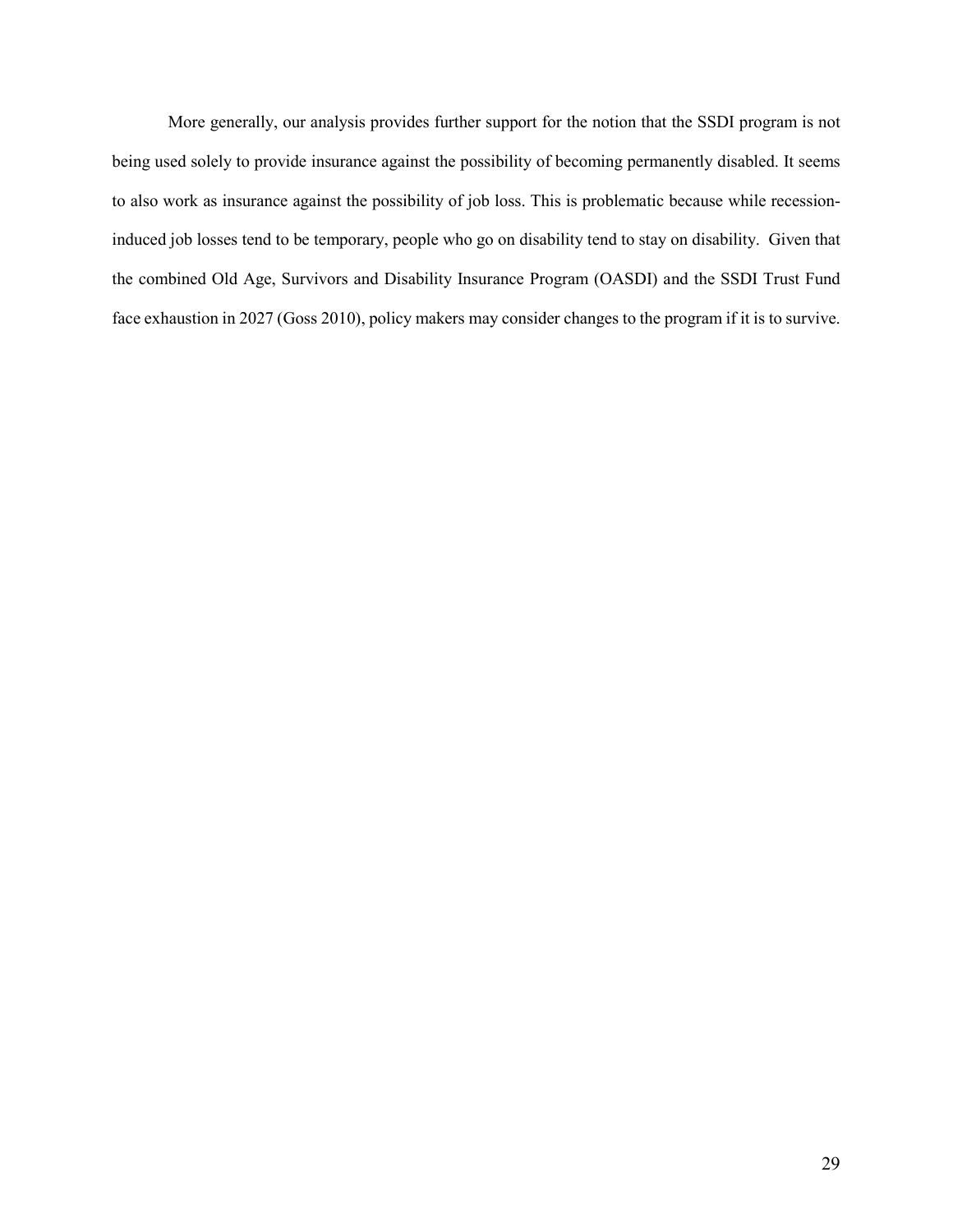More generally, our analysis provides further support for the notion that the SSDI program is not being used solely to provide insurance against the possibility of becoming permanently disabled. It seems to also work as insurance against the possibility of job loss. This is problematic because while recession-induced job losses tend to be temporary, people who go on disability tend to stay on disability. Given that the combined Old Age, Survivors and Disability Insurance Program (OASDI) and the SSDI Trust Fund face exhaustion in 2027 (Goss 2010), policy makers may consider changes to the program if it is to survive.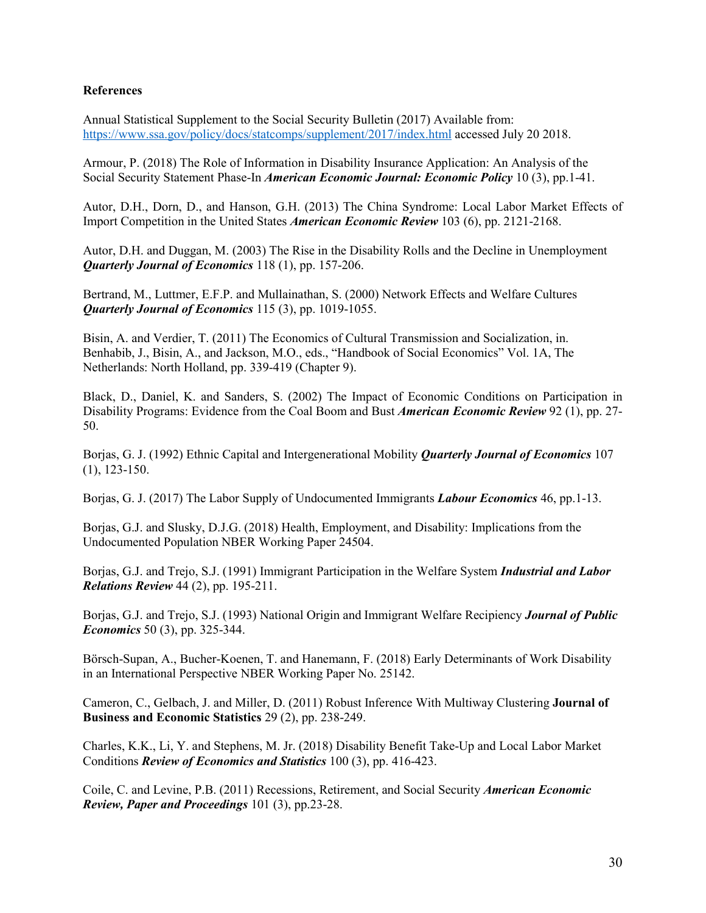**References**

Annual Statistical Supplement to the Social Security Bulletin (2017) Available from: https://www.ssa.gov/policy/docs/statcomps/supplement/2017/index.html accessed July 20 2018.

Armour, P. (2018) The Role of Information in Disability Insurance Application: An Analysis of the Social Security Statement Phase-In ***American Economic Journal: Economic Policy*** 10 (3), pp.1-41.

Autor, D.H., Dorn, D., and Hanson, G.H. (2013) The China Syndrome: Local Labor Market Effects of Import Competition in the United States ***American Economic Review*** 103 (6), pp. 2121-2168.

Autor, D.H. and Duggan, M. (2003) The Rise in the Disability Rolls and the Decline in Unemployment ***Quarterly Journal of Economics*** 118 (1), pp. 157-206.

Bertrand, M., Luttmer, E.F.P. and Mullainathan, S. (2000) Network Effects and Welfare Cultures ***Quarterly Journal of Economics*** 115 (3), pp. 1019-1055.

Bisin, A. and Verdier, T. (2011) The Economics of Cultural Transmission and Socialization, in. Benhabib, J., Bisin, A., and Jackson, M.O., eds., "Handbook of Social Economics" Vol. 1A, The Netherlands: North Holland, pp. 339-419 (Chapter 9).

Black, D., Daniel, K. and Sanders, S. (2002) The Impact of Economic Conditions on Participation in Disability Programs: Evidence from the Coal Boom and Bust ***American Economic Review*** 92 (1), pp. 27-50.

Borjas, G. J. (1992) Ethnic Capital and Intergenerational Mobility ***Quarterly Journal of Economics*** 107 (1), 123-150.

Borjas, G. J. (2017) The Labor Supply of Undocumented Immigrants ***Labour Economics*** 46, pp.1-13.

Borjas, G.J. and Slusky, D.J.G. (2018) Health, Employment, and Disability: Implications from the Undocumented Population NBER Working Paper 24504.

Borjas, G.J. and Trejo, S.J. (1991) Immigrant Participation in the Welfare System ***Industrial and Labor Relations Review*** 44 (2), pp. 195-211.

Borjas, G.J. and Trejo, S.J. (1993) National Origin and Immigrant Welfare Recipiency ***Journal of Public Economics*** 50 (3), pp. 325-344.

Börsch-Supan, A., Bucher-Koenen, T. and Hanemann, F. (2018) Early Determinants of Work Disability in an International Perspective NBER Working Paper No. 25142.

Cameron, C., Gelbach, J. and Miller, D. (2011) Robust Inference With Multiway Clustering **Journal of Business and Economic Statistics** 29 (2), pp. 238-249.

Charles, K.K., Li, Y. and Stephens, M. Jr. (2018) Disability Benefit Take-Up and Local Labor Market Conditions ***Review of Economics and Statistics*** 100 (3), pp. 416-423.

Coile, C. and Levine, P.B. (2011) Recessions, Retirement, and Social Security ***American Economic Review, Paper and Proceedings*** 101 (3), pp.23-28.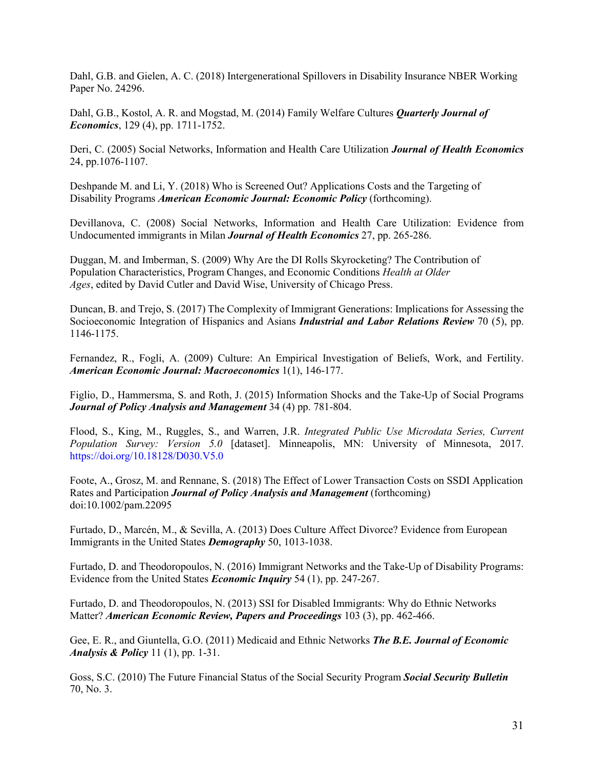Dahl, G.B. and Gielen, A. C. (2018) Intergenerational Spillovers in Disability Insurance NBER Working Paper No. 24296.

Dahl, G.B., Kostol, A. R. and Mogstad, M. (2014) Family Welfare Cultures ***Quarterly Journal of Economics***, 129 (4), pp. 1711-1752.

Deri, C. (2005) Social Networks, Information and Health Care Utilization ***Journal of Health Economics*** 24, pp.1076-1107.

Deshpande M. and Li, Y. (2018) Who is Screened Out? Applications Costs and the Targeting of Disability Programs ***American Economic Journal: Economic Policy*** (forthcoming).

Devillanova, C. (2008) Social Networks, Information and Health Care Utilization: Evidence from Undocumented immigrants in Milan ***Journal of Health Economics*** 27, pp. 265-286.

Duggan, M. and Imberman, S. (2009) Why Are the DI Rolls Skyrocketing? The Contribution of Population Characteristics, Program Changes, and Economic Conditions *Health at Older Ages*, edited by David Cutler and David Wise, University of Chicago Press.

Duncan, B. and Trejo, S. (2017) The Complexity of Immigrant Generations: Implications for Assessing the Socioeconomic Integration of Hispanics and Asians ***Industrial and Labor Relations Review*** 70 (5), pp. 1146-1175.

Fernandez, R., Fogli, A. (2009) Culture: An Empirical Investigation of Beliefs, Work, and Fertility. ***American Economic Journal: Macroeconomics*** 1(1), 146-177.

Figlio, D., Hammersma, S. and Roth, J. (2015) Information Shocks and the Take-Up of Social Programs ***Journal of Policy Analysis and Management*** 34 (4) pp. 781-804.

Flood, S., King, M., Ruggles, S., and Warren, J.R. *Integrated Public Use Microdata Series, Current Population Survey: Version 5.0* [dataset]. Minneapolis, MN: University of Minnesota, 2017. https://doi.org/10.18128/D030.V5.0

Foote, A., Grosz, M. and Rennane, S. (2018) The Effect of Lower Transaction Costs on SSDI Application Rates and Participation ***Journal of Policy Analysis and Management*** (forthcoming) doi:10.1002/pam.22095

Furtado, D., Marcén, M., & Sevilla, A. (2013) Does Culture Affect Divorce? Evidence from European Immigrants in the United States ***Demography*** 50, 1013-1038.

Furtado, D. and Theodoropoulos, N. (2016) Immigrant Networks and the Take-Up of Disability Programs: Evidence from the United States ***Economic Inquiry*** 54 (1), pp. 247-267.

Furtado, D. and Theodoropoulos, N. (2013) SSI for Disabled Immigrants: Why do Ethnic Networks Matter? ***American Economic Review, Papers and Proceedings*** 103 (3), pp. 462-466.

Gee, E. R., and Giuntella, G.O. (2011) Medicaid and Ethnic Networks ***The B.E. Journal of Economic Analysis & Policy*** 11 (1), pp. 1-31.

Goss, S.C. (2010) The Future Financial Status of the Social Security Program ***Social Security Bulletin*** 70, No. 3.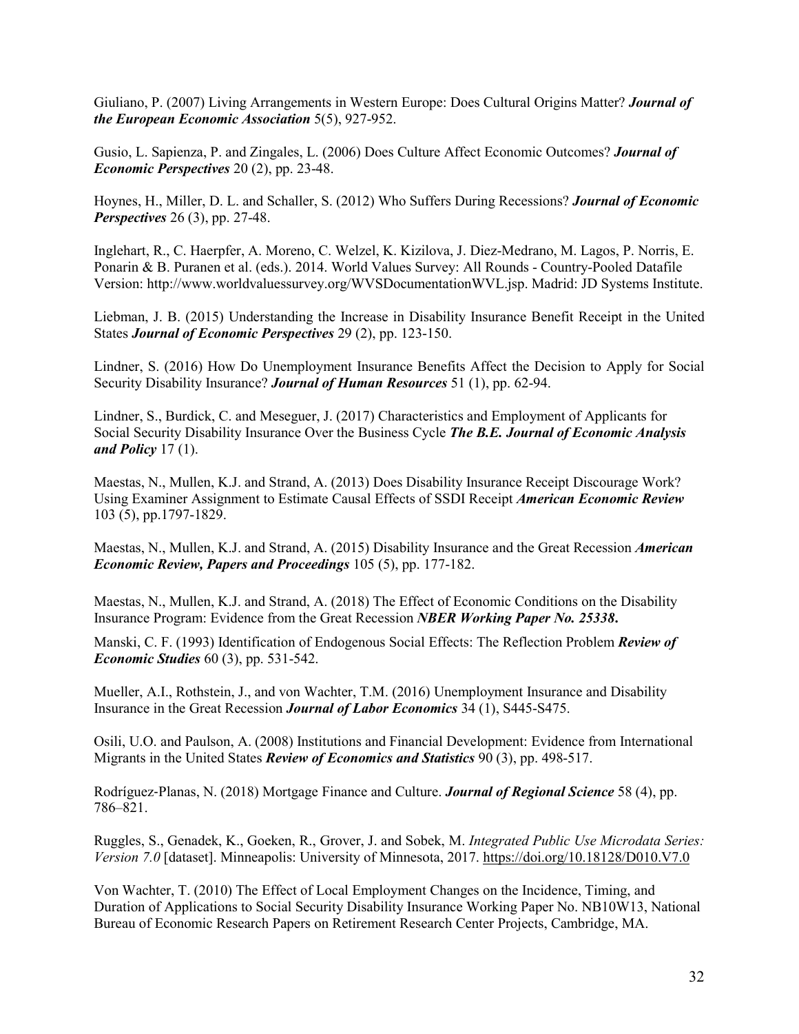Giuliano, P. (2007) Living Arrangements in Western Europe: Does Cultural Origins Matter? ***Journal of the European Economic Association*** 5(5), 927-952.

Gusio, L. Sapienza, P. and Zingales, L. (2006) Does Culture Affect Economic Outcomes? ***Journal of Economic Perspectives*** 20 (2), pp. 23-48.

Hoynes, H., Miller, D. L. and Schaller, S. (2012) Who Suffers During Recessions? ***Journal of Economic Perspectives*** 26 (3), pp. 27-48.

Inglehart, R., C. Haerpfer, A. Moreno, C. Welzel, K. Kizilova, J. Diez-Medrano, M. Lagos, P. Norris, E. Ponarin & B. Puranen et al. (eds.). 2014. World Values Survey: All Rounds - Country-Pooled Datafile Version: http://www.worldvaluessurvey.org/WVSDocumentationWVL.jsp. Madrid: JD Systems Institute.

Liebman, J. B. (2015) Understanding the Increase in Disability Insurance Benefit Receipt in the United States ***Journal of Economic Perspectives*** 29 (2), pp. 123-150.

Lindner, S. (2016) How Do Unemployment Insurance Benefits Affect the Decision to Apply for Social Security Disability Insurance? ***Journal of Human Resources*** 51 (1), pp. 62-94.

Lindner, S., Burdick, C. and Meseguer, J. (2017) Characteristics and Employment of Applicants for Social Security Disability Insurance Over the Business Cycle ***The B.E. Journal of Economic Analysis and Policy*** 17 (1).

Maestas, N., Mullen, K.J. and Strand, A. (2013) Does Disability Insurance Receipt Discourage Work? Using Examiner Assignment to Estimate Causal Effects of SSDI Receipt ***American Economic Review*** 103 (5), pp.1797-1829.

Maestas, N., Mullen, K.J. and Strand, A. (2015) Disability Insurance and the Great Recession ***American Economic Review, Papers and Proceedings*** 105 (5), pp. 177-182.

Maestas, N., Mullen, K.J. and Strand, A. (2018) The Effect of Economic Conditions on the Disability Insurance Program: Evidence from the Great Recession ***NBER Working Paper No. 25338*****.**

Manski, C. F. (1993) Identification of Endogenous Social Effects: The Reflection Problem ***Review of Economic Studies*** 60 (3), pp. 531-542.

Mueller, A.I., Rothstein, J., and von Wachter, T.M. (2016) Unemployment Insurance and Disability Insurance in the Great Recession ***Journal of Labor Economics*** 34 (1), S445-S475.

Osili, U.O. and Paulson, A. (2008) Institutions and Financial Development: Evidence from International Migrants in the United States ***Review of Economics and Statistics*** 90 (3), pp. 498-517.

Rodríguez-Planas, N. (2018) Mortgage Finance and Culture. ***Journal of Regional Science*** 58 (4), pp. 786–821.

Ruggles, S., Genadek, K., Goeken, R., Grover, J. and Sobek, M. *Integrated Public Use Microdata Series: Version 7.0* [dataset]. Minneapolis: University of Minnesota, 2017. https://doi.org/10.18128/D010.V7.0

Von Wachter, T. (2010) The Effect of Local Employment Changes on the Incidence, Timing, and Duration of Applications to Social Security Disability Insurance Working Paper No. NB10W13, National Bureau of Economic Research Papers on Retirement Research Center Projects, Cambridge, MA.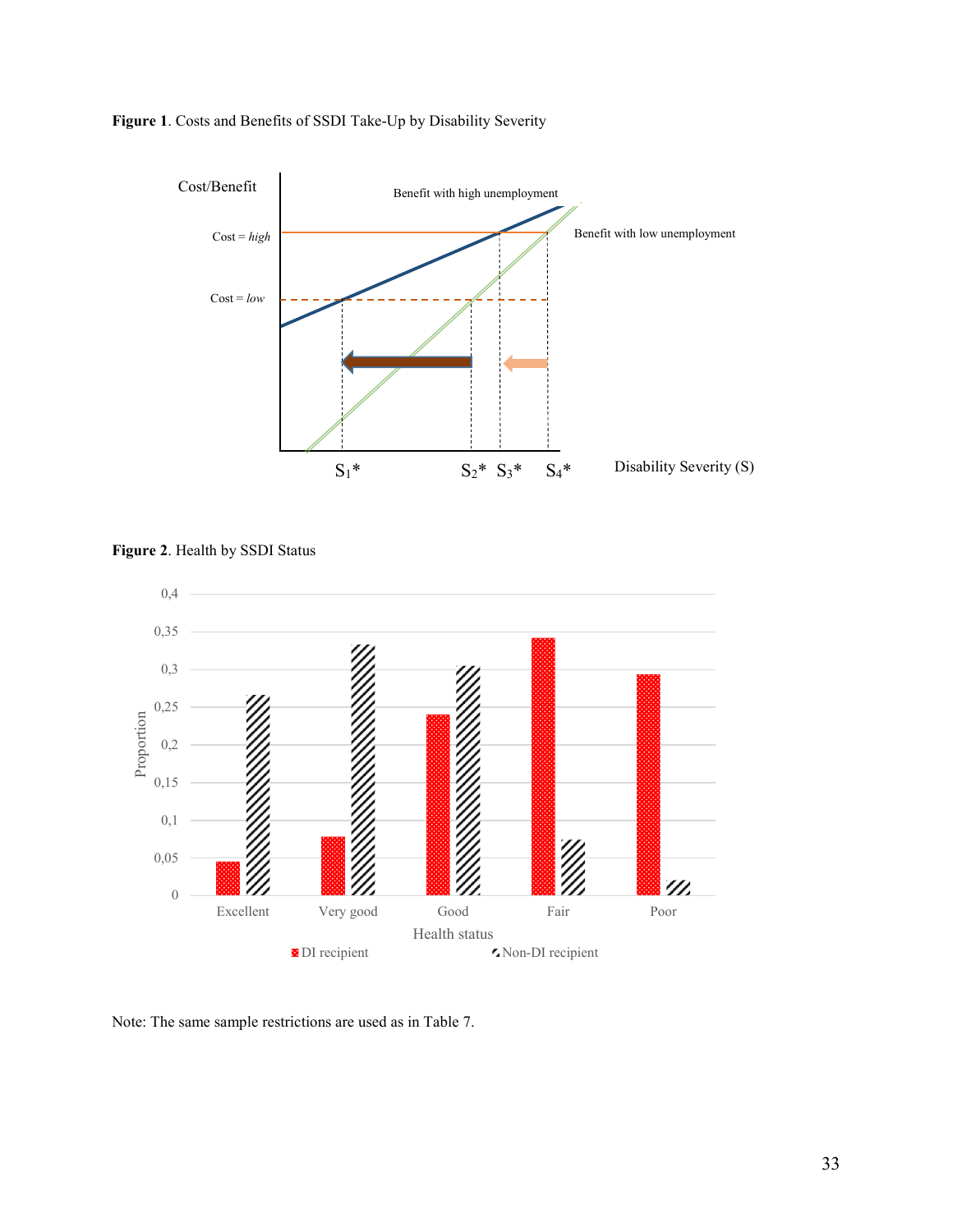**Figure 1**. Costs and Benefits of SSDI Take-Up by Disability Severity

**Figure 2**. Health by SSDI Status

Note: The same sample restrictions are used as in Table 7.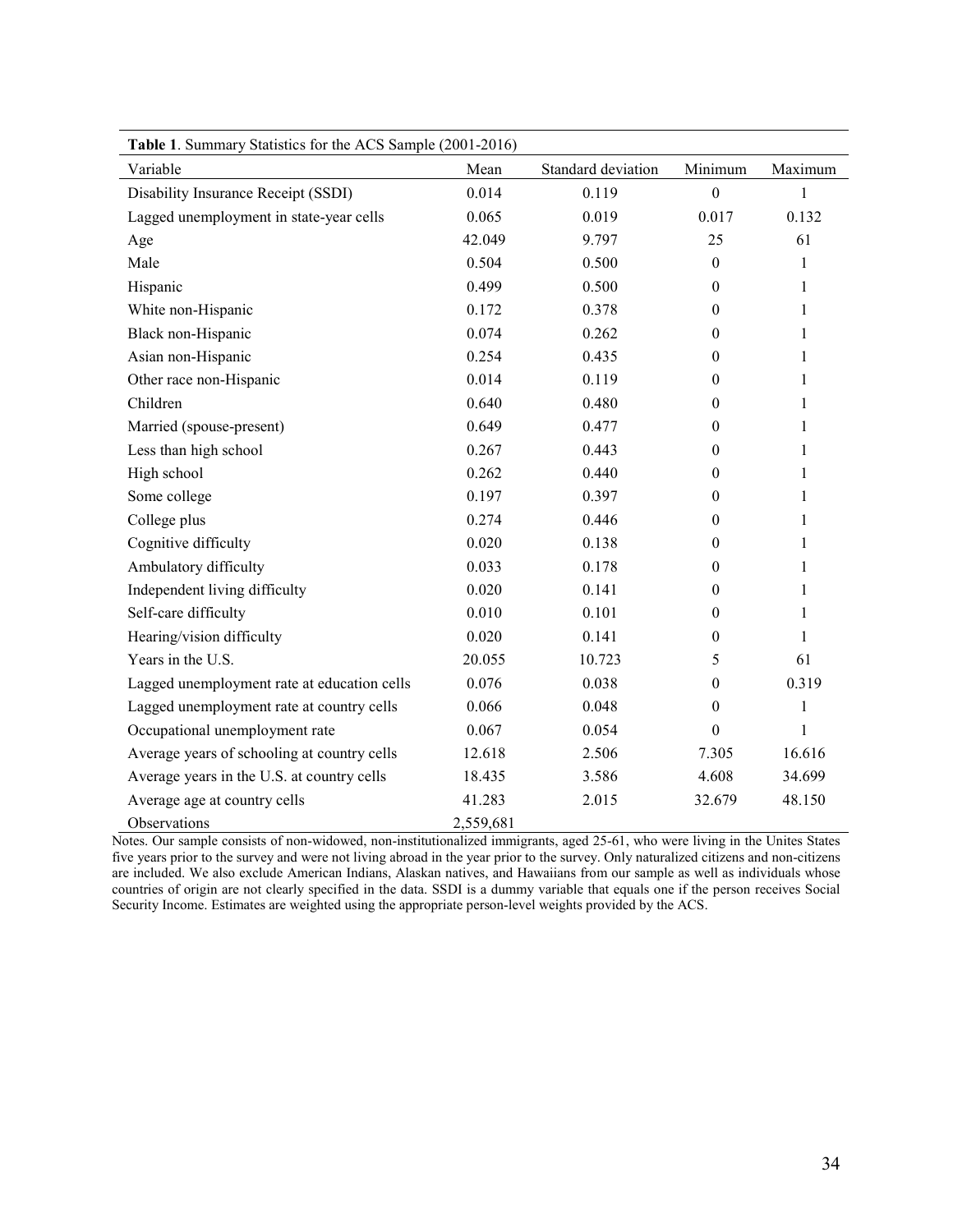**Table 1**. Summary Statistics for the ACS Sample (2001-2016)

| Variable | Mean | Standard deviation | Minimum | Maximum |
|---|---|---|---|---|
| Disability Insurance Receipt (SSDI) | 0.014 | 0.119 | 0 | 1 |
| Lagged unemployment in state-year cells | 0.065 | 0.019 | 0.017 | 0.132 |
| Age | 42.049 | 9.797 | 25 | 61 |
| Male | 0.504 | 0.500 | 0 | 1 |
| Hispanic | 0.499 | 0.500 | 0 | 1 |
| White non-Hispanic | 0.172 | 0.378 | 0 | 1 |
| Black non-Hispanic | 0.074 | 0.262 | 0 | 1 |
| Asian non-Hispanic | 0.254 | 0.435 | 0 | 1 |
| Other race non-Hispanic | 0.014 | 0.119 | 0 | 1 |
| Children | 0.640 | 0.480 | 0 | 1 |
| Married (spouse-present) | 0.649 | 0.477 | 0 | 1 |
| Less than high school | 0.267 | 0.443 | 0 | 1 |
| High school | 0.262 | 0.440 | 0 | 1 |
| Some college | 0.197 | 0.397 | 0 | 1 |
| College plus | 0.274 | 0.446 | 0 | 1 |
| Cognitive difficulty | 0.020 | 0.138 | 0 | 1 |
| Ambulatory difficulty | 0.033 | 0.178 | 0 | 1 |
| Independent living difficulty | 0.020 | 0.141 | 0 | 1 |
| Self-care difficulty | 0.010 | 0.101 | 0 | 1 |
| Hearing/vision difficulty | 0.020 | 0.141 | 0 | 1 |
| Years in the U.S. | 20.055 | 10.723 | 5 | 61 |
| Lagged unemployment rate at education cells | 0.076 | 0.038 | 0 | 0.319 |
| Lagged unemployment rate at country cells | 0.066 | 0.048 | 0 | 1 |
| Occupational unemployment rate | 0.067 | 0.054 | 0 | 1 |
| Average years of schooling at country cells | 12.618 | 2.506 | 7.305 | 16.616 |
| Average years in the U.S. at country cells | 18.435 | 3.586 | 4.608 | 34.699 |
| Average age at country cells | 41.283 | 2.015 | 32.679 | 48.150 |
| Observations | 2,559,681 | | | |

Notes. Our sample consists of non-widowed, non-institutionalized immigrants, aged 25-61, who were living in the Unites States five years prior to the survey and were not living abroad in the year prior to the survey. Only naturalized citizens and non-citizens are included. We also exclude American Indians, Alaskan natives, and Hawaiians from our sample as well as individuals whose countries of origin are not clearly specified in the data. SSDI is a dummy variable that equals one if the person receives Social Security Income. Estimates are weighted using the appropriate person-level weights provided by the ACS.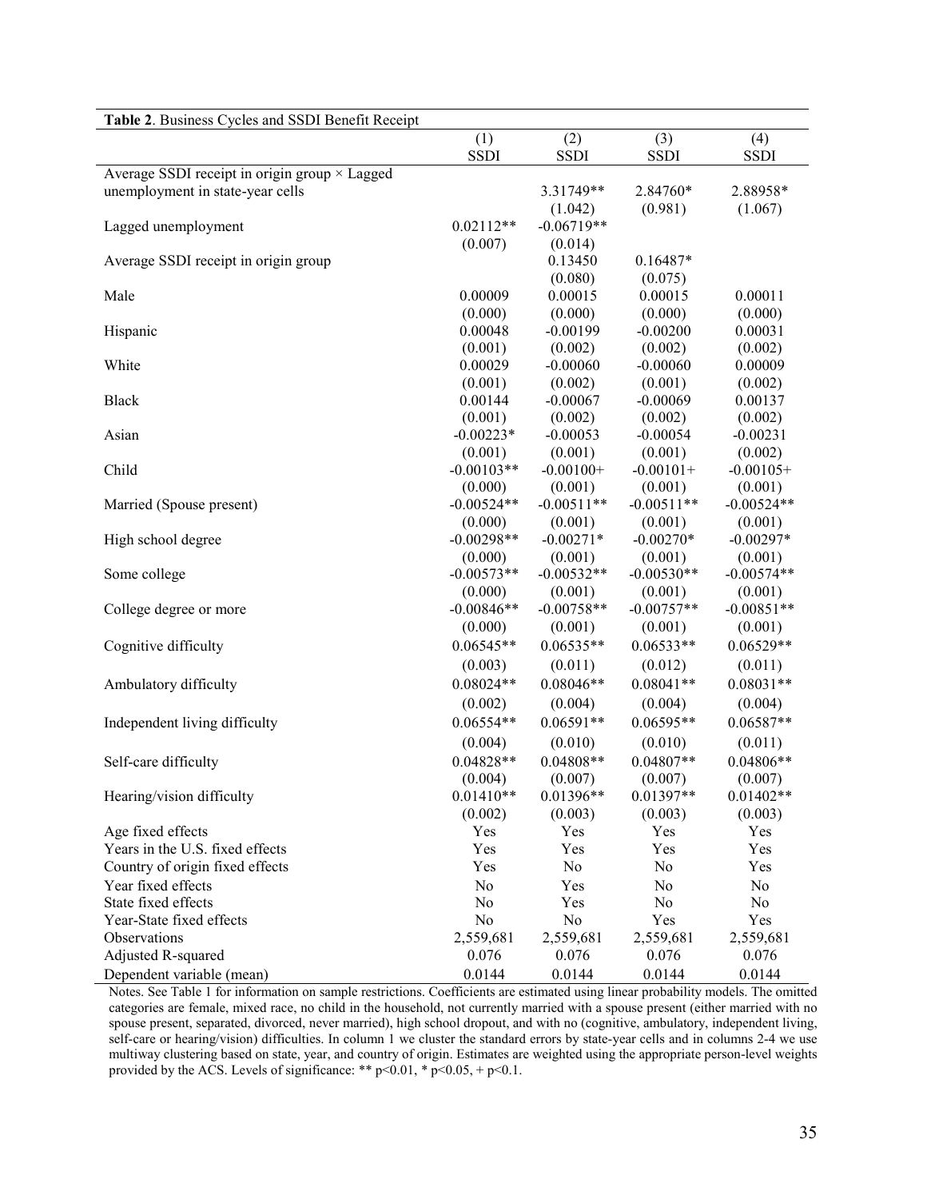**Table 2**. Business Cycles and SSDI Benefit Receipt

| | (1) | (2) | (3) | (4) |
|---|---|---|---|---|
| | SSDI | SSDI | SSDI | SSDI |
| Average SSDI receipt in origin group × Lagged unemployment in state-year cells | | 3.31749** | 2.84760* | 2.88958* |
| | | (1.042) | (0.981) | (1.067) |
| Lagged unemployment | 0.02112** | -0.06719** | | |
| | (0.007) | (0.014) | | |
| Average SSDI receipt in origin group | | 0.13450 | 0.16487* | |
| | | (0.080) | (0.075) | |
| Male | 0.00009 | 0.00015 | 0.00015 | 0.00011 |
| | (0.000) | (0.000) | (0.000) | (0.000) |
| Hispanic | 0.00048 | -0.00199 | -0.00200 | 0.00031 |
| | (0.001) | (0.002) | (0.002) | (0.002) |
| White | 0.00029 | -0.00060 | -0.00060 | 0.00009 |
| | (0.001) | (0.002) | (0.001) | (0.002) |
| Black | 0.00144 | -0.00067 | -0.00069 | 0.00137 |
| | (0.001) | (0.002) | (0.002) | (0.002) |
| Asian | -0.00223* | -0.00053 | -0.00054 | -0.00231 |
| | (0.001) | (0.001) | (0.001) | (0.002) |
| Child | -0.00103** | -0.00100+ | -0.00101+ | -0.00105+ |
| | (0.000) | (0.001) | (0.001) | (0.001) |
| Married (Spouse present) | -0.00524** | -0.00511** | -0.00511** | -0.00524** |
| | (0.000) | (0.001) | (0.001) | (0.001) |
| High school degree | -0.00298** | -0.00271* | -0.00270* | -0.00297* |
| | (0.000) | (0.001) | (0.001) | (0.001) |
| Some college | -0.00573** | -0.00532** | -0.00530** | -0.00574** |
| | (0.000) | (0.001) | (0.001) | (0.001) |
| College degree or more | -0.00846** | -0.00758** | -0.00757** | -0.00851** |
| | (0.000) | (0.001) | (0.001) | (0.001) |
| Cognitive difficulty | 0.06545** | 0.06535** | 0.06533** | 0.06529** |
| | (0.003) | (0.011) | (0.012) | (0.011) |
| Ambulatory difficulty | 0.08024** | 0.08046** | 0.08041** | 0.08031** |
| | (0.002) | (0.004) | (0.004) | (0.004) |
| Independent living difficulty | 0.06554** | 0.06591** | 0.06595** | 0.06587** |
| | (0.004) | (0.010) | (0.010) | (0.011) |
| Self-care difficulty | 0.04828** | 0.04808** | 0.04807** | 0.04806** |
| | (0.004) | (0.007) | (0.007) | (0.007) |
| Hearing/vision difficulty | 0.01410** | 0.01396** | 0.01397** | 0.01402** |
| | (0.002) | (0.003) | (0.003) | (0.003) |
| Age fixed effects | Yes | Yes | Yes | Yes |
| Years in the U.S. fixed effects | Yes | Yes | Yes | Yes |
| Country of origin fixed effects | Yes | No | No | Yes |
| Year fixed effects | No | Yes | No | No |
| State fixed effects | No | Yes | No | No |
| Year-State fixed effects | No | No | Yes | Yes |
| Observations | 2,559,681 | 2,559,681 | 2,559,681 | 2,559,681 |
| Adjusted R-squared | 0.076 | 0.076 | 0.076 | 0.076 |
| Dependent variable (mean) | 0.0144 | 0.0144 | 0.0144 | 0.0144 |

Notes. See Table 1 for information on sample restrictions. Coefficients are estimated using linear probability models. The omitted categories are female, mixed race, no child in the household, not currently married with a spouse present (either married with no spouse present, separated, divorced, never married), high school dropout, and with no (cognitive, ambulatory, independent living, self-care or hearing/vision) difficulties. In column 1 we cluster the standard errors by state-year cells and in columns 2-4 we use multiway clustering based on state, year, and country of origin. Estimates are weighted using the appropriate person-level weights provided by the ACS. Levels of significance: ** p<0.01, * p<0.05, + p<0.1.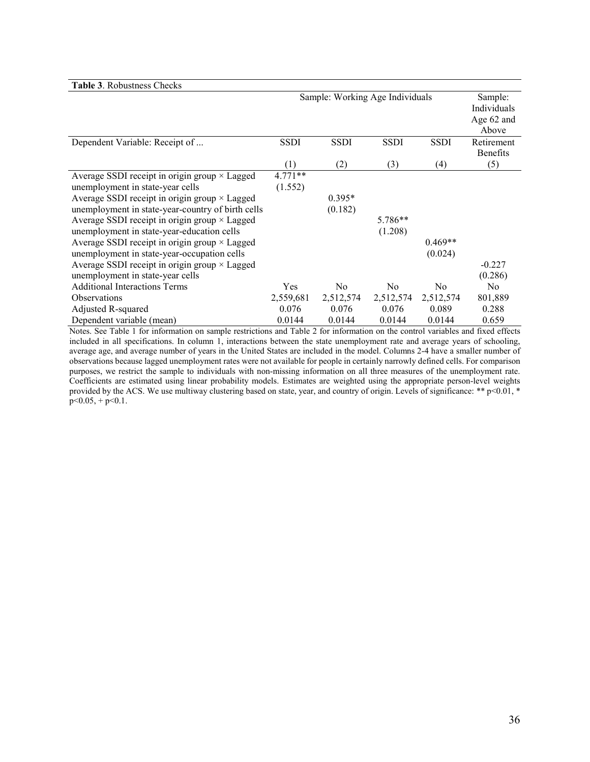**Table 3**. Robustness Checks

| | Sample: Working Age Individuals | | | | Sample: Individuals Age 62 and Above |
|---|---|---|---|---|---|
| Dependent Variable: Receipt of ... | SSDI | SSDI | SSDI | SSDI | Retirement Benefits |
| | (1) | (2) | (3) | (4) | (5) |
| Average SSDI receipt in origin group × Lagged unemployment in state-year cells | 4.771** | | | | |
| | (1.552) | | | | |
| Average SSDI receipt in origin group × Lagged unemployment in state-year-country of birth cells | | 0.395* | | | |
| | | (0.182) | | | |
| Average SSDI receipt in origin group × Lagged unemployment in state-year-education cells | | | 5.786** | | |
| | | | (1.208) | | |
| Average SSDI receipt in origin group × Lagged unemployment in state-year-occupation cells | | | | 0.469** | |
| | | | | (0.024) | |
| Average SSDI receipt in origin group × Lagged unemployment in state-year cells | | | | | -0.227 |
| | | | | | (0.286) |
| Additional Interactions Terms | Yes | No | No | No | No |
| Observations | 2,559,681 | 2,512,574 | 2,512,574 | 2,512,574 | 801,889 |
| Adjusted R-squared | 0.076 | 0.076 | 0.076 | 0.089 | 0.288 |
| Dependent variable (mean) | 0.0144 | 0.0144 | 0.0144 | 0.0144 | 0.659 |

Notes. See Table 1 for information on sample restrictions and Table 2 for information on the control variables and fixed effects included in all specifications. In column 1, interactions between the state unemployment rate and average years of schooling, average age, and average number of years in the United States are included in the model. Columns 2-4 have a smaller number of observations because lagged unemployment rates were not available for people in certainly narrowly defined cells. For comparison purposes, we restrict the sample to individuals with non-missing information on all three measures of the unemployment rate. Coefficients are estimated using linear probability models. Estimates are weighted using the appropriate person-level weights provided by the ACS. We use multiway clustering based on state, year, and country of origin. Levels of significance: ** $p<0.01$, * $p<0.05$, + $p<0.1$.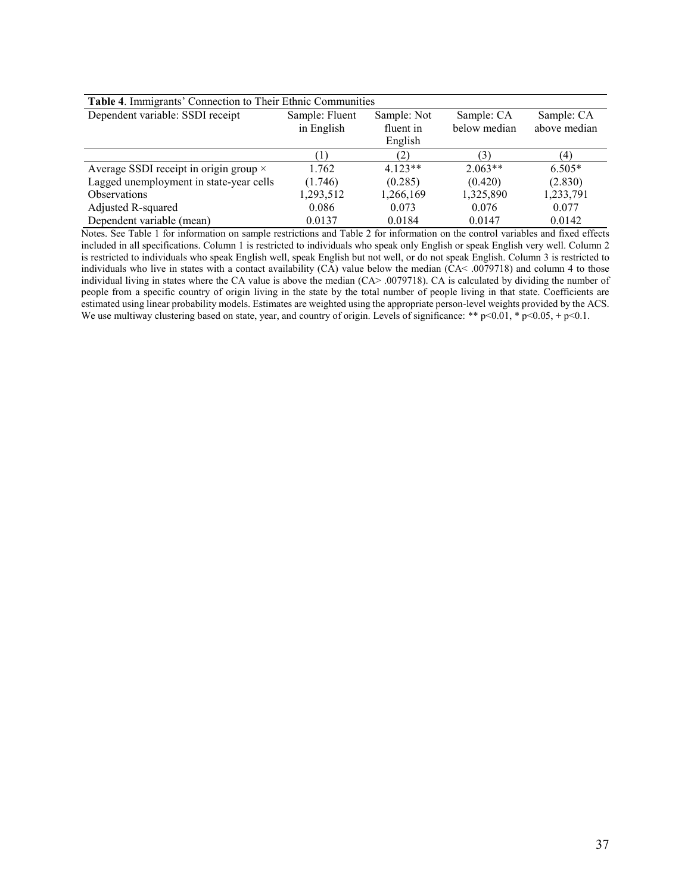**Table 4**. Immigrants' Connection to Their Ethnic Communities

| Dependent variable: SSDI receipt | Sample: Fluent in English | Sample: Not fluent in English | Sample: CA below median | Sample: CA above median |
|---|---|---|---|---|
| | (1) | (2) | (3) | (4) |
| Average SSDI receipt in origin group × Lagged unemployment in state-year cells | 1.762 | 4.123** | 2.063** | 6.505* |
| | (1.746) | (0.285) | (0.420) | (2.830) |
| Observations | 1,293,512 | 1,266,169 | 1,325,890 | 1,233,791 |
| Adjusted R-squared | 0.086 | 0.073 | 0.076 | 0.077 |
| Dependent variable (mean) | 0.0137 | 0.0184 | 0.0147 | 0.0142 |

Notes. See Table 1 for information on sample restrictions and Table 2 for information on the control variables and fixed effects included in all specifications. Column 1 is restricted to individuals who speak only English or speak English very well. Column 2 is restricted to individuals who speak English well, speak English but not well, or do not speak English. Column 3 is restricted to individuals who live in states with a contact availability (CA) value below the median (CA< .0079718) and column 4 to those individual living in states where the CA value is above the median (CA> .0079718). CA is calculated by dividing the number of people from a specific country of origin living in the state by the total number of people living in that state. Coefficients are estimated using linear probability models. Estimates are weighted using the appropriate person-level weights provided by the ACS. We use multiway clustering based on state, year, and country of origin. Levels of significance: ** p<0.01, * p<0.05, + p<0.1.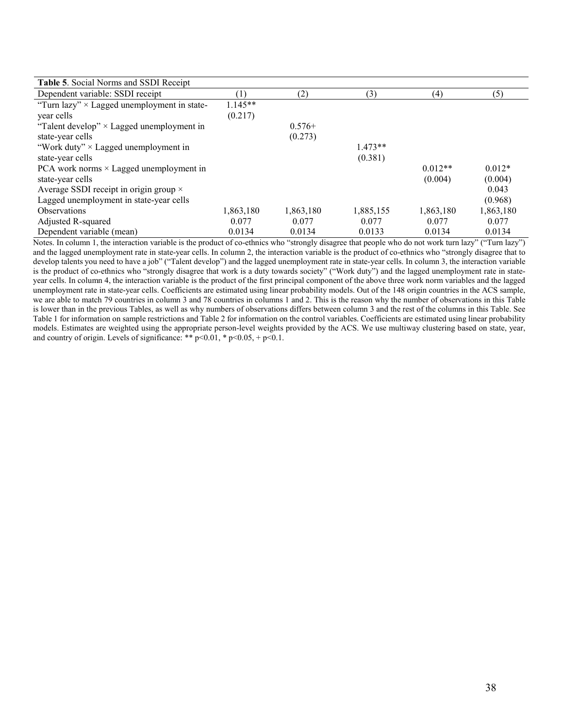| **Table 5**. Social Norms and SSDI Receipt | | | | | |
|---|---|---|---|---|---|
| Dependent variable: SSDI receipt | (1) | (2) | (3) | (4) | (5) |
| "Turn lazy" × Lagged unemployment in state-year cells | 1.145** | | | | |
| | (0.217) | | | | |
| "Talent develop" × Lagged unemployment in state-year cells | | 0.576+ | | | |
| | | (0.273) | | | |
| "Work duty" × Lagged unemployment in state-year cells | | | 1.473** | | |
| | | | (0.381) | | |
| PCA work norms × Lagged unemployment in state-year cells | | | | 0.012** | 0.012* |
| | | | | (0.004) | (0.004) |
| Average SSDI receipt in origin group × Lagged unemployment in state-year cells | | | | | 0.043 |
| | | | | | (0.968) |
| Observations | 1,863,180 | 1,863,180 | 1,885,155 | 1,863,180 | 1,863,180 |
| Adjusted R-squared | 0.077 | 0.077 | 0.077 | 0.077 | 0.077 |
| Dependent variable (mean) | 0.0134 | 0.0134 | 0.0133 | 0.0134 | 0.0134 |

Notes. In column 1, the interaction variable is the product of co-ethnics who "strongly disagree that people who do not work turn lazy" ("Turn lazy") and the lagged unemployment rate in state-year cells. In column 2, the interaction variable is the product of co-ethnics who "strongly disagree that to develop talents you need to have a job" ("Talent develop") and the lagged unemployment rate in state-year cells. In column 3, the interaction variable is the product of co-ethnics who "strongly disagree that work is a duty towards society" ("Work duty") and the lagged unemployment rate in state-year cells. In column 4, the interaction variable is the product of the first principal component of the above three work norm variables and the lagged unemployment rate in state-year cells. Coefficients are estimated using linear probability models. Out of the 148 origin countries in the ACS sample, we are able to match 79 countries in column 3 and 78 countries in columns 1 and 2. This is the reason why the number of observations in this Table is lower than in the previous Tables, as well as why numbers of observations differs between column 3 and the rest of the columns in this Table. See Table 1 for information on sample restrictions and Table 2 for information on the control variables. Coefficients are estimated using linear probability models. Estimates are weighted using the appropriate person-level weights provided by the ACS. We use multiway clustering based on state, year, and country of origin. Levels of significance: ** $p<0.01$, * $p<0.05$, + $p<0.1$.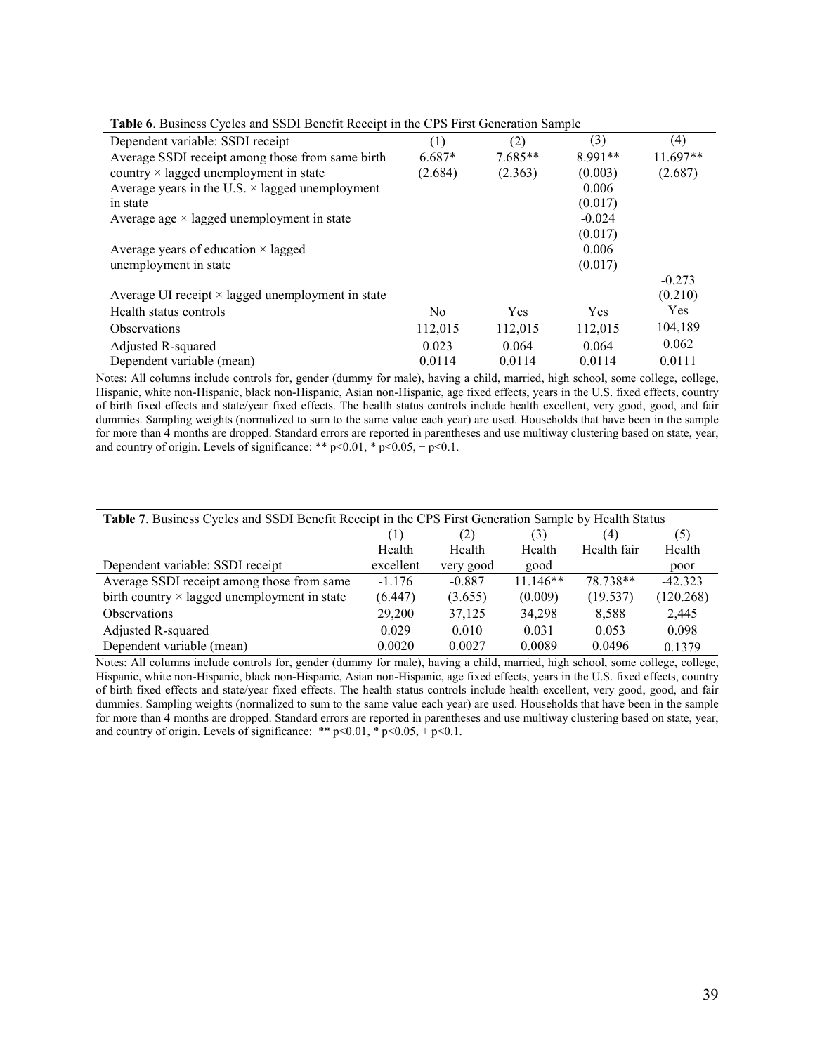**Table 6**. Business Cycles and SSDI Benefit Receipt in the CPS First Generation Sample

| Dependent variable: SSDI receipt | (1) | (2) | (3) | (4) |
|---|---|---|---|---|
| Average SSDI receipt among those from same birth country × lagged unemployment in state | 6.687* | 7.685** | 8.991** | 11.697** |
| | (2.684) | (2.363) | (0.003) | (2.687) |
| Average years in the U.S. × lagged unemployment in state | | | 0.006 | |
| | | | (0.017) | |
| Average age × lagged unemployment in state | | | -0.024 | |
| | | | (0.017) | |
| Average years of education × lagged unemployment in state | | | 0.006 | |
| | | | (0.017) | |
| Average UI receipt × lagged unemployment in state | | | | -0.273 |
| | | | | (0.210) |
| Health status controls | No | Yes | Yes | Yes |
| Observations | 112,015 | 112,015 | 112,015 | 104,189 |
| Adjusted R-squared | 0.023 | 0.064 | 0.064 | 0.062 |
| Dependent variable (mean) | 0.0114 | 0.0114 | 0.0114 | 0.0111 |

Notes: All columns include controls for, gender (dummy for male), having a child, married, high school, some college, college, Hispanic, white non-Hispanic, black non-Hispanic, Asian non-Hispanic, age fixed effects, years in the U.S. fixed effects, country of birth fixed effects and state/year fixed effects. The health status controls include health excellent, very good, good, and fair dummies. Sampling weights (normalized to sum to the same value each year) are used. Households that have been in the sample for more than 4 months are dropped. Standard errors are reported in parentheses and use multiway clustering based on state, year, and country of origin. Levels of significance: ** p<0.01, * p<0.05, + p<0.1.

**Table 7**. Business Cycles and SSDI Benefit Receipt in the CPS First Generation Sample by Health Status

| | (1) | (2) | (3) | (4) | (5) |
|---|---|---|---|---|---|
| Dependent variable: SSDI receipt | Health excellent | Health very good | Health good | Health fair | Health poor |
| Average SSDI receipt among those from same birth country × lagged unemployment in state | -1.176 | -0.887 | 11.146** | 78.738** | -42.323 |
| | (6.447) | (3.655) | (0.009) | (19.537) | (120.268) |
| Observations | 29,200 | 37,125 | 34,298 | 8,588 | 2,445 |
| Adjusted R-squared | 0.029 | 0.010 | 0.031 | 0.053 | 0.098 |
| Dependent variable (mean) | 0.0020 | 0.0027 | 0.0089 | 0.0496 | 0.1379 |

Notes: All columns include controls for, gender (dummy for male), having a child, married, high school, some college, college, Hispanic, white non-Hispanic, black non-Hispanic, Asian non-Hispanic, age fixed effects, years in the U.S. fixed effects, country of birth fixed effects and state/year fixed effects. The health status controls include health excellent, very good, good, and fair dummies. Sampling weights (normalized to sum to the same value each year) are used. Households that have been in the sample for more than 4 months are dropped. Standard errors are reported in parentheses and use multiway clustering based on state, year, and country of origin. Levels of significance: ** p<0.01, * p<0.05, + p<0.1.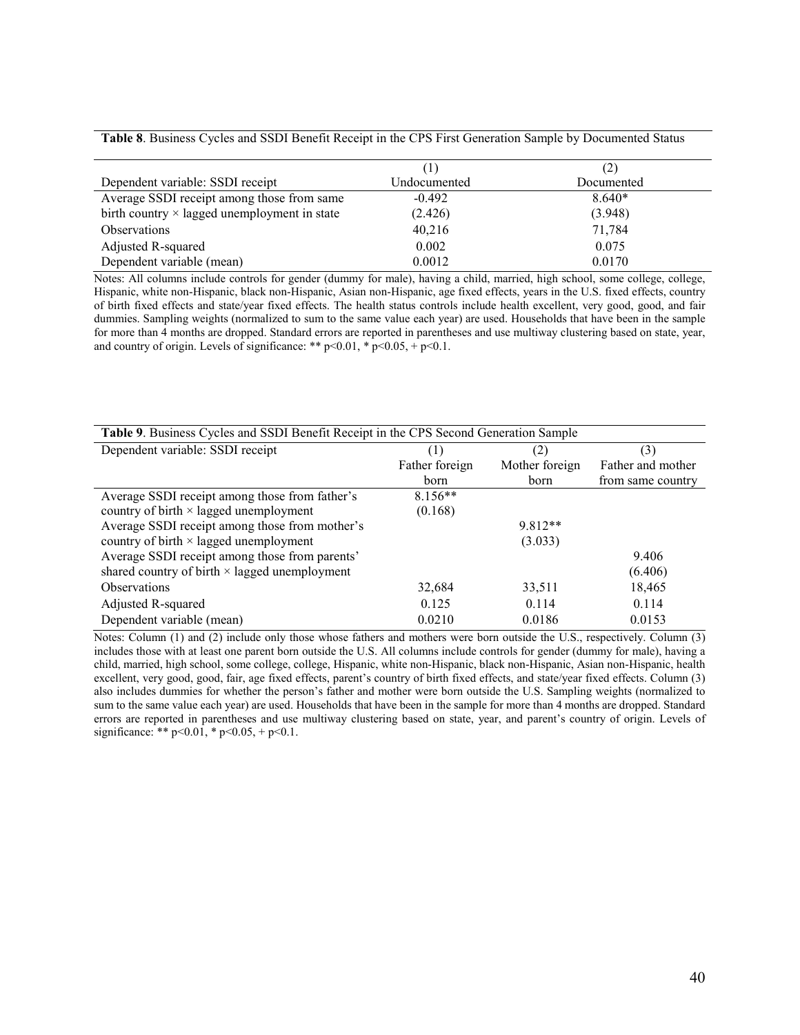**Table 8**. Business Cycles and SSDI Benefit Receipt in the CPS First Generation Sample by Documented Status

| | (1) | (2) |
|---|---|---|
| Dependent variable: SSDI receipt | Undocumented | Documented |
| Average SSDI receipt among those from same birth country × lagged unemployment in state | -0.492 | 8.640* |
| | (2.426) | (3.948) |
| Observations | 40,216 | 71,784 |
| Adjusted R-squared | 0.002 | 0.075 |
| Dependent variable (mean) | 0.0012 | 0.0170 |

Notes: All columns include controls for gender (dummy for male), having a child, married, high school, some college, college, Hispanic, white non-Hispanic, black non-Hispanic, Asian non-Hispanic, age fixed effects, years in the U.S. fixed effects, country of birth fixed effects and state/year fixed effects. The health status controls include health excellent, very good, good, and fair dummies. Sampling weights (normalized to sum to the same value each year) are used. Households that have been in the sample for more than 4 months are dropped. Standard errors are reported in parentheses and use multiway clustering based on state, year, and country of origin. Levels of significance: ** p<0.01, * p<0.05, + p<0.1.

**Table 9**. Business Cycles and SSDI Benefit Receipt in the CPS Second Generation Sample

| Dependent variable: SSDI receipt | (1) Father foreign born | (2) Mother foreign born | (3) Father and mother from same country |
|---|---|---|---|
| Average SSDI receipt among those from father's country of birth × lagged unemployment | 8.156** | | |
| | (0.168) | | |
| Average SSDI receipt among those from mother's country of birth × lagged unemployment | | 9.812** | |
| | | (3.033) | |
| Average SSDI receipt among those from parents' shared country of birth × lagged unemployment | | | 9.406 |
| | | | (6.406) |
| Observations | 32,684 | 33,511 | 18,465 |
| Adjusted R-squared | 0.125 | 0.114 | 0.114 |
| Dependent variable (mean) | 0.0210 | 0.0186 | 0.0153 |

Notes: Column (1) and (2) include only those whose fathers and mothers were born outside the U.S., respectively. Column (3) includes those with at least one parent born outside the U.S. All columns include controls for gender (dummy for male), having a child, married, high school, some college, college, Hispanic, white non-Hispanic, black non-Hispanic, Asian non-Hispanic, health excellent, very good, good, fair, age fixed effects, parent's country of birth fixed effects, and state/year fixed effects. Column (3) also includes dummies for whether the person's father and mother were born outside the U.S. Sampling weights (normalized to sum to the same value each year) are used. Households that have been in the sample for more than 4 months are dropped. Standard errors are reported in parentheses and use multiway clustering based on state, year, and parent's country of origin. Levels of significance: ** p<0.01, * p<0.05, + p<0.1.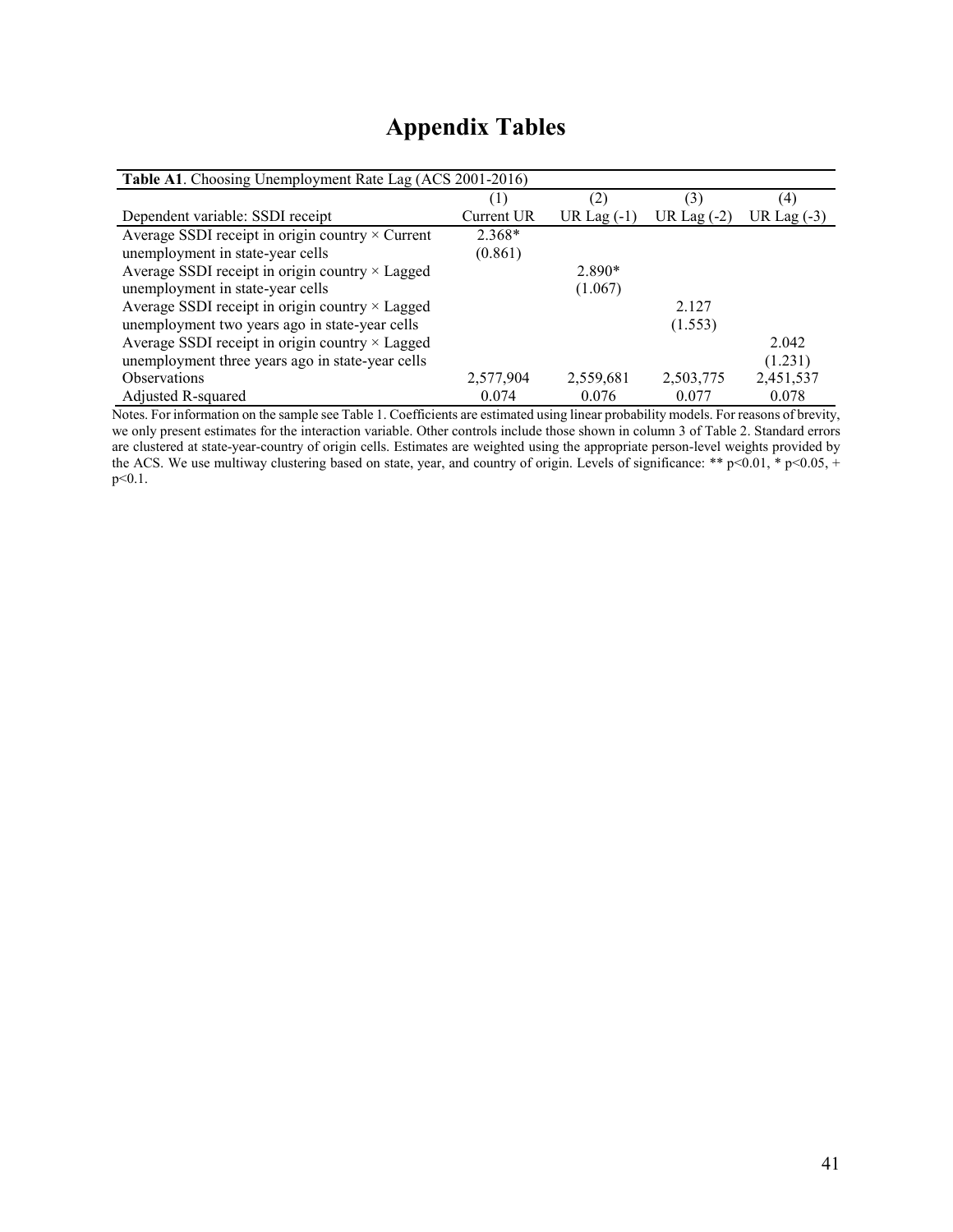# Appendix Tables

**Table A1**. Choosing Unemployment Rate Lag (ACS 2001-2016)

| Dependent variable: SSDI receipt | (1) Current UR | (2) UR Lag (-1) | (3) UR Lag (-2) | (4) UR Lag (-3) |
|---|---|---|---|---|
| Average SSDI receipt in origin country × Current unemployment in state-year cells | 2.368* | | | |
| | (0.861) | | | |
| Average SSDI receipt in origin country × Lagged unemployment in state-year cells | | 2.890* | | |
| | | (1.067) | | |
| Average SSDI receipt in origin country × Lagged unemployment two years ago in state-year cells | | | 2.127 | |
| | | | (1.553) | |
| Average SSDI receipt in origin country × Lagged unemployment three years ago in state-year cells | | | | 2.042 |
| | | | | (1.231) |
| Observations | 2,577,904 | 2,559,681 | 2,503,775 | 2,451,537 |
| Adjusted R-squared | 0.074 | 0.076 | 0.077 | 0.078 |

Notes. For information on the sample see Table 1. Coefficients are estimated using linear probability models. For reasons of brevity, we only present estimates for the interaction variable. Other controls include those shown in column 3 of Table 2. Standard errors are clustered at state-year-country of origin cells. Estimates are weighted using the appropriate person-level weights provided by the ACS. We use multiway clustering based on state, year, and country of origin. Levels of significance: ** $p<0.01$, * $p<0.05$, + $p<0.1$.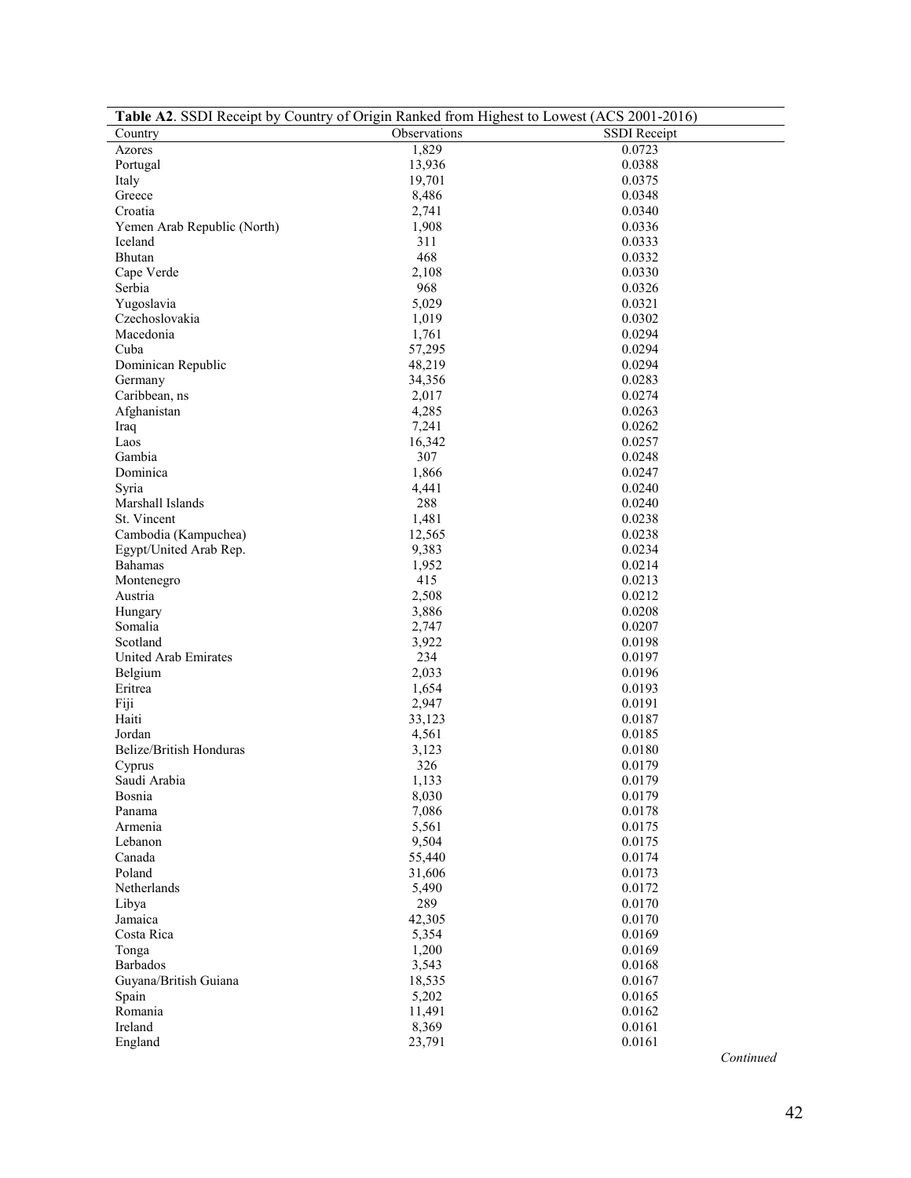**Table A2**. SSDI Receipt by Country of Origin Ranked from Highest to Lowest (ACS 2001-2016)

| Country | Observations | SSDI Receipt |
|---|---|---|
| Azores | 1,829 | 0.0723 |
| Portugal | 13,936 | 0.0388 |
| Italy | 19,701 | 0.0375 |
| Greece | 8,486 | 0.0348 |
| Croatia | 2,741 | 0.0340 |
| Yemen Arab Republic (North) | 1,908 | 0.0336 |
| Iceland | 311 | 0.0333 |
| Bhutan | 468 | 0.0332 |
| Cape Verde | 2,108 | 0.0330 |
| Serbia | 968 | 0.0326 |
| Yugoslavia | 5,029 | 0.0321 |
| Czechoslovakia | 1,019 | 0.0302 |
| Macedonia | 1,761 | 0.0294 |
| Cuba | 57,295 | 0.0294 |
| Dominican Republic | 48,219 | 0.0294 |
| Germany | 34,356 | 0.0283 |
| Caribbean, ns | 2,017 | 0.0274 |
| Afghanistan | 4,285 | 0.0263 |
| Iraq | 7,241 | 0.0262 |
| Laos | 16,342 | 0.0257 |
| Gambia | 307 | 0.0248 |
| Dominica | 1,866 | 0.0247 |
| Syria | 4,441 | 0.0240 |
| Marshall Islands | 288 | 0.0240 |
| St. Vincent | 1,481 | 0.0238 |
| Cambodia (Kampuchea) | 12,565 | 0.0238 |
| Egypt/United Arab Rep. | 9,383 | 0.0234 |
| Bahamas | 1,952 | 0.0214 |
| Montenegro | 415 | 0.0213 |
| Austria | 2,508 | 0.0212 |
| Hungary | 3,886 | 0.0208 |
| Somalia | 2,747 | 0.0207 |
| Scotland | 3,922 | 0.0198 |
| United Arab Emirates | 234 | 0.0197 |
| Belgium | 2,033 | 0.0196 |
| Eritrea | 1,654 | 0.0193 |
| Fiji | 2,947 | 0.0191 |
| Haiti | 33,123 | 0.0187 |
| Jordan | 4,561 | 0.0185 |
| Belize/British Honduras | 3,123 | 0.0180 |
| Cyprus | 326 | 0.0179 |
| Saudi Arabia | 1,133 | 0.0179 |
| Bosnia | 8,030 | 0.0179 |
| Panama | 7,086 | 0.0178 |
| Armenia | 5,561 | 0.0175 |
| Lebanon | 9,504 | 0.0175 |
| Canada | 55,440 | 0.0174 |
| Poland | 31,606 | 0.0173 |
| Netherlands | 5,490 | 0.0172 |
| Libya | 289 | 0.0170 |
| Jamaica | 42,305 | 0.0170 |
| Costa Rica | 5,354 | 0.0169 |
| Tonga | 1,200 | 0.0169 |
| Barbados | 3,543 | 0.0168 |
| Guyana/British Guiana | 18,535 | 0.0167 |
| Spain | 5,202 | 0.0165 |
| Romania | 11,491 | 0.0162 |
| Ireland | 8,369 | 0.0161 |
| England | 23,791 | 0.0161 |

*Continued*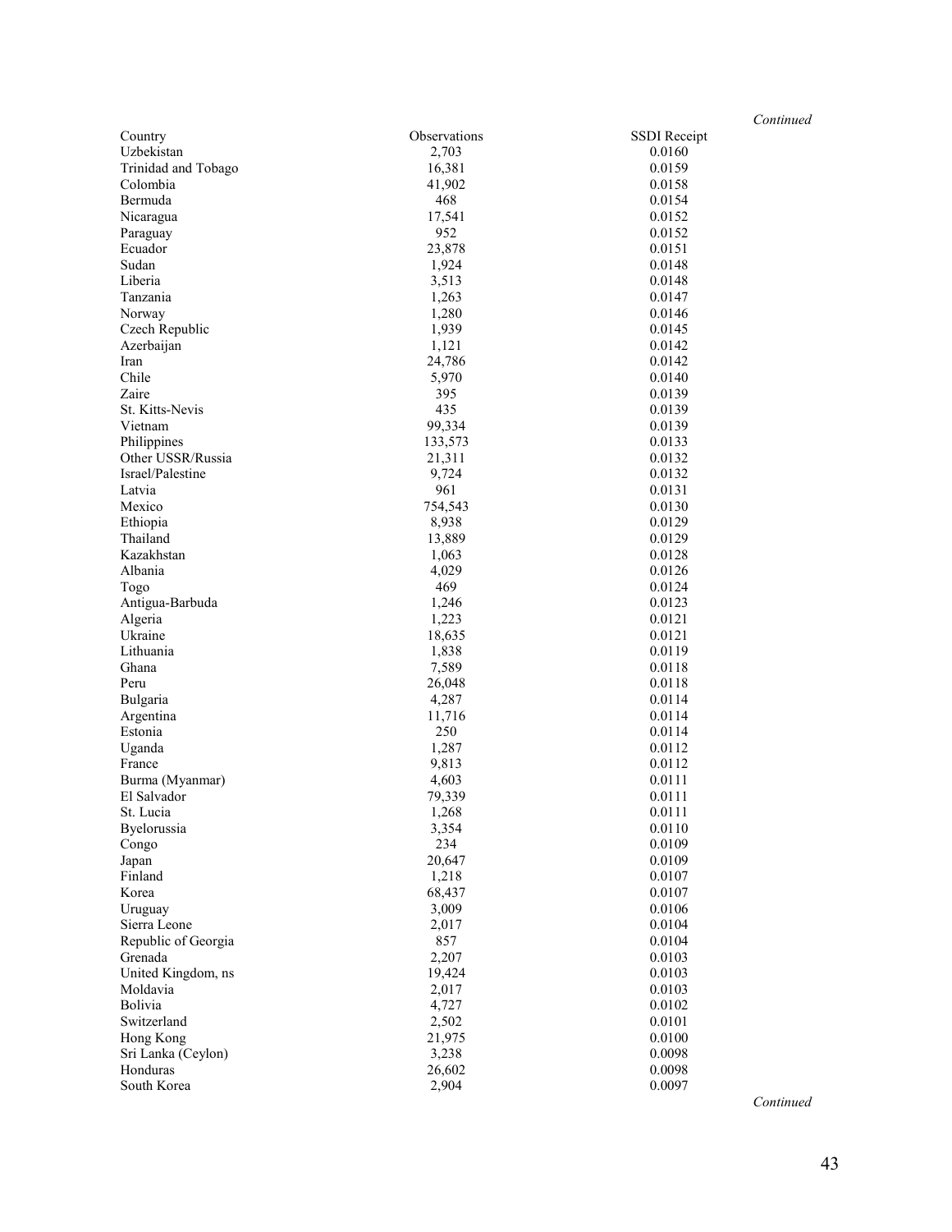*Continued*

| Country | Observations | SSDI Receipt |
|---|---|---|
| Uzbekistan | 2,703 | 0.0160 |
| Trinidad and Tobago | 16,381 | 0.0159 |
| Colombia | 41,902 | 0.0158 |
| Bermuda | 468 | 0.0154 |
| Nicaragua | 17,541 | 0.0152 |
| Paraguay | 952 | 0.0152 |
| Ecuador | 23,878 | 0.0151 |
| Sudan | 1,924 | 0.0148 |
| Liberia | 3,513 | 0.0148 |
| Tanzania | 1,263 | 0.0147 |
| Norway | 1,280 | 0.0146 |
| Czech Republic | 1,939 | 0.0145 |
| Azerbaijan | 1,121 | 0.0142 |
| Iran | 24,786 | 0.0142 |
| Chile | 5,970 | 0.0140 |
| Zaire | 395 | 0.0139 |
| St. Kitts-Nevis | 435 | 0.0139 |
| Vietnam | 99,334 | 0.0139 |
| Philippines | 133,573 | 0.0133 |
| Other USSR/Russia | 21,311 | 0.0132 |
| Israel/Palestine | 9,724 | 0.0132 |
| Latvia | 961 | 0.0131 |
| Mexico | 754,543 | 0.0130 |
| Ethiopia | 8,938 | 0.0129 |
| Thailand | 13,889 | 0.0129 |
| Kazakhstan | 1,063 | 0.0128 |
| Albania | 4,029 | 0.0126 |
| Togo | 469 | 0.0124 |
| Antigua-Barbuda | 1,246 | 0.0123 |
| Algeria | 1,223 | 0.0121 |
| Ukraine | 18,635 | 0.0121 |
| Lithuania | 1,838 | 0.0119 |
| Ghana | 7,589 | 0.0118 |
| Peru | 26,048 | 0.0118 |
| Bulgaria | 4,287 | 0.0114 |
| Argentina | 11,716 | 0.0114 |
| Estonia | 250 | 0.0114 |
| Uganda | 1,287 | 0.0112 |
| France | 9,813 | 0.0112 |
| Burma (Myanmar) | 4,603 | 0.0111 |
| El Salvador | 79,339 | 0.0111 |
| St. Lucia | 1,268 | 0.0111 |
| Byelorussia | 3,354 | 0.0110 |
| Congo | 234 | 0.0109 |
| Japan | 20,647 | 0.0109 |
| Finland | 1,218 | 0.0107 |
| Korea | 68,437 | 0.0107 |
| Uruguay | 3,009 | 0.0106 |
| Sierra Leone | 2,017 | 0.0104 |
| Republic of Georgia | 857 | 0.0104 |
| Grenada | 2,207 | 0.0103 |
| United Kingdom, ns | 19,424 | 0.0103 |
| Moldavia | 2,017 | 0.0103 |
| Bolivia | 4,727 | 0.0102 |
| Switzerland | 2,502 | 0.0101 |
| Hong Kong | 21,975 | 0.0100 |
| Sri Lanka (Ceylon) | 3,238 | 0.0098 |
| Honduras | 26,602 | 0.0098 |
| South Korea | 2,904 | 0.0097 |

*Continued*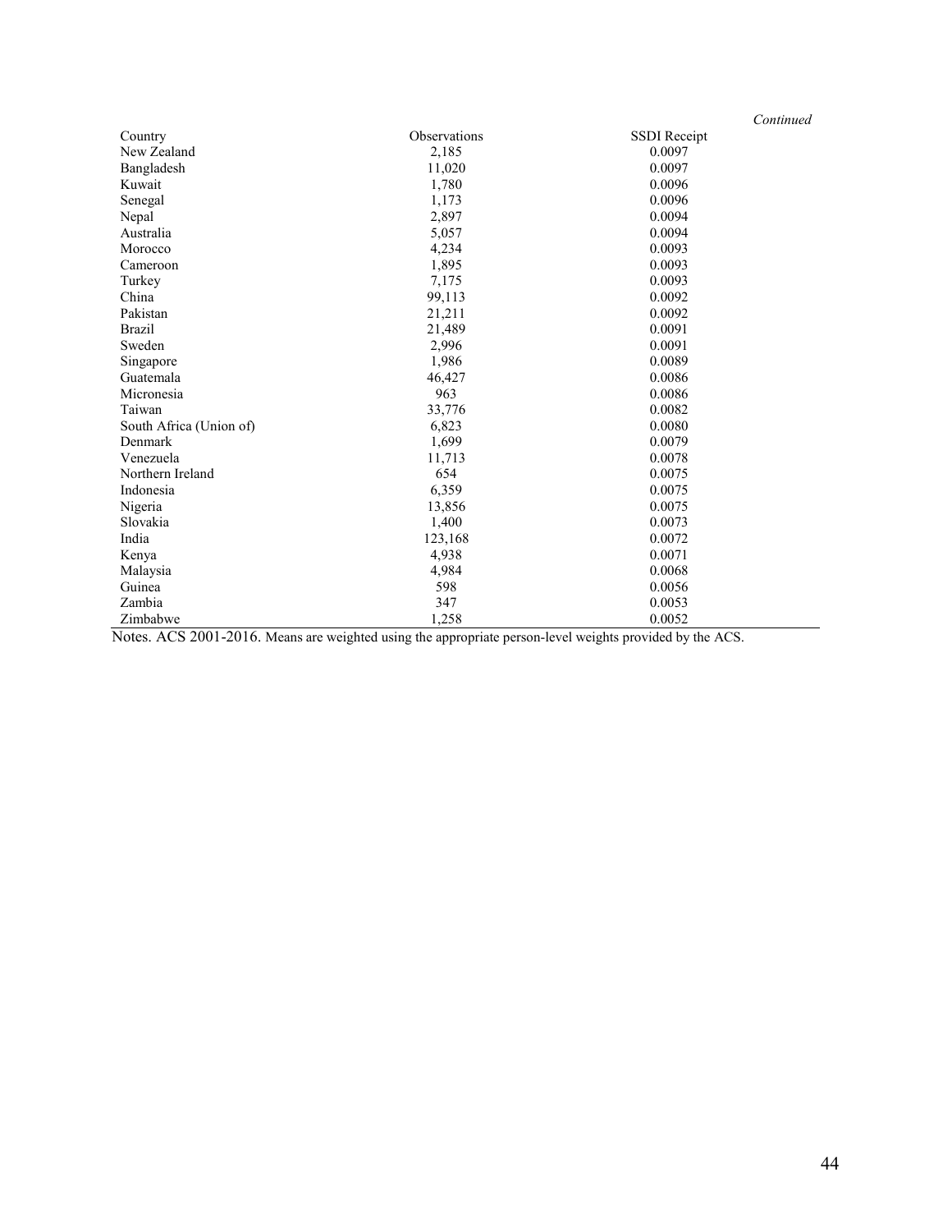*Continued*

| Country | Observations | SSDI Receipt |
|---|---|---|
| New Zealand | 2,185 | 0.0097 |
| Bangladesh | 11,020 | 0.0097 |
| Kuwait | 1,780 | 0.0096 |
| Senegal | 1,173 | 0.0096 |
| Nepal | 2,897 | 0.0094 |
| Australia | 5,057 | 0.0094 |
| Morocco | 4,234 | 0.0093 |
| Cameroon | 1,895 | 0.0093 |
| Turkey | 7,175 | 0.0093 |
| China | 99,113 | 0.0092 |
| Pakistan | 21,211 | 0.0092 |
| Brazil | 21,489 | 0.0091 |
| Sweden | 2,996 | 0.0091 |
| Singapore | 1,986 | 0.0089 |
| Guatemala | 46,427 | 0.0086 |
| Micronesia | 963 | 0.0086 |
| Taiwan | 33,776 | 0.0082 |
| South Africa (Union of) | 6,823 | 0.0080 |
| Denmark | 1,699 | 0.0079 |
| Venezuela | 11,713 | 0.0078 |
| Northern Ireland | 654 | 0.0075 |
| Indonesia | 6,359 | 0.0075 |
| Nigeria | 13,856 | 0.0075 |
| Slovakia | 1,400 | 0.0073 |
| India | 123,168 | 0.0072 |
| Kenya | 4,938 | 0.0071 |
| Malaysia | 4,984 | 0.0068 |
| Guinea | 598 | 0.0056 |
| Zambia | 347 | 0.0053 |
| Zimbabwe | 1,258 | 0.0052 |

Notes. ACS 2001-2016. Means are weighted using the appropriate person-level weights provided by the ACS.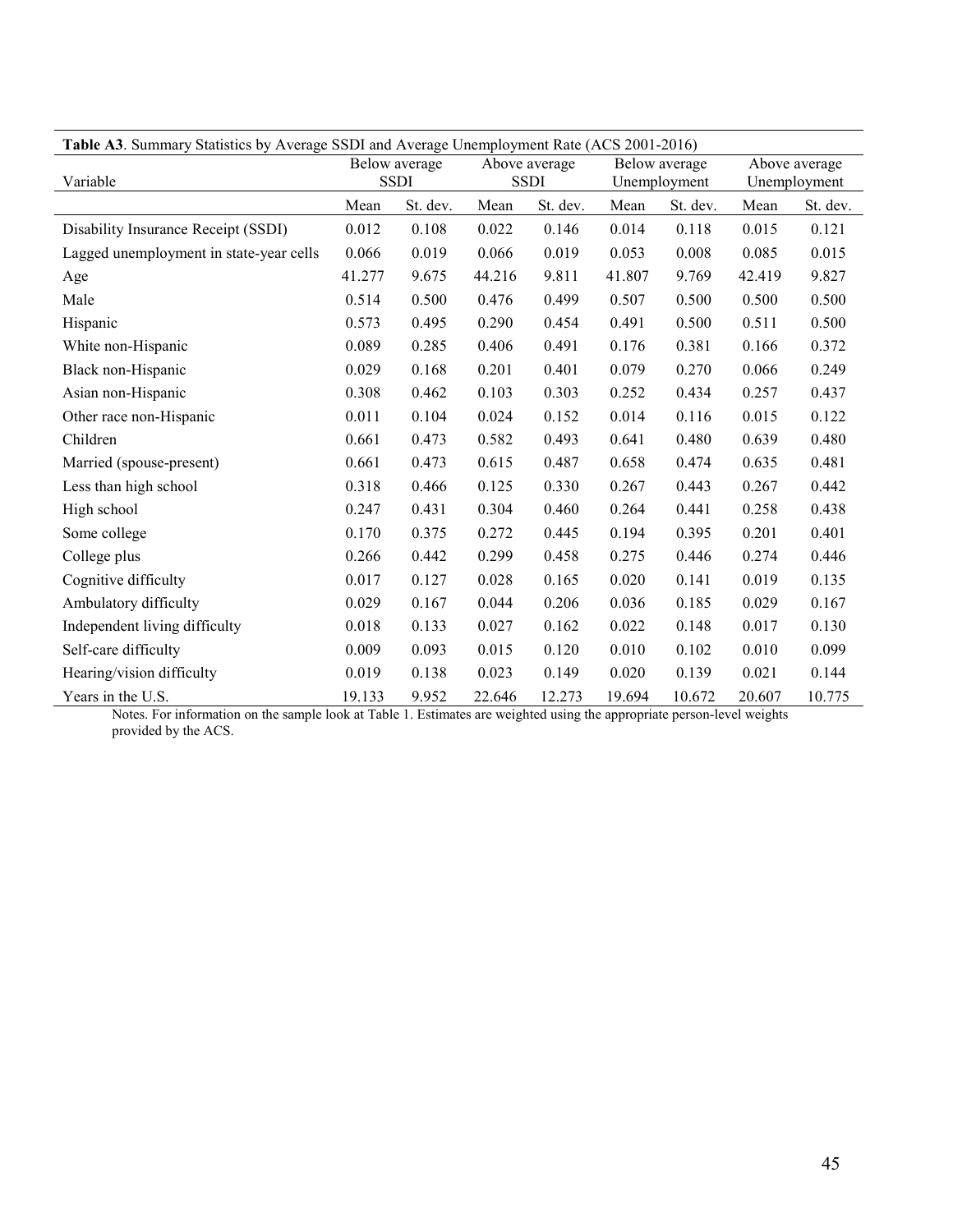**Table A3**. Summary Statistics by Average SSDI and Average Unemployment Rate (ACS 2001-2016)

| Variable | Below average SSDI | | Above average SSDI | | Below average Unemployment | | Above average Unemployment | |
|---|---|---|---|---|---|---|---|---|
| | Mean | St. dev. | Mean | St. dev. | Mean | St. dev. | Mean | St. dev. |
| Disability Insurance Receipt (SSDI) | 0.012 | 0.108 | 0.022 | 0.146 | 0.014 | 0.118 | 0.015 | 0.121 |
| Lagged unemployment in state-year cells | 0.066 | 0.019 | 0.066 | 0.019 | 0.053 | 0.008 | 0.085 | 0.015 |
| Age | 41.277 | 9.675 | 44.216 | 9.811 | 41.807 | 9.769 | 42.419 | 9.827 |
| Male | 0.514 | 0.500 | 0.476 | 0.499 | 0.507 | 0.500 | 0.500 | 0.500 |
| Hispanic | 0.573 | 0.495 | 0.290 | 0.454 | 0.491 | 0.500 | 0.511 | 0.500 |
| White non-Hispanic | 0.089 | 0.285 | 0.406 | 0.491 | 0.176 | 0.381 | 0.166 | 0.372 |
| Black non-Hispanic | 0.029 | 0.168 | 0.201 | 0.401 | 0.079 | 0.270 | 0.066 | 0.249 |
| Asian non-Hispanic | 0.308 | 0.462 | 0.103 | 0.303 | 0.252 | 0.434 | 0.257 | 0.437 |
| Other race non-Hispanic | 0.011 | 0.104 | 0.024 | 0.152 | 0.014 | 0.116 | 0.015 | 0.122 |
| Children | 0.661 | 0.473 | 0.582 | 0.493 | 0.641 | 0.480 | 0.639 | 0.480 |
| Married (spouse-present) | 0.661 | 0.473 | 0.615 | 0.487 | 0.658 | 0.474 | 0.635 | 0.481 |
| Less than high school | 0.318 | 0.466 | 0.125 | 0.330 | 0.267 | 0.443 | 0.267 | 0.442 |
| High school | 0.247 | 0.431 | 0.304 | 0.460 | 0.264 | 0.441 | 0.258 | 0.438 |
| Some college | 0.170 | 0.375 | 0.272 | 0.445 | 0.194 | 0.395 | 0.201 | 0.401 |
| College plus | 0.266 | 0.442 | 0.299 | 0.458 | 0.275 | 0.446 | 0.274 | 0.446 |
| Cognitive difficulty | 0.017 | 0.127 | 0.028 | 0.165 | 0.020 | 0.141 | 0.019 | 0.135 |
| Ambulatory difficulty | 0.029 | 0.167 | 0.044 | 0.206 | 0.036 | 0.185 | 0.029 | 0.167 |
| Independent living difficulty | 0.018 | 0.133 | 0.027 | 0.162 | 0.022 | 0.148 | 0.017 | 0.130 |
| Self-care difficulty | 0.009 | 0.093 | 0.015 | 0.120 | 0.010 | 0.102 | 0.010 | 0.099 |
| Hearing/vision difficulty | 0.019 | 0.138 | 0.023 | 0.149 | 0.020 | 0.139 | 0.021 | 0.144 |
| Years in the U.S. | 19.133 | 9.952 | 22.646 | 12.273 | 19.694 | 10.672 | 20.607 | 10.775 |

Notes. For information on the sample look at Table 1. Estimates are weighted using the appropriate person-level weights provided by the ACS.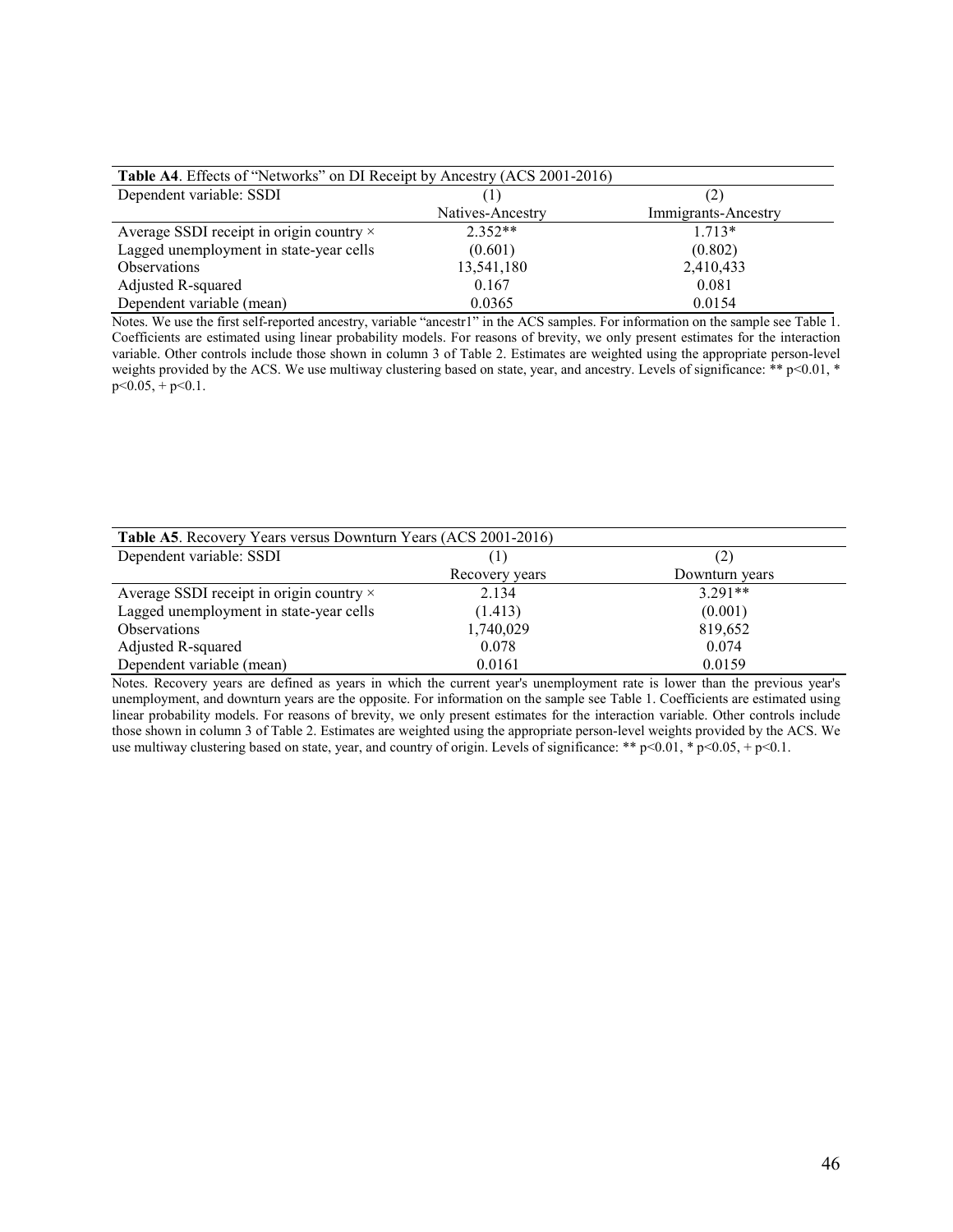**Table A4**. Effects of "Networks" on DI Receipt by Ancestry (ACS 2001-2016)

| Dependent variable: SSDI | (1) | (2) |
|---|---|---|
| | Natives-Ancestry | Immigrants-Ancestry |
| Average SSDI receipt in origin country × | 2.352** | 1.713* |
| Lagged unemployment in state-year cells | (0.601) | (0.802) |
| Observations | 13,541,180 | 2,410,433 |
| Adjusted R-squared | 0.167 | 0.081 |
| Dependent variable (mean) | 0.0365 | 0.0154 |

Notes. We use the first self-reported ancestry, variable "ancestr1" in the ACS samples. For information on the sample see Table 1. Coefficients are estimated using linear probability models. For reasons of brevity, we only present estimates for the interaction variable. Other controls include those shown in column 3 of Table 2. Estimates are weighted using the appropriate person-level weights provided by the ACS. We use multiway clustering based on state, year, and ancestry. Levels of significance: ** p<0.01, * p<0.05, + p<0.1.

**Table A5**. Recovery Years versus Downturn Years (ACS 2001-2016)

| Dependent variable: SSDI | (1) | (2) |
|---|---|---|
| | Recovery years | Downturn years |
| Average SSDI receipt in origin country × | 2.134 | 3.291** |
| Lagged unemployment in state-year cells | (1.413) | (0.001) |
| Observations | 1,740,029 | 819,652 |
| Adjusted R-squared | 0.078 | 0.074 |
| Dependent variable (mean) | 0.0161 | 0.0159 |

Notes. Recovery years are defined as years in which the current year's unemployment rate is lower than the previous year's unemployment, and downturn years are the opposite. For information on the sample see Table 1. Coefficients are estimated using linear probability models. For reasons of brevity, we only present estimates for the interaction variable. Other controls include those shown in column 3 of Table 2. Estimates are weighted using the appropriate person-level weights provided by the ACS. We use multiway clustering based on state, year, and country of origin. Levels of significance: ** p<0.01, * p<0.05, + p<0.1.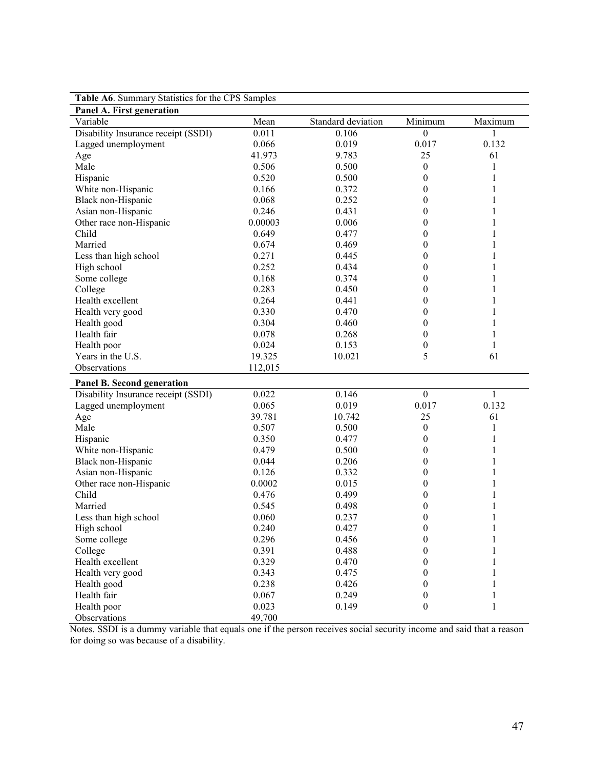**Table A6**. Summary Statistics for the CPS Samples

**Panel A. First generation**

| Variable | Mean | Standard deviation | Minimum | Maximum |
|---|---|---|---|---|
| Disability Insurance receipt (SSDI) | 0.011 | 0.106 | 0 | 1 |
| Lagged unemployment | 0.066 | 0.019 | 0.017 | 0.132 |
| Age | 41.973 | 9.783 | 25 | 61 |
| Male | 0.506 | 0.500 | 0 | 1 |
| Hispanic | 0.520 | 0.500 | 0 | 1 |
| White non-Hispanic | 0.166 | 0.372 | 0 | 1 |
| Black non-Hispanic | 0.068 | 0.252 | 0 | 1 |
| Asian non-Hispanic | 0.246 | 0.431 | 0 | 1 |
| Other race non-Hispanic | 0.00003 | 0.006 | 0 | 1 |
| Child | 0.649 | 0.477 | 0 | 1 |
| Married | 0.674 | 0.469 | 0 | 1 |
| Less than high school | 0.271 | 0.445 | 0 | 1 |
| High school | 0.252 | 0.434 | 0 | 1 |
| Some college | 0.168 | 0.374 | 0 | 1 |
| College | 0.283 | 0.450 | 0 | 1 |
| Health excellent | 0.264 | 0.441 | 0 | 1 |
| Health very good | 0.330 | 0.470 | 0 | 1 |
| Health good | 0.304 | 0.460 | 0 | 1 |
| Health fair | 0.078 | 0.268 | 0 | 1 |
| Health poor | 0.024 | 0.153 | 0 | 1 |
| Years in the U.S. | 19.325 | 10.021 | 5 | 61 |
| Observations | 112,015 | | | |

**Panel B. Second generation**

| Variable | Mean | Standard deviation | Minimum | Maximum |
|---|---|---|---|---|
| Disability Insurance receipt (SSDI) | 0.022 | 0.146 | 0 | 1 |
| Lagged unemployment | 0.065 | 0.019 | 0.017 | 0.132 |
| Age | 39.781 | 10.742 | 25 | 61 |
| Male | 0.507 | 0.500 | 0 | 1 |
| Hispanic | 0.350 | 0.477 | 0 | 1 |
| White non-Hispanic | 0.479 | 0.500 | 0 | 1 |
| Black non-Hispanic | 0.044 | 0.206 | 0 | 1 |
| Asian non-Hispanic | 0.126 | 0.332 | 0 | 1 |
| Other race non-Hispanic | 0.0002 | 0.015 | 0 | 1 |
| Child | 0.476 | 0.499 | 0 | 1 |
| Married | 0.545 | 0.498 | 0 | 1 |
| Less than high school | 0.060 | 0.237 | 0 | 1 |
| High school | 0.240 | 0.427 | 0 | 1 |
| Some college | 0.296 | 0.456 | 0 | 1 |
| College | 0.391 | 0.488 | 0 | 1 |
| Health excellent | 0.329 | 0.470 | 0 | 1 |
| Health very good | 0.343 | 0.475 | 0 | 1 |
| Health good | 0.238 | 0.426 | 0 | 1 |
| Health fair | 0.067 | 0.249 | 0 | 1 |
| Health poor | 0.023 | 0.149 | 0 | 1 |
| Observations | 49,700 | | | |

Notes. SSDI is a dummy variable that equals one if the person receives social security income and said that a reason for doing so was because of a disability.